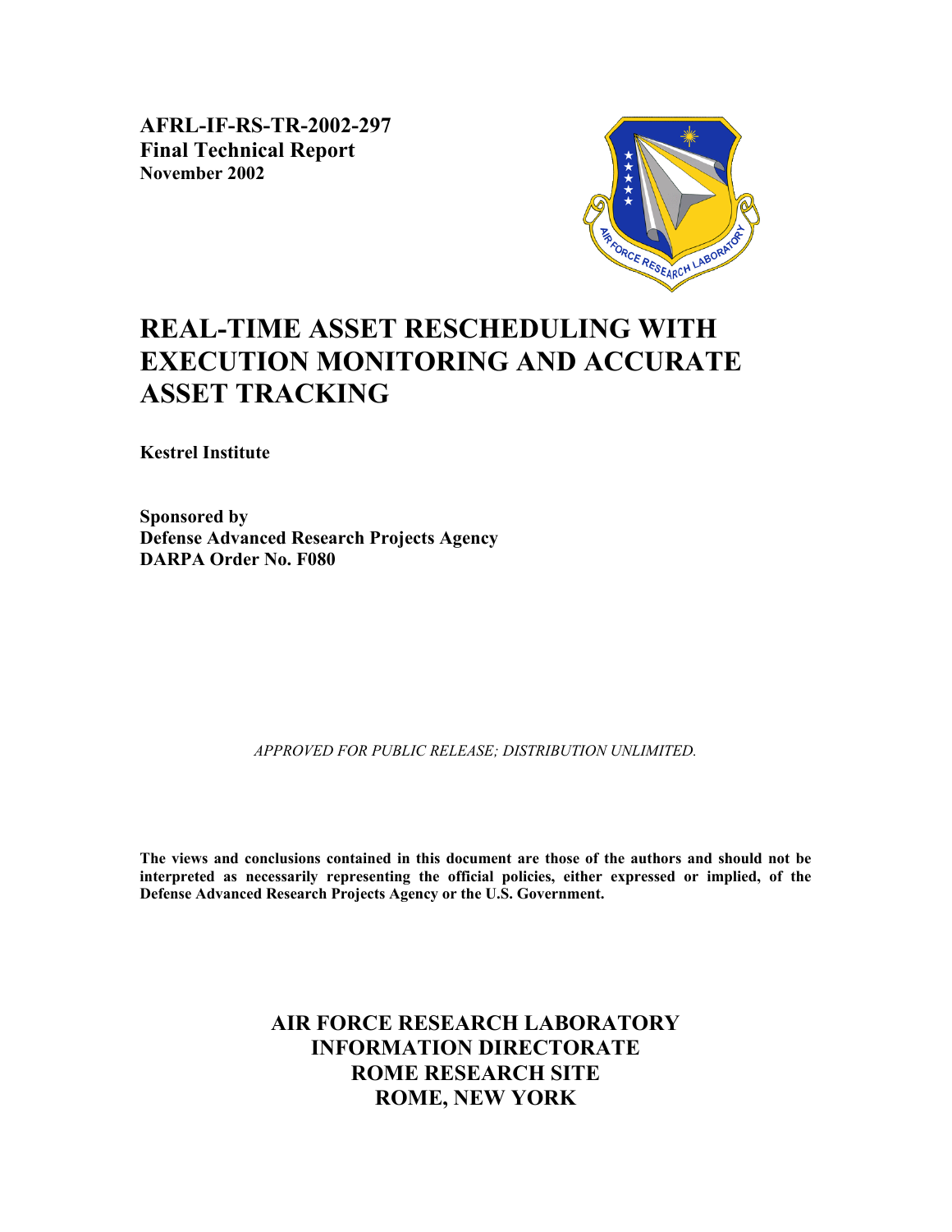**AFRL-IF-RS-TR-2002-297**
**Final Technical Report**
**November 2002**

# REAL-TIME ASSET RESCHEDULING WITH EXECUTION MONITORING AND ACCURATE ASSET TRACKING

**Kestrel Institute**

**Sponsored by**
**Defense Advanced Research Projects Agency**
**DARPA Order No. F080**

*APPROVED FOR PUBLIC RELEASE; DISTRIBUTION UNLIMITED.*

**The views and conclusions contained in this document are those of the authors and should not be interpreted as necessarily representing the official policies, either expressed or implied, of the Defense Advanced Research Projects Agency or the U.S. Government.**

**AIR FORCE RESEARCH LABORATORY**
**INFORMATION DIRECTORATE**
**ROME RESEARCH SITE**
**ROME, NEW YORK**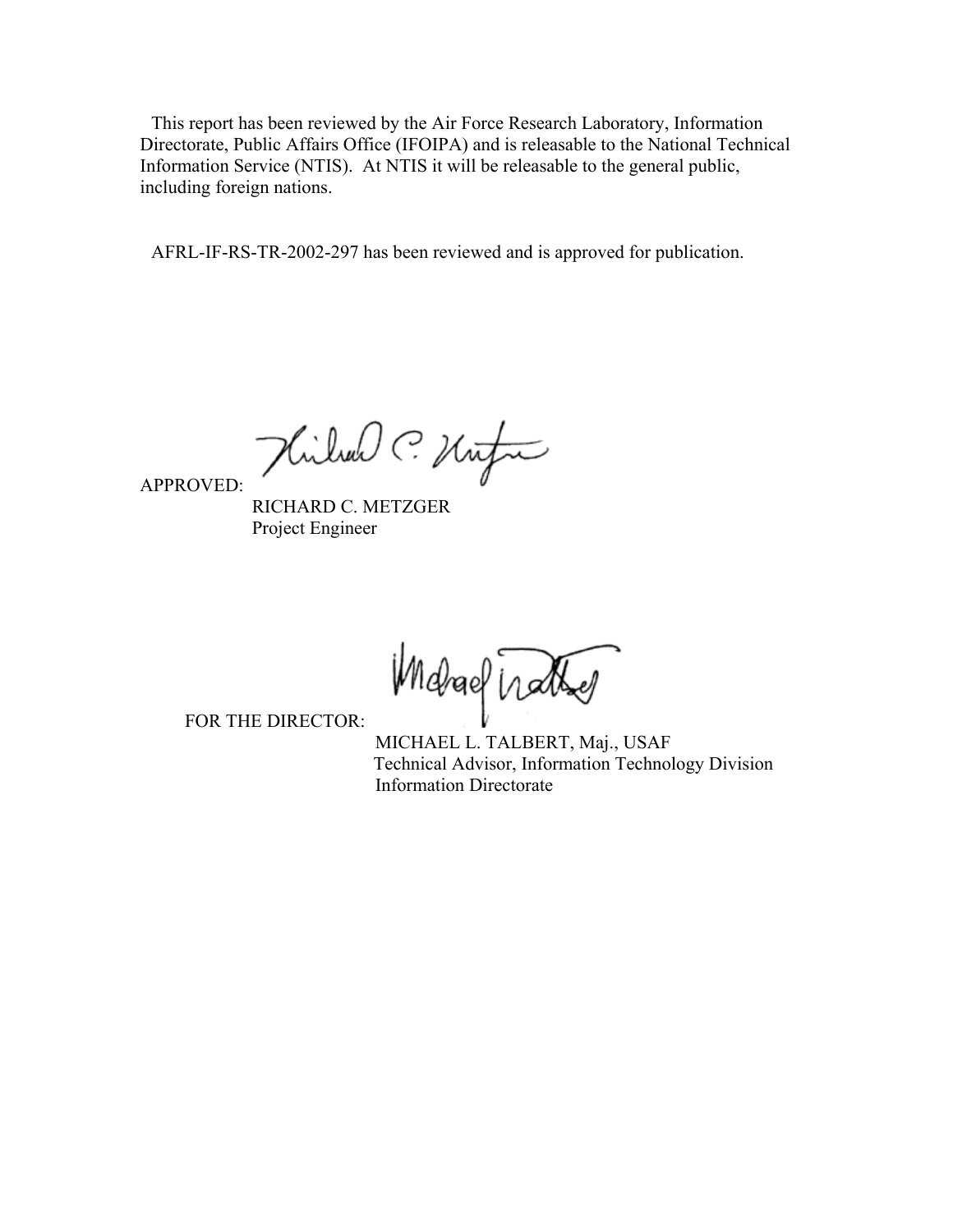This report has been reviewed by the Air Force Research Laboratory, Information Directorate, Public Affairs Office (IFOIPA) and is releasable to the National Technical Information Service (NTIS). At NTIS it will be releasable to the general public, including foreign nations.

AFRL-IF-RS-TR-2002-297 has been reviewed and is approved for publication.

APPROVED:

RICHARD C. METZGER  
Project Engineer

FOR THE DIRECTOR:

MICHAEL L. TALBERT, Maj., USAF  
Technical Advisor, Information Technology Division  
Information Directorate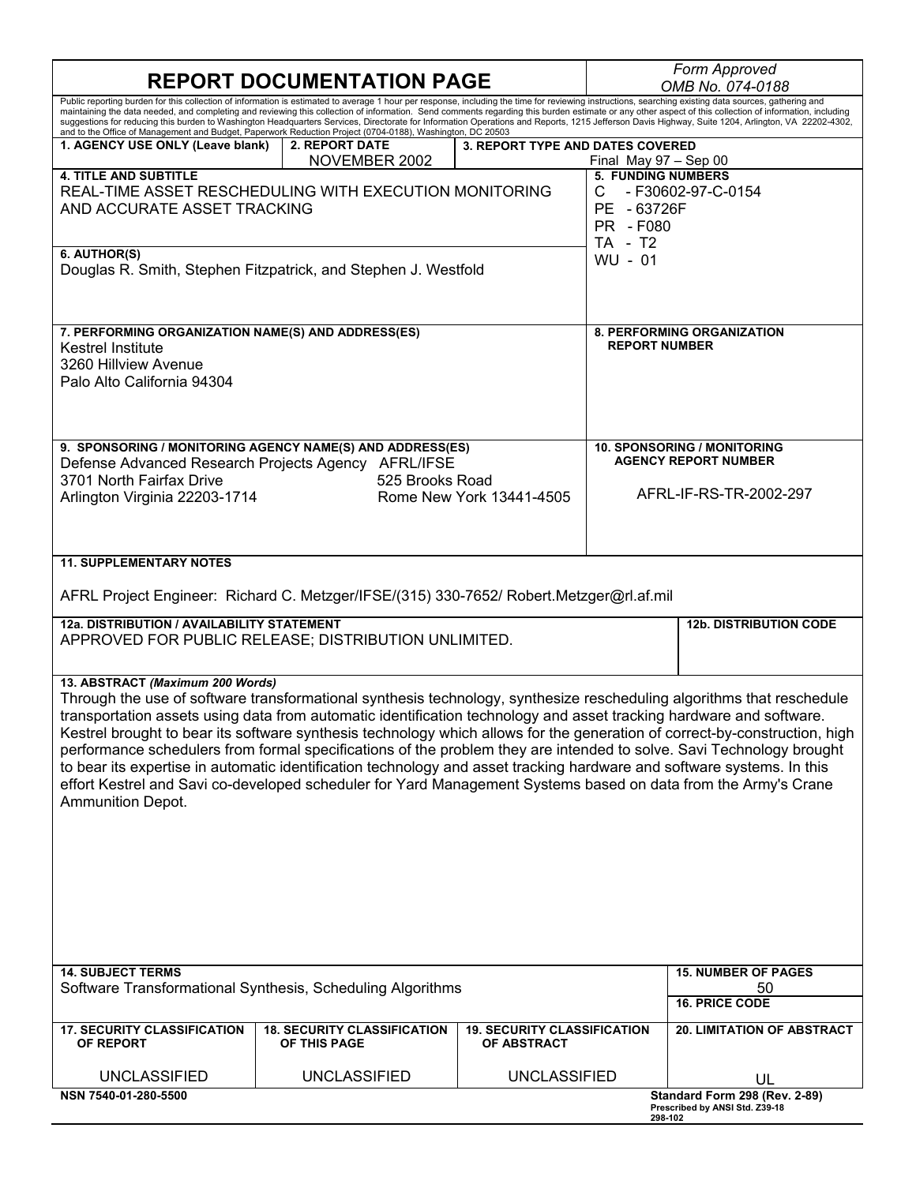# REPORT DOCUMENTATION PAGE

*Form Approved OMB No. 074-0188*

Public reporting burden for this collection of information is estimated to average 1 hour per response, including the time for reviewing instructions, searching existing data sources, gathering and maintaining the data needed, and completing and reviewing this collection of information. Send comments regarding this burden estimate or any other aspect of this collection of information, including suggestions for reducing this burden to Washington Headquarters Services, Directorate for Information Operations and Reports, 1215 Jefferson Davis Highway, Suite 1204, Arlington, VA 22202-4302, and to the Office of Management and Budget, Paperwork Reduction Project (0704-0188), Washington, DC 20503

| 1. AGENCY USE ONLY (Leave blank) | 2. REPORT DATE | 3. REPORT TYPE AND DATES COVERED |
|---|---|---|
| | NOVEMBER 2002 | Final May 97 – Sep 00 |

**4. TITLE AND SUBTITLE**
REAL-TIME ASSET RESCHEDULING WITH EXECUTION MONITORING AND ACCURATE ASSET TRACKING

**5. FUNDING NUMBERS**
C - F30602-97-C-0154
PE - 63726F
PR - F080
TA - T2
WU - 01

**6. AUTHOR(S)**
Douglas R. Smith, Stephen Fitzpatrick, and Stephen J. Westfold

**7. PERFORMING ORGANIZATION NAME(S) AND ADDRESS(ES)**
Kestrel Institute
3260 Hillview Avenue
Palo Alto California 94304

**8. PERFORMING ORGANIZATION REPORT NUMBER**

**9. SPONSORING / MONITORING AGENCY NAME(S) AND ADDRESS(ES)**
Defense Advanced Research Projects Agency
3701 North Fairfax Drive
Arlington Virginia 22203-1714

AFRL/IFSE
525 Brooks Road
Rome New York 13441-4505

**10. SPONSORING / MONITORING AGENCY REPORT NUMBER**
AFRL-IF-RS-TR-2002-297

**11. SUPPLEMENTARY NOTES**

AFRL Project Engineer: Richard C. Metzger/IFSE/(315) 330-7652/ Robert.Metzger@rl.af.mil

**12a. DISTRIBUTION / AVAILABILITY STATEMENT**
APPROVED FOR PUBLIC RELEASE; DISTRIBUTION UNLIMITED.

**12b. DISTRIBUTION CODE**

**13. ABSTRACT** *(Maximum 200 Words)*
Through the use of software transformational synthesis technology, synthesize rescheduling algorithms that reschedule transportation assets using data from automatic identification technology and asset tracking hardware and software. Kestrel brought to bear its software synthesis technology which allows for the generation of correct-by-construction, high performance schedulers from formal specifications of the problem they are intended to solve. Savi Technology brought to bear its expertise in automatic identification technology and asset tracking hardware and software systems. In this effort Kestrel and Savi co-developed scheduler for Yard Management Systems based on data from the Army's Crane Ammunition Depot.

**14. SUBJECT TERMS**
Software Transformational Synthesis, Scheduling Algorithms

**15. NUMBER OF PAGES**
50

**16. PRICE CODE**

| 17. SECURITY CLASSIFICATION OF REPORT | 18. SECURITY CLASSIFICATION OF THIS PAGE | 19. SECURITY CLASSIFICATION OF ABSTRACT | 20. LIMITATION OF ABSTRACT |
|---|---|---|---|
| UNCLASSIFIED | UNCLASSIFIED | UNCLASSIFIED | UL |

NSN 7540-01-280-5500

Standard Form 298 (Rev. 2-89)
Prescribed by ANSI Std. Z39-18
298-102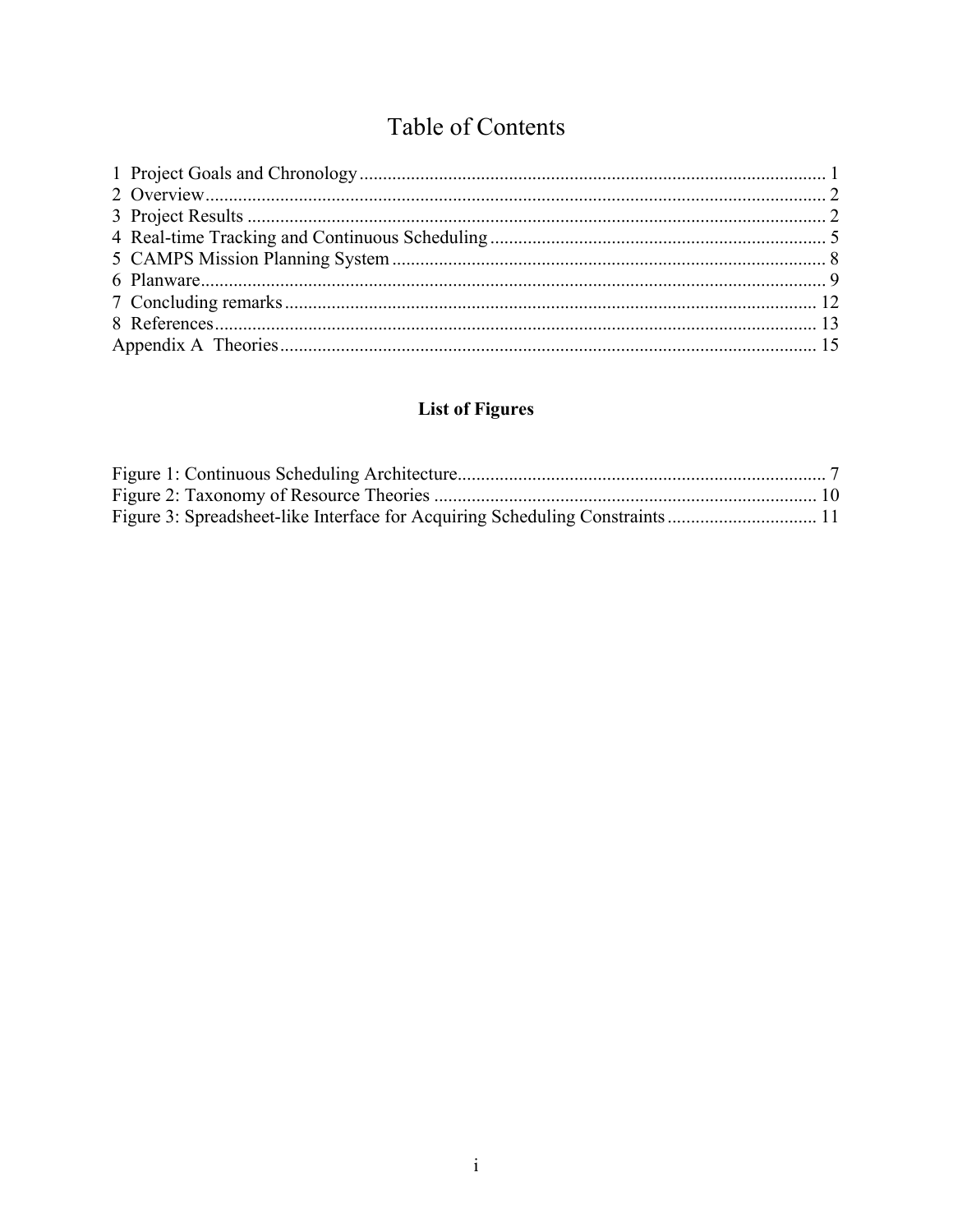# Table of Contents

1 Project Goals and Chronology ........................................................................................ 1
2 Overview ......................................................................................................................... 2
3 Project Results ................................................................................................................ 2
4 Real-time Tracking and Continuous Scheduling ............................................................ 5
5 CAMPS Mission Planning System ................................................................................. 8
6 Planware .......................................................................................................................... 9
7 Concluding remarks ...................................................................................................... 12
8 References ..................................................................................................................... 13
Appendix A Theories ........................................................................................................ 15

## List of Figures

Figure 1: Continuous Scheduling Architecture ..................................................................... 7
Figure 2: Taxonomy of Resource Theories ......................................................................... 10
Figure 3: Spreadsheet-like Interface for Acquiring Scheduling Constraints ....................... 11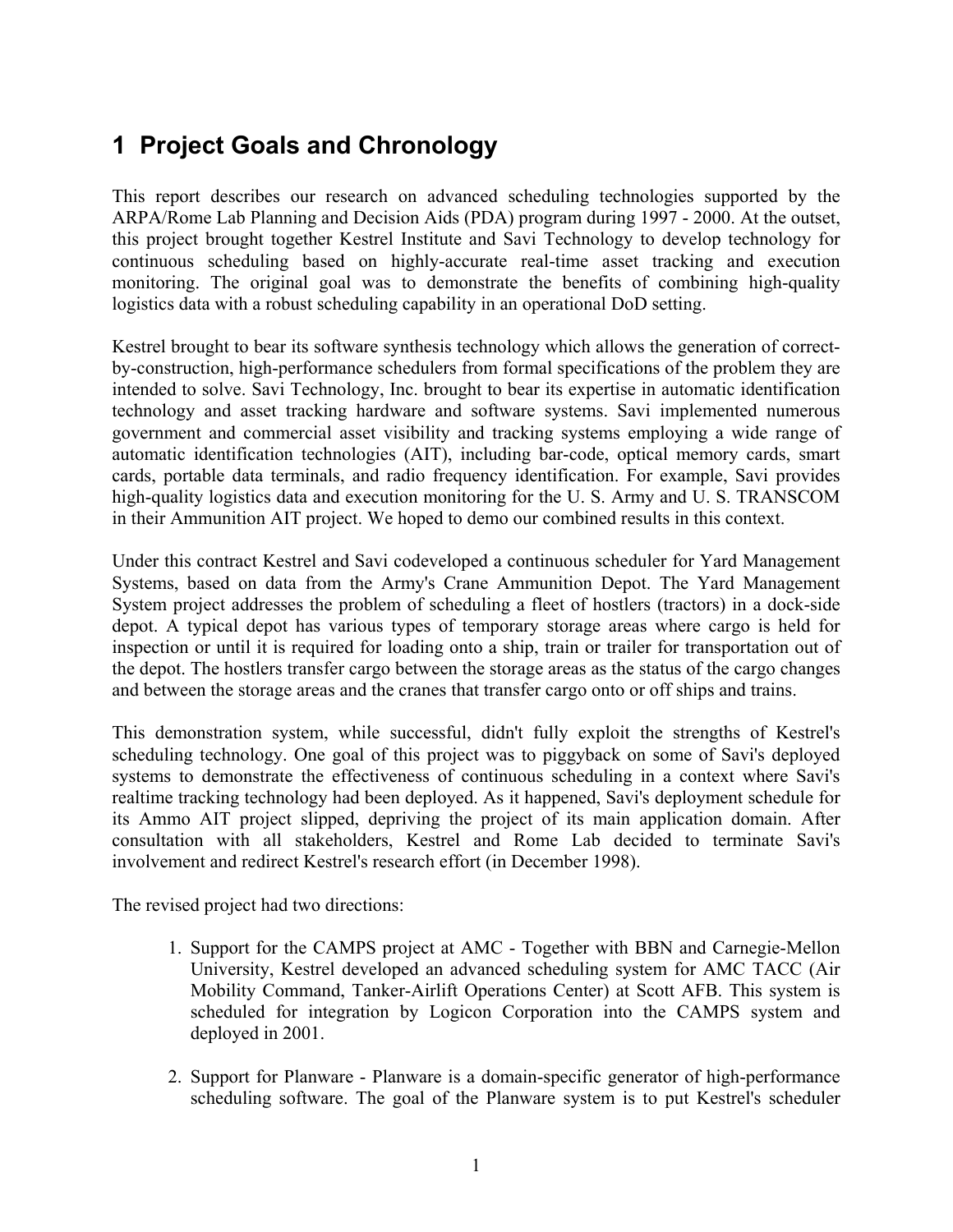# 1 Project Goals and Chronology

This report describes our research on advanced scheduling technologies supported by the ARPA/Rome Lab Planning and Decision Aids (PDA) program during 1997 - 2000. At the outset, this project brought together Kestrel Institute and Savi Technology to develop technology for continuous scheduling based on highly-accurate real-time asset tracking and execution monitoring. The original goal was to demonstrate the benefits of combining high-quality logistics data with a robust scheduling capability in an operational DoD setting.

Kestrel brought to bear its software synthesis technology which allows the generation of correct-by-construction, high-performance schedulers from formal specifications of the problem they are intended to solve. Savi Technology, Inc. brought to bear its expertise in automatic identification technology and asset tracking hardware and software systems. Savi implemented numerous government and commercial asset visibility and tracking systems employing a wide range of automatic identification technologies (AIT), including bar-code, optical memory cards, smart cards, portable data terminals, and radio frequency identification. For example, Savi provides high-quality logistics data and execution monitoring for the U. S. Army and U. S. TRANSCOM in their Ammunition AIT project. We hoped to demo our combined results in this context.

Under this contract Kestrel and Savi codeveloped a continuous scheduler for Yard Management Systems, based on data from the Army's Crane Ammunition Depot. The Yard Management System project addresses the problem of scheduling a fleet of hostlers (tractors) in a dock-side depot. A typical depot has various types of temporary storage areas where cargo is held for inspection or until it is required for loading onto a ship, train or trailer for transportation out of the depot. The hostlers transfer cargo between the storage areas as the status of the cargo changes and between the storage areas and the cranes that transfer cargo onto or off ships and trains.

This demonstration system, while successful, didn't fully exploit the strengths of Kestrel's scheduling technology. One goal of this project was to piggyback on some of Savi's deployed systems to demonstrate the effectiveness of continuous scheduling in a context where Savi's realtime tracking technology had been deployed. As it happened, Savi's deployment schedule for its Ammo AIT project slipped, depriving the project of its main application domain. After consultation with all stakeholders, Kestrel and Rome Lab decided to terminate Savi's involvement and redirect Kestrel's research effort (in December 1998).

The revised project had two directions:

1. Support for the CAMPS project at AMC - Together with BBN and Carnegie-Mellon University, Kestrel developed an advanced scheduling system for AMC TACC (Air Mobility Command, Tanker-Airlift Operations Center) at Scott AFB. This system is scheduled for integration by Logicon Corporation into the CAMPS system and deployed in 2001.

2. Support for Planware - Planware is a domain-specific generator of high-performance scheduling software. The goal of the Planware system is to put Kestrel's scheduler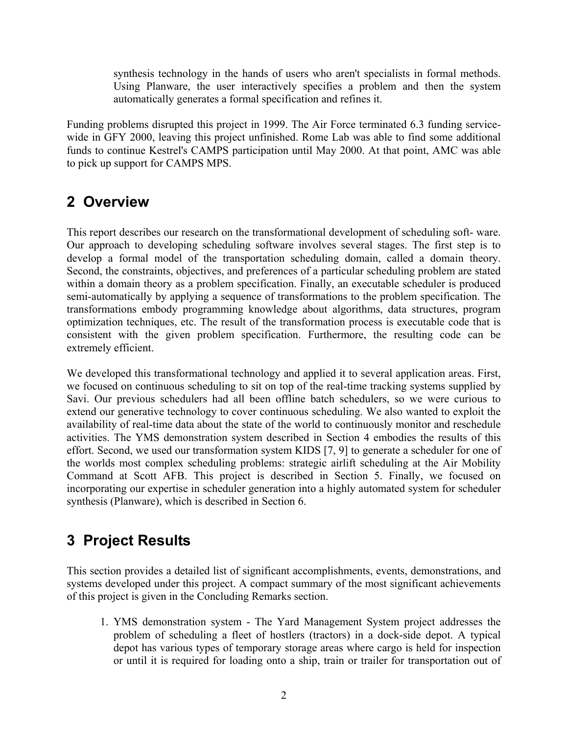synthesis technology in the hands of users who aren't specialists in formal methods. Using Planware, the user interactively specifies a problem and then the system automatically generates a formal specification and refines it.

Funding problems disrupted this project in 1999. The Air Force terminated 6.3 funding service-wide in GFY 2000, leaving this project unfinished. Rome Lab was able to find some additional funds to continue Kestrel's CAMPS participation until May 2000. At that point, AMC was able to pick up support for CAMPS MPS.

## 2 Overview

This report describes our research on the transformational development of scheduling soft- ware. Our approach to developing scheduling software involves several stages. The first step is to develop a formal model of the transportation scheduling domain, called a domain theory. Second, the constraints, objectives, and preferences of a particular scheduling problem are stated within a domain theory as a problem specification. Finally, an executable scheduler is produced semi-automatically by applying a sequence of transformations to the problem specification. The transformations embody programming knowledge about algorithms, data structures, program optimization techniques, etc. The result of the transformation process is executable code that is consistent with the given problem specification. Furthermore, the resulting code can be extremely efficient.

We developed this transformational technology and applied it to several application areas. First, we focused on continuous scheduling to sit on top of the real-time tracking systems supplied by Savi. Our previous schedulers had all been offline batch schedulers, so we were curious to extend our generative technology to cover continuous scheduling. We also wanted to exploit the availability of real-time data about the state of the world to continuously monitor and reschedule activities. The YMS demonstration system described in Section 4 embodies the results of this effort. Second, we used our transformation system KIDS [7, 9] to generate a scheduler for one of the worlds most complex scheduling problems: strategic airlift scheduling at the Air Mobility Command at Scott AFB. This project is described in Section 5. Finally, we focused on incorporating our expertise in scheduler generation into a highly automated system for scheduler synthesis (Planware), which is described in Section 6.

## 3 Project Results

This section provides a detailed list of significant accomplishments, events, demonstrations, and systems developed under this project. A compact summary of the most significant achievements of this project is given in the Concluding Remarks section.

1. YMS demonstration system - The Yard Management System project addresses the problem of scheduling a fleet of hostlers (tractors) in a dock-side depot. A typical depot has various types of temporary storage areas where cargo is held for inspection or until it is required for loading onto a ship, train or trailer for transportation out of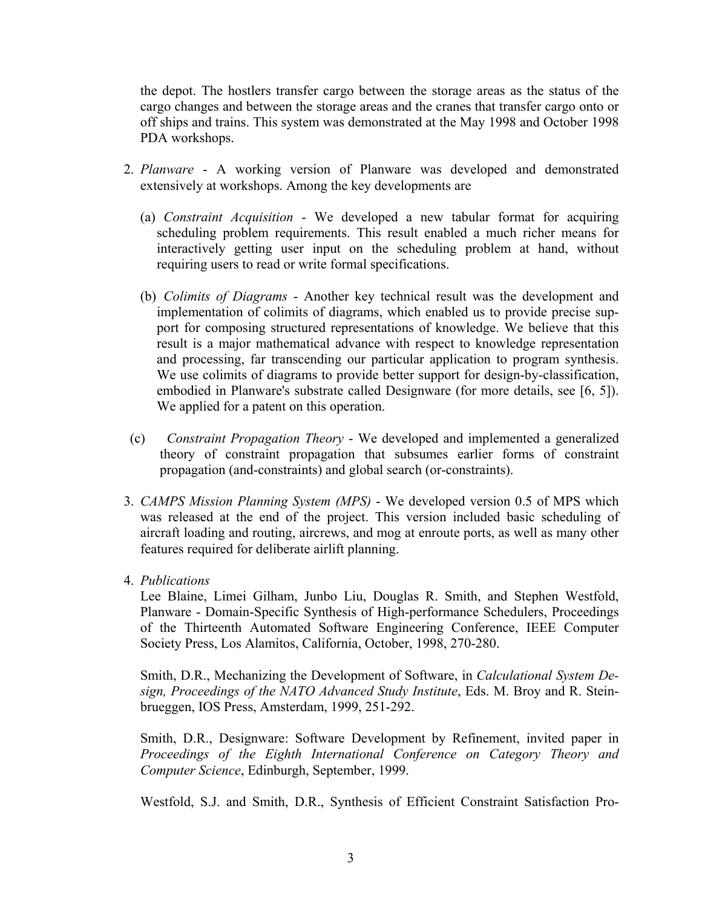the depot. The hostlers transfer cargo between the storage areas as the status of the cargo changes and between the storage areas and the cranes that transfer cargo onto or off ships and trains. This system was demonstrated at the May 1998 and October 1998 PDA workshops.

2. *Planware* - A working version of Planware was developed and demonstrated extensively at workshops. Among the key developments are

   (a) *Constraint Acquisition* - We developed a new tabular format for acquiring scheduling problem requirements. This result enabled a much richer means for interactively getting user input on the scheduling problem at hand, without requiring users to read or write formal specifications.

   (b) *Colimits of Diagrams* - Another key technical result was the development and implementation of colimits of diagrams, which enabled us to provide precise support for composing structured representations of knowledge. We believe that this result is a major mathematical advance with respect to knowledge representation and processing, far transcending our particular application to program synthesis. We use colimits of diagrams to provide better support for design-by-classification, embodied in Planware's substrate called Designware (for more details, see [6, 5]). We applied for a patent on this operation.

   (c) *Constraint Propagation Theory* - We developed and implemented a generalized theory of constraint propagation that subsumes earlier forms of constraint propagation (and-constraints) and global search (or-constraints).

3. *CAMPS Mission Planning System (MPS)* - We developed version 0.5 of MPS which was released at the end of the project. This version included basic scheduling of aircraft loading and routing, aircrews, and mog at enroute ports, as well as many other features required for deliberate airlift planning.

4. *Publications*

   Lee Blaine, Limei Gilham, Junbo Liu, Douglas R. Smith, and Stephen Westfold, Planware - Domain-Specific Synthesis of High-performance Schedulers, Proceedings of the Thirteenth Automated Software Engineering Conference, IEEE Computer Society Press, Los Alamitos, California, October, 1998, 270-280.

   Smith, D.R., Mechanizing the Development of Software, in *Calculational System Design, Proceedings of the NATO Advanced Study Institute*, Eds. M. Broy and R. Steinbrueggen, IOS Press, Amsterdam, 1999, 251-292.

   Smith, D.R., Designware: Software Development by Refinement, invited paper in *Proceedings of the Eighth International Conference on Category Theory and Computer Science*, Edinburgh, September, 1999.

   Westfold, S.J. and Smith, D.R., Synthesis of Efficient Constraint Satisfaction Pro-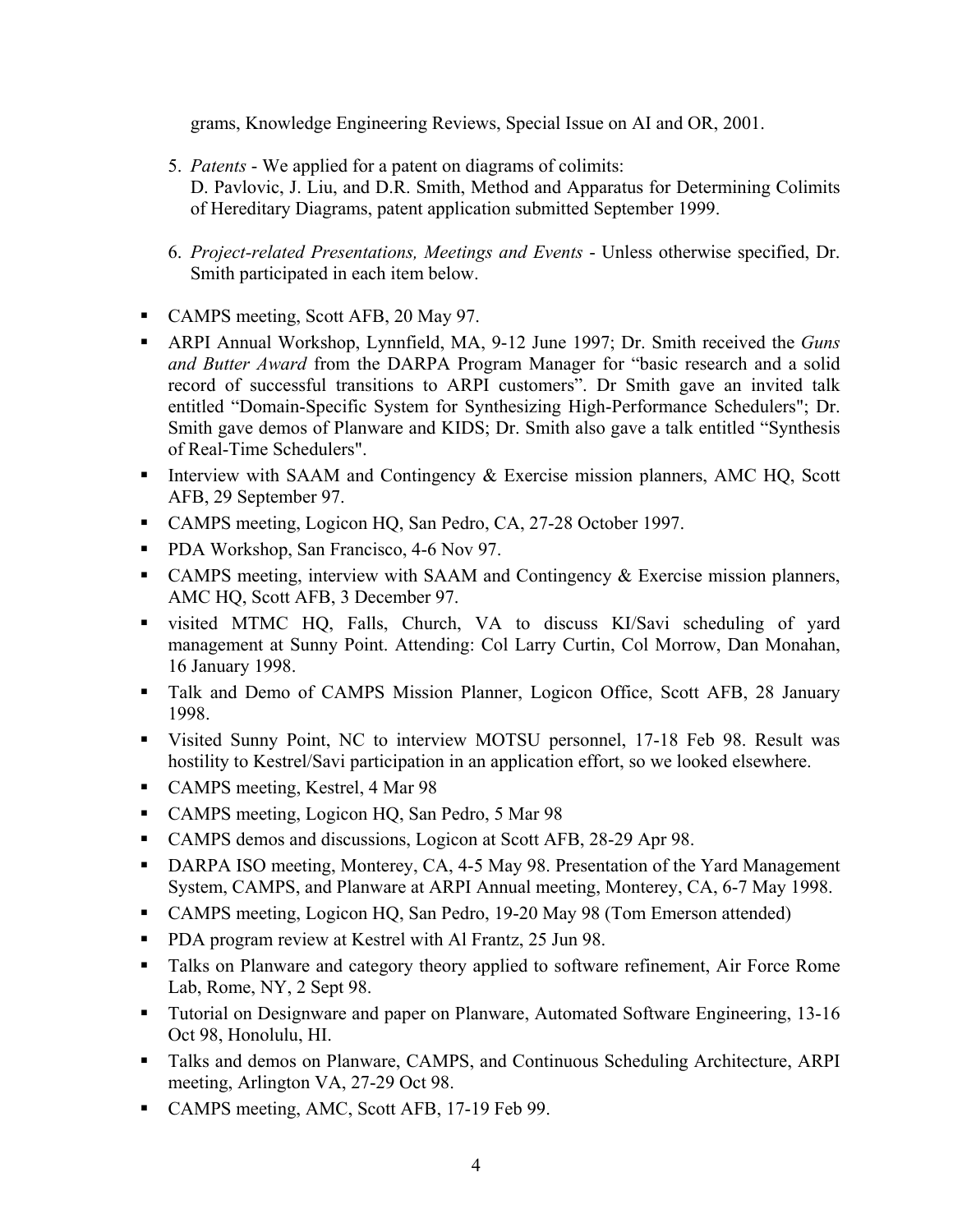grams, Knowledge Engineering Reviews, Special Issue on AI and OR, 2001.

5. *Patents* - We applied for a patent on diagrams of colimits:
   D. Pavlovic, J. Liu, and D.R. Smith, Method and Apparatus for Determining Colimits of Hereditary Diagrams, patent application submitted September 1999.

6. *Project-related Presentations, Meetings and Events* - Unless otherwise specified, Dr. Smith participated in each item below.

- CAMPS meeting, Scott AFB, 20 May 97.
- ARPI Annual Workshop, Lynnfield, MA, 9-12 June 1997; Dr. Smith received the *Guns and Butter Award* from the DARPA Program Manager for "basic research and a solid record of successful transitions to ARPI customers". Dr Smith gave an invited talk entitled "Domain-Specific System for Synthesizing High-Performance Schedulers"; Dr. Smith gave demos of Planware and KIDS; Dr. Smith also gave a talk entitled "Synthesis of Real-Time Schedulers".
- Interview with SAAM and Contingency & Exercise mission planners, AMC HQ, Scott AFB, 29 September 97.
- CAMPS meeting, Logicon HQ, San Pedro, CA, 27-28 October 1997.
- PDA Workshop, San Francisco, 4-6 Nov 97.
- CAMPS meeting, interview with SAAM and Contingency & Exercise mission planners, AMC HQ, Scott AFB, 3 December 97.
- visited MTMC HQ, Falls, Church, VA to discuss KI/Savi scheduling of yard management at Sunny Point. Attending: Col Larry Curtin, Col Morrow, Dan Monahan, 16 January 1998.
- Talk and Demo of CAMPS Mission Planner, Logicon Office, Scott AFB, 28 January 1998.
- Visited Sunny Point, NC to interview MOTSU personnel, 17-18 Feb 98. Result was hostility to Kestrel/Savi participation in an application effort, so we looked elsewhere.
- CAMPS meeting, Kestrel, 4 Mar 98
- CAMPS meeting, Logicon HQ, San Pedro, 5 Mar 98
- CAMPS demos and discussions, Logicon at Scott AFB, 28-29 Apr 98.
- DARPA ISO meeting, Monterey, CA, 4-5 May 98. Presentation of the Yard Management System, CAMPS, and Planware at ARPI Annual meeting, Monterey, CA, 6-7 May 1998.
- CAMPS meeting, Logicon HQ, San Pedro, 19-20 May 98 (Tom Emerson attended)
- PDA program review at Kestrel with Al Frantz, 25 Jun 98.
- Talks on Planware and category theory applied to software refinement, Air Force Rome Lab, Rome, NY, 2 Sept 98.
- Tutorial on Designware and paper on Planware, Automated Software Engineering, 13-16 Oct 98, Honolulu, HI.
- Talks and demos on Planware, CAMPS, and Continuous Scheduling Architecture, ARPI meeting, Arlington VA, 27-29 Oct 98.
- CAMPS meeting, AMC, Scott AFB, 17-19 Feb 99.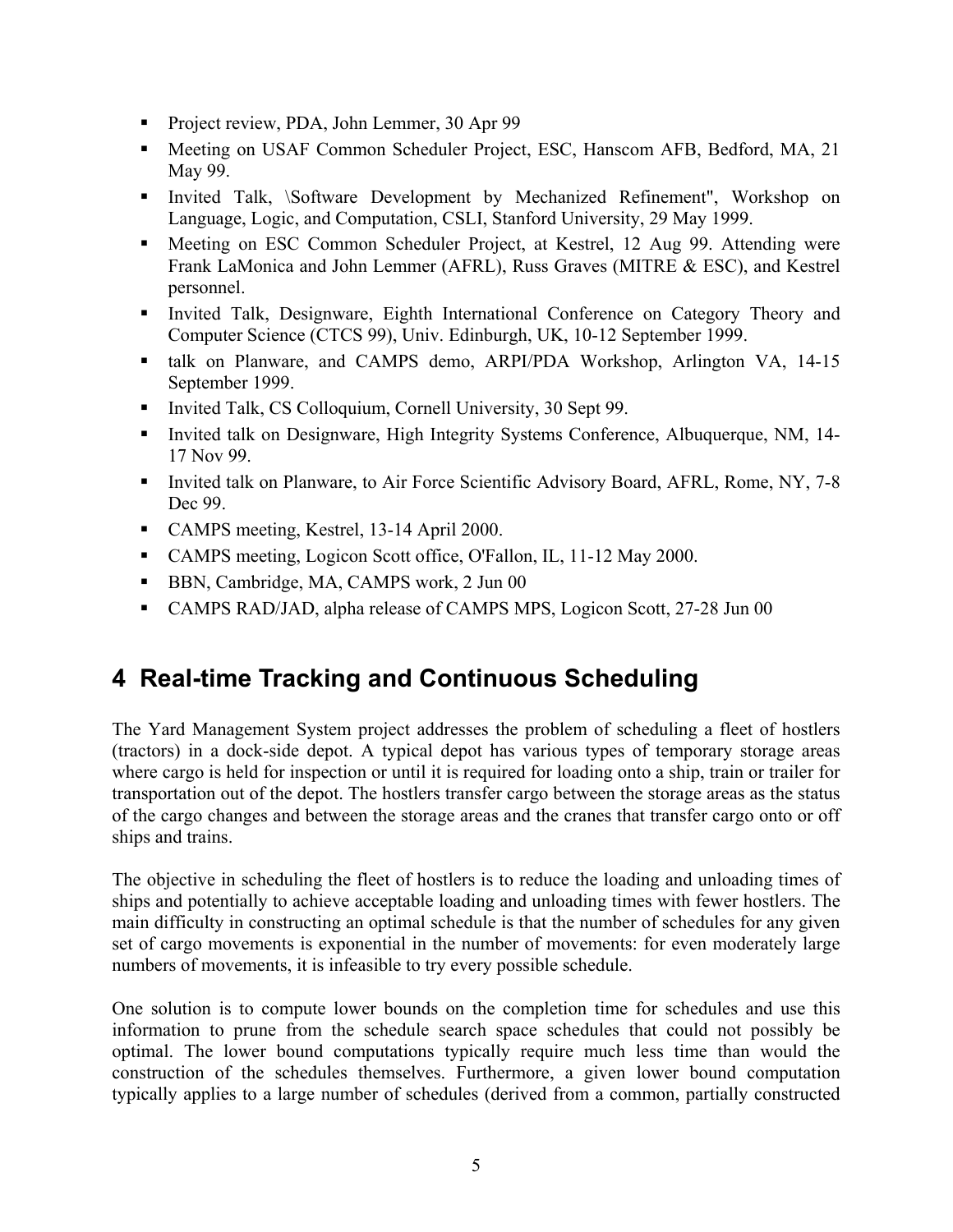- Project review, PDA, John Lemmer, 30 Apr 99
- Meeting on USAF Common Scheduler Project, ESC, Hanscom AFB, Bedford, MA, 21 May 99.
- Invited Talk, \Software Development by Mechanized Refinement", Workshop on Language, Logic, and Computation, CSLI, Stanford University, 29 May 1999.
- Meeting on ESC Common Scheduler Project, at Kestrel, 12 Aug 99. Attending were Frank LaMonica and John Lemmer (AFRL), Russ Graves (MITRE & ESC), and Kestrel personnel.
- Invited Talk, Designware, Eighth International Conference on Category Theory and Computer Science (CTCS 99), Univ. Edinburgh, UK, 10-12 September 1999.
- talk on Planware, and CAMPS demo, ARPI/PDA Workshop, Arlington VA, 14-15 September 1999.
- Invited Talk, CS Colloquium, Cornell University, 30 Sept 99.
- Invited talk on Designware, High Integrity Systems Conference, Albuquerque, NM, 14-17 Nov 99.
- Invited talk on Planware, to Air Force Scientific Advisory Board, AFRL, Rome, NY, 7-8 Dec 99.
- CAMPS meeting, Kestrel, 13-14 April 2000.
- CAMPS meeting, Logicon Scott office, O'Fallon, IL, 11-12 May 2000.
- BBN, Cambridge, MA, CAMPS work, 2 Jun 00
- CAMPS RAD/JAD, alpha release of CAMPS MPS, Logicon Scott, 27-28 Jun 00

# 4 Real-time Tracking and Continuous Scheduling

The Yard Management System project addresses the problem of scheduling a fleet of hostlers (tractors) in a dock-side depot. A typical depot has various types of temporary storage areas where cargo is held for inspection or until it is required for loading onto a ship, train or trailer for transportation out of the depot. The hostlers transfer cargo between the storage areas as the status of the cargo changes and between the storage areas and the cranes that transfer cargo onto or off ships and trains.

The objective in scheduling the fleet of hostlers is to reduce the loading and unloading times of ships and potentially to achieve acceptable loading and unloading times with fewer hostlers. The main difficulty in constructing an optimal schedule is that the number of schedules for any given set of cargo movements is exponential in the number of movements: for even moderately large numbers of movements, it is infeasible to try every possible schedule.

One solution is to compute lower bounds on the completion time for schedules and use this information to prune from the schedule search space schedules that could not possibly be optimal. The lower bound computations typically require much less time than would the construction of the schedules themselves. Furthermore, a given lower bound computation typically applies to a large number of schedules (derived from a common, partially constructed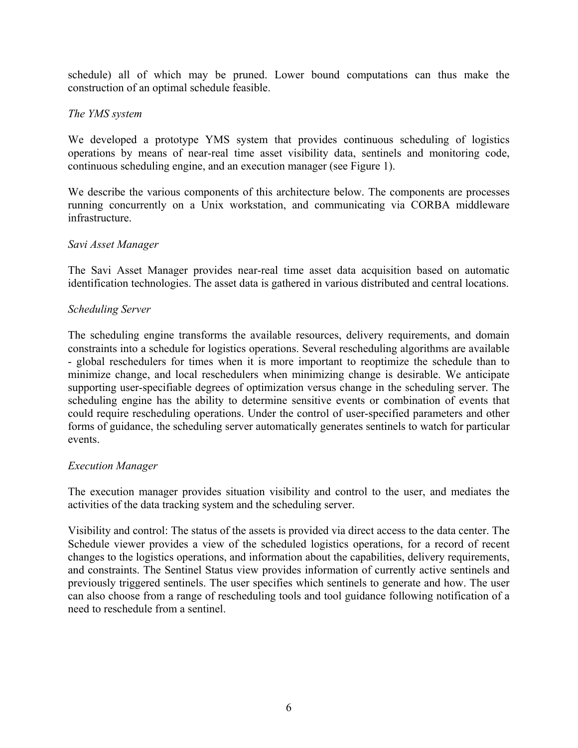schedule) all of which may be pruned. Lower bound computations can thus make the construction of an optimal schedule feasible.

*The YMS system*

We developed a prototype YMS system that provides continuous scheduling of logistics operations by means of near-real time asset visibility data, sentinels and monitoring code, continuous scheduling engine, and an execution manager (see Figure 1).

We describe the various components of this architecture below. The components are processes running concurrently on a Unix workstation, and communicating via CORBA middleware infrastructure.

*Savi Asset Manager*

The Savi Asset Manager provides near-real time asset data acquisition based on automatic identification technologies. The asset data is gathered in various distributed and central locations.

*Scheduling Server*

The scheduling engine transforms the available resources, delivery requirements, and domain constraints into a schedule for logistics operations. Several rescheduling algorithms are available - global reschedulers for times when it is more important to reoptimize the schedule than to minimize change, and local reschedulers when minimizing change is desirable. We anticipate supporting user-specifiable degrees of optimization versus change in the scheduling server. The scheduling engine has the ability to determine sensitive events or combination of events that could require rescheduling operations. Under the control of user-specified parameters and other forms of guidance, the scheduling server automatically generates sentinels to watch for particular events.

*Execution Manager*

The execution manager provides situation visibility and control to the user, and mediates the activities of the data tracking system and the scheduling server.

Visibility and control: The status of the assets is provided via direct access to the data center. The Schedule viewer provides a view of the scheduled logistics operations, for a record of recent changes to the logistics operations, and information about the capabilities, delivery requirements, and constraints. The Sentinel Status view provides information of currently active sentinels and previously triggered sentinels. The user specifies which sentinels to generate and how. The user can also choose from a range of rescheduling tools and tool guidance following notification of a need to reschedule from a sentinel.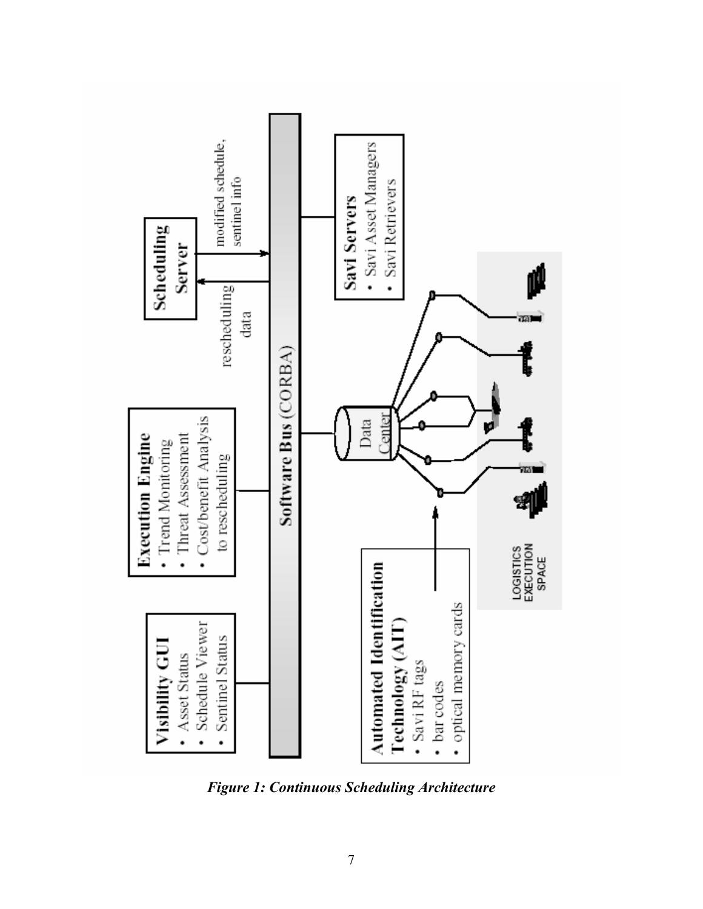*Figure 1: Continuous Scheduling Architecture*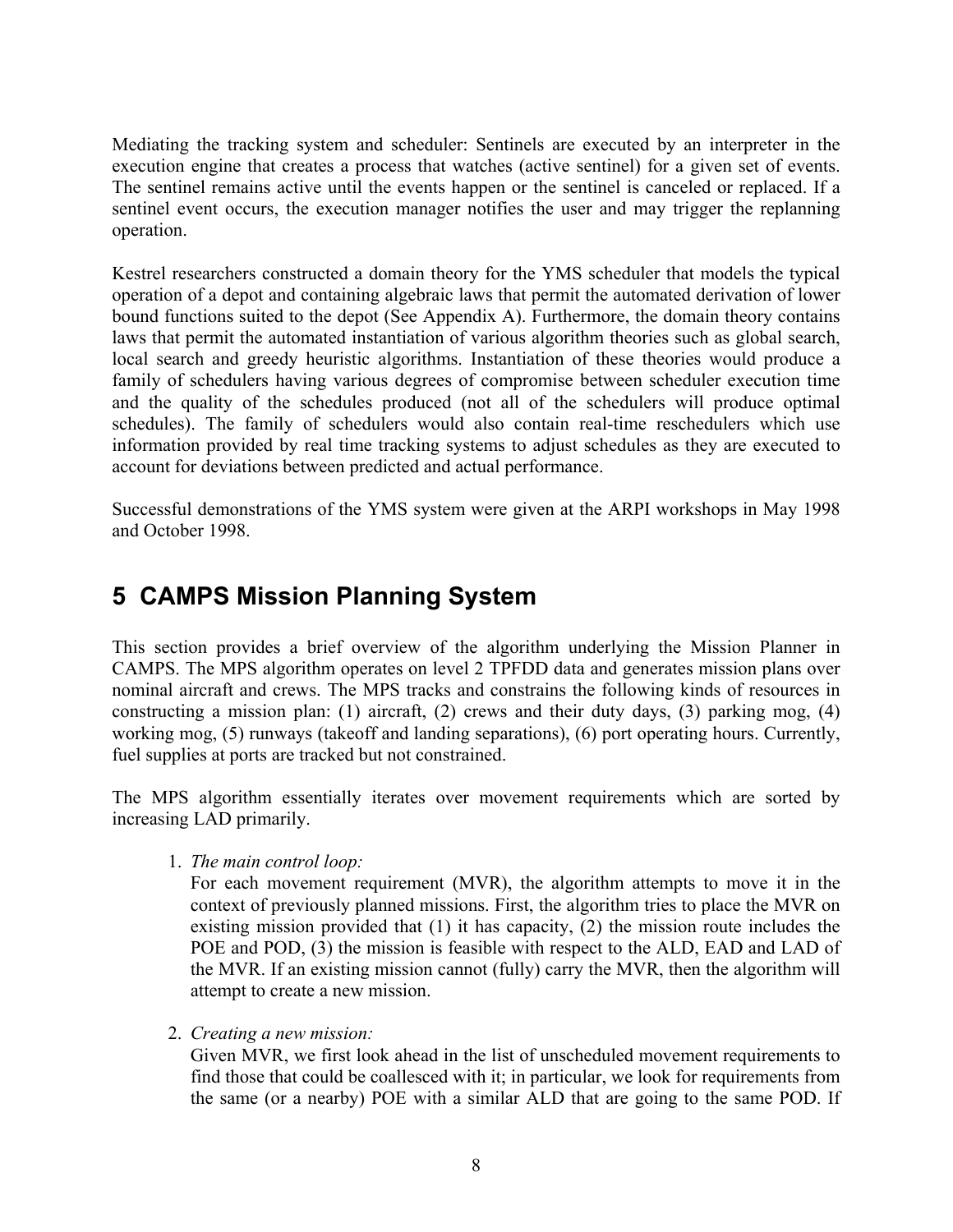Mediating the tracking system and scheduler: Sentinels are executed by an interpreter in the execution engine that creates a process that watches (active sentinel) for a given set of events. The sentinel remains active until the events happen or the sentinel is canceled or replaced. If a sentinel event occurs, the execution manager notifies the user and may trigger the replanning operation.

Kestrel researchers constructed a domain theory for the YMS scheduler that models the typical operation of a depot and containing algebraic laws that permit the automated derivation of lower bound functions suited to the depot (See Appendix A). Furthermore, the domain theory contains laws that permit the automated instantiation of various algorithm theories such as global search, local search and greedy heuristic algorithms. Instantiation of these theories would produce a family of schedulers having various degrees of compromise between scheduler execution time and the quality of the schedules produced (not all of the schedulers will produce optimal schedules). The family of schedulers would also contain real-time reschedulers which use information provided by real time tracking systems to adjust schedules as they are executed to account for deviations between predicted and actual performance.

Successful demonstrations of the YMS system were given at the ARPI workshops in May 1998 and October 1998.

# 5 CAMPS Mission Planning System

This section provides a brief overview of the algorithm underlying the Mission Planner in CAMPS. The MPS algorithm operates on level 2 TPFDD data and generates mission plans over nominal aircraft and crews. The MPS tracks and constrains the following kinds of resources in constructing a mission plan: (1) aircraft, (2) crews and their duty days, (3) parking mog, (4) working mog, (5) runways (takeoff and landing separations), (6) port operating hours. Currently, fuel supplies at ports are tracked but not constrained.

The MPS algorithm essentially iterates over movement requirements which are sorted by increasing LAD primarily.

1. *The main control loop:*
   For each movement requirement (MVR), the algorithm attempts to move it in the context of previously planned missions. First, the algorithm tries to place the MVR on existing mission provided that (1) it has capacity, (2) the mission route includes the POE and POD, (3) the mission is feasible with respect to the ALD, EAD and LAD of the MVR. If an existing mission cannot (fully) carry the MVR, then the algorithm will attempt to create a new mission.

2. *Creating a new mission:*
   Given MVR, we first look ahead in the list of unscheduled movement requirements to find those that could be coallesced with it; in particular, we look for requirements from the same (or a nearby) POE with a similar ALD that are going to the same POD. If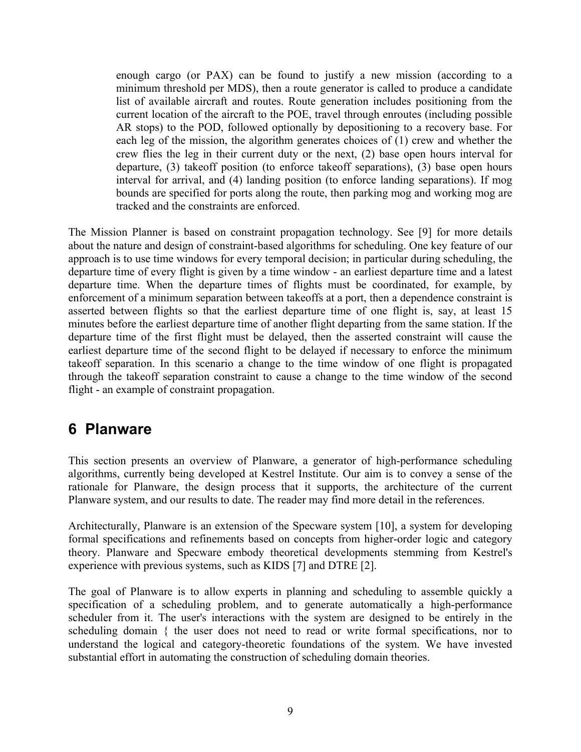enough cargo (or PAX) can be found to justify a new mission (according to a minimum threshold per MDS), then a route generator is called to produce a candidate list of available aircraft and routes. Route generation includes positioning from the current location of the aircraft to the POE, travel through enroutes (including possible AR stops) to the POD, followed optionally by depositioning to a recovery base. For each leg of the mission, the algorithm generates choices of (1) crew and whether the crew flies the leg in their current duty or the next, (2) base open hours interval for departure, (3) takeoff position (to enforce takeoff separations), (3) base open hours interval for arrival, and (4) landing position (to enforce landing separations). If mog bounds are specified for ports along the route, then parking mog and working mog are tracked and the constraints are enforced.

The Mission Planner is based on constraint propagation technology. See [9] for more details about the nature and design of constraint-based algorithms for scheduling. One key feature of our approach is to use time windows for every temporal decision; in particular during scheduling, the departure time of every flight is given by a time window - an earliest departure time and a latest departure time. When the departure times of flights must be coordinated, for example, by enforcement of a minimum separation between takeoffs at a port, then a dependence constraint is asserted between flights so that the earliest departure time of one flight is, say, at least 15 minutes before the earliest departure time of another flight departing from the same station. If the departure time of the first flight must be delayed, then the asserted constraint will cause the earliest departure time of the second flight to be delayed if necessary to enforce the minimum takeoff separation. In this scenario a change to the time window of one flight is propagated through the takeoff separation constraint to cause a change to the time window of the second flight - an example of constraint propagation.

## 6 Planware

This section presents an overview of Planware, a generator of high-performance scheduling algorithms, currently being developed at Kestrel Institute. Our aim is to convey a sense of the rationale for Planware, the design process that it supports, the architecture of the current Planware system, and our results to date. The reader may find more detail in the references.

Architecturally, Planware is an extension of the Specware system [10], a system for developing formal specifications and refinements based on concepts from higher-order logic and category theory. Planware and Specware embody theoretical developments stemming from Kestrel's experience with previous systems, such as KIDS [7] and DTRE [2].

The goal of Planware is to allow experts in planning and scheduling to assemble quickly a specification of a scheduling problem, and to generate automatically a high-performance scheduler from it. The user's interactions with the system are designed to be entirely in the scheduling domain { the user does not need to read or write formal specifications, nor to understand the logical and category-theoretic foundations of the system. We have invested substantial effort in automating the construction of scheduling domain theories.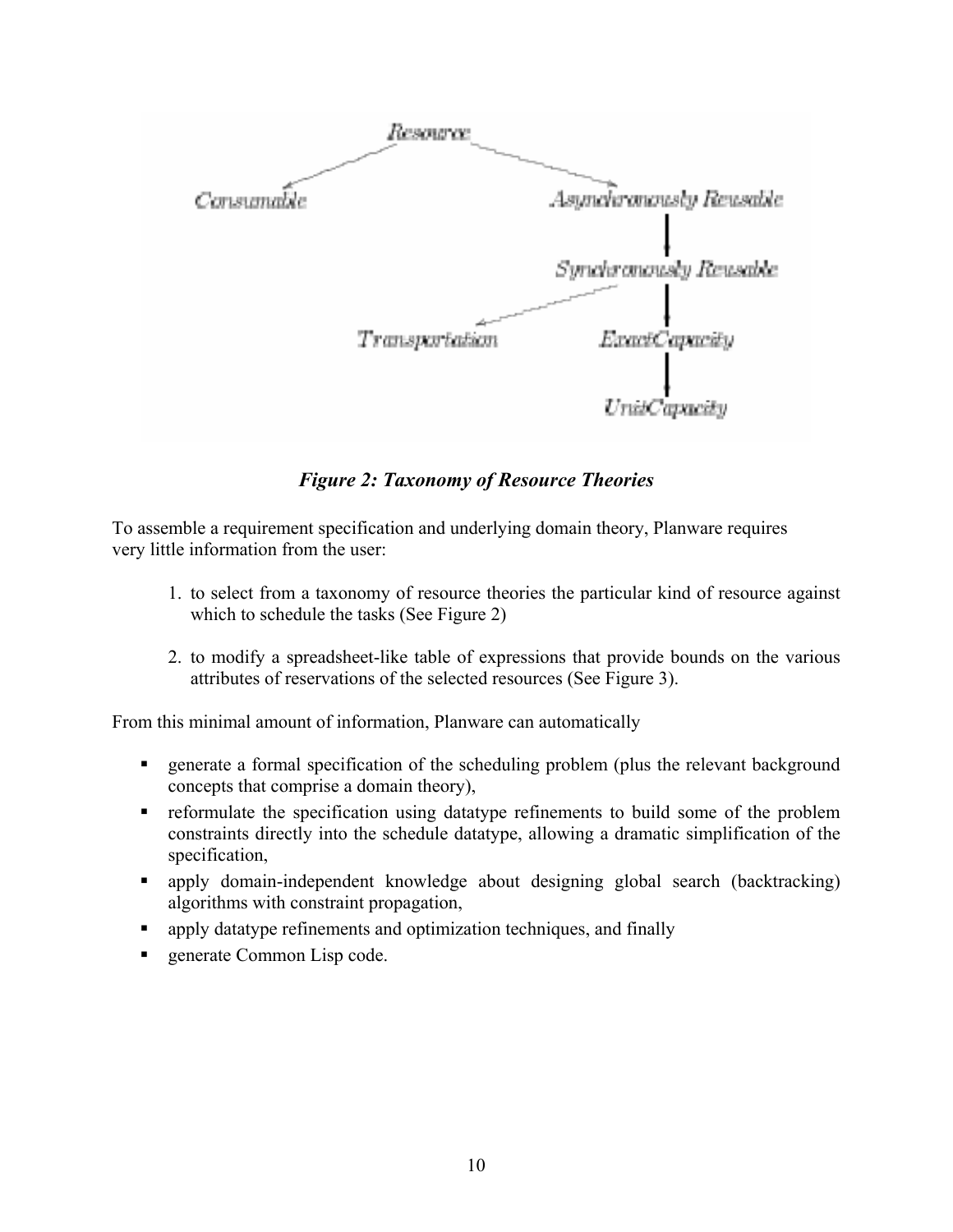*Figure 2: Taxonomy of Resource Theories*

To assemble a requirement specification and underlying domain theory, Planware requires very little information from the user:

1. to select from a taxonomy of resource theories the particular kind of resource against which to schedule the tasks (See Figure 2)

2. to modify a spreadsheet-like table of expressions that provide bounds on the various attributes of reservations of the selected resources (See Figure 3).

From this minimal amount of information, Planware can automatically

- generate a formal specification of the scheduling problem (plus the relevant background concepts that comprise a domain theory),
- reformulate the specification using datatype refinements to build some of the problem constraints directly into the schedule datatype, allowing a dramatic simplification of the specification,
- apply domain-independent knowledge about designing global search (backtracking) algorithms with constraint propagation,
- apply datatype refinements and optimization techniques, and finally
- generate Common Lisp code.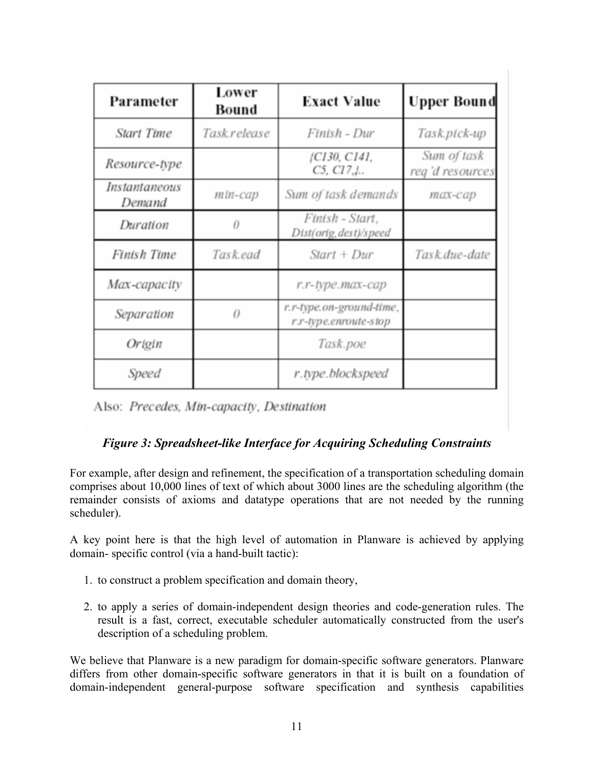| Parameter | Lower Bound | Exact Value | Upper Bound |
|---|---|---|---|
| *Start Time* | *Task.release* | *Finish - Dur* | *Task.pick-up* |
| *Resource-type* | | *{C130, C141, C5, C17,}..* | *Sum of task req'd resources* |
| *Instantaneous Demand* | *min-cap* | *Sum of task demands* | *max-cap* |
| *Duration* | *0* | *Finish - Start, Dist(orig,dest)/speed* | |
| *Finish Time* | *Task.ead* | *Start + Dur* | *Task.due-date* |
| *Max-capacity* | | *r.r-type.max-cap* | |
| *Separation* | *0* | *r.r-type.on-ground-time, r.r-type.enroute-stop* | |
| *Origin* | | *Task.poe* | |
| *Speed* | | *r.type.blockspeed* | |

Also: *Precedes, Min-capacity, Destination*

***Figure 3: Spreadsheet-like Interface for Acquiring Scheduling Constraints***

For example, after design and refinement, the specification of a transportation scheduling domain comprises about 10,000 lines of text of which about 3000 lines are the scheduling algorithm (the remainder consists of axioms and datatype operations that are not needed by the running scheduler).

A key point here is that the high level of automation in Planware is achieved by applying domain- specific control (via a hand-built tactic):

1. to construct a problem specification and domain theory,

2. to apply a series of domain-independent design theories and code-generation rules. The result is a fast, correct, executable scheduler automatically constructed from the user's description of a scheduling problem.

We believe that Planware is a new paradigm for domain-specific software generators. Planware differs from other domain-specific software generators in that it is built on a foundation of domain-independent general-purpose software specification and synthesis capabilities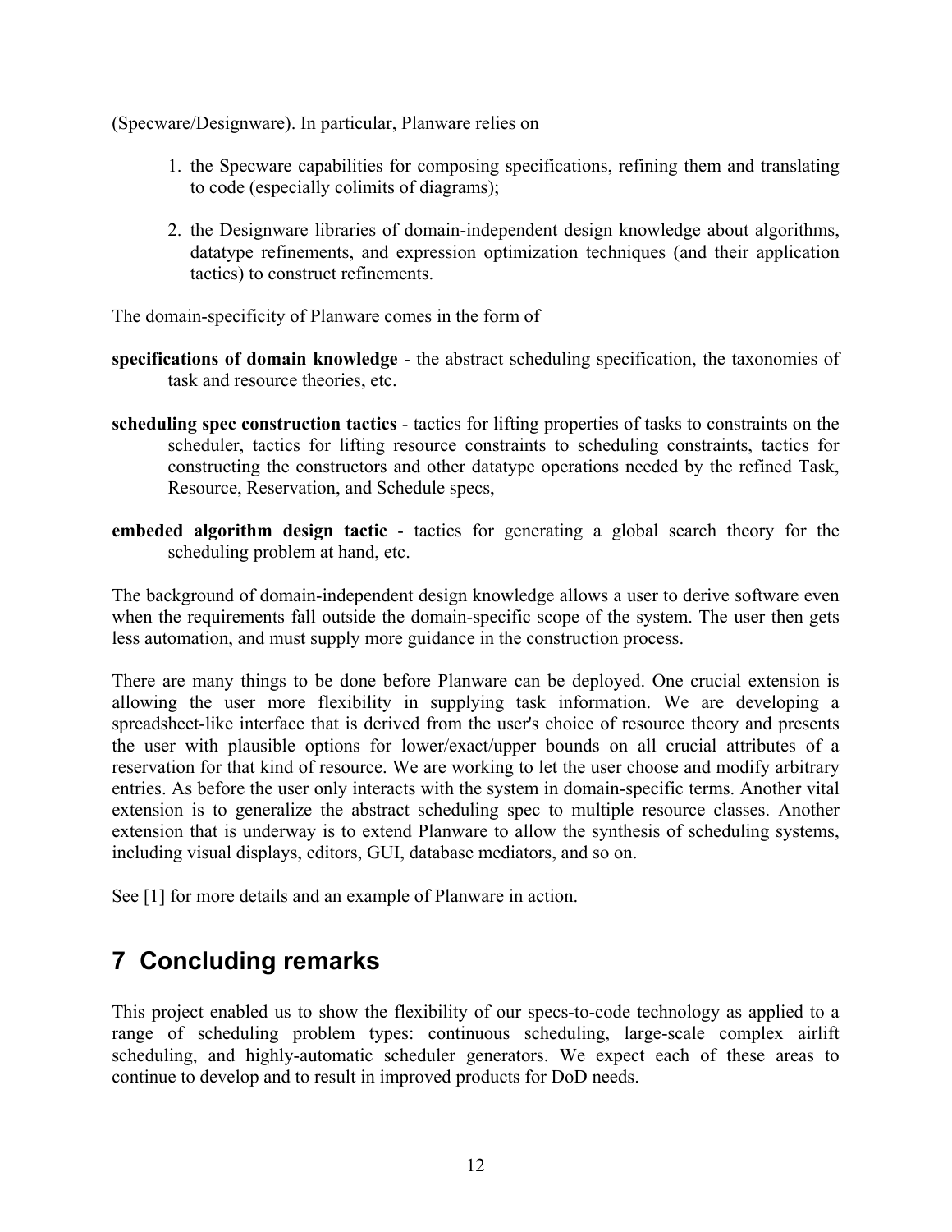(Specware/Designware). In particular, Planware relies on

1. the Specware capabilities for composing specifications, refining them and translating to code (especially colimits of diagrams);

2. the Designware libraries of domain-independent design knowledge about algorithms, datatype refinements, and expression optimization techniques (and their application tactics) to construct refinements.

The domain-specificity of Planware comes in the form of

**specifications of domain knowledge** - the abstract scheduling specification, the taxonomies of task and resource theories, etc.

**scheduling spec construction tactics** - tactics for lifting properties of tasks to constraints on the scheduler, tactics for lifting resource constraints to scheduling constraints, tactics for constructing the constructors and other datatype operations needed by the refined Task, Resource, Reservation, and Schedule specs,

**embeded algorithm design tactic** - tactics for generating a global search theory for the scheduling problem at hand, etc.

The background of domain-independent design knowledge allows a user to derive software even when the requirements fall outside the domain-specific scope of the system. The user then gets less automation, and must supply more guidance in the construction process.

There are many things to be done before Planware can be deployed. One crucial extension is allowing the user more flexibility in supplying task information. We are developing a spreadsheet-like interface that is derived from the user's choice of resource theory and presents the user with plausible options for lower/exact/upper bounds on all crucial attributes of a reservation for that kind of resource. We are working to let the user choose and modify arbitrary entries. As before the user only interacts with the system in domain-specific terms. Another vital extension is to generalize the abstract scheduling spec to multiple resource classes. Another extension that is underway is to extend Planware to allow the synthesis of scheduling systems, including visual displays, editors, GUI, database mediators, and so on.

See [1] for more details and an example of Planware in action.

# 7 Concluding remarks

This project enabled us to show the flexibility of our specs-to-code technology as applied to a range of scheduling problem types: continuous scheduling, large-scale complex airlift scheduling, and highly-automatic scheduler generators. We expect each of these areas to continue to develop and to result in improved products for DoD needs.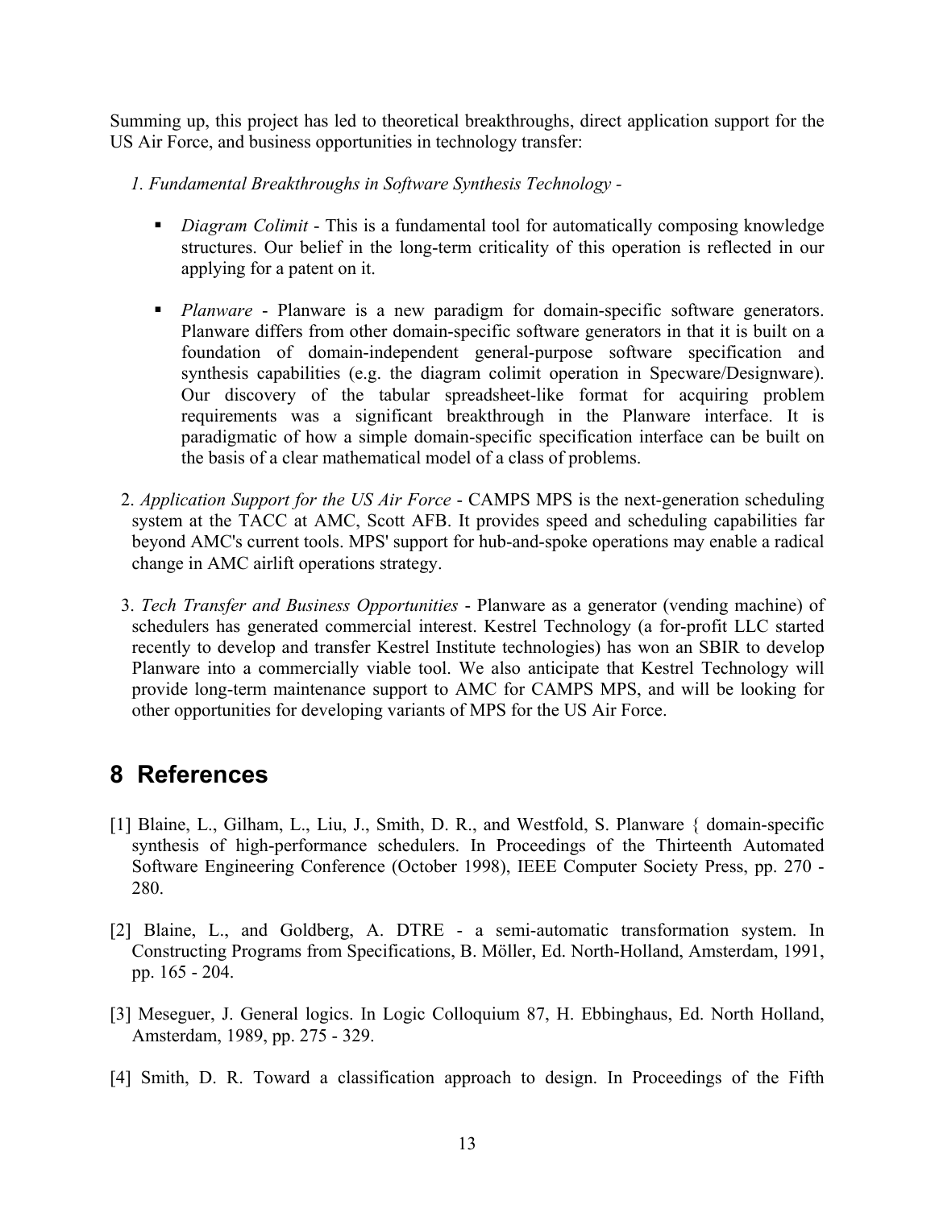Summing up, this project has led to theoretical breakthroughs, direct application support for the US Air Force, and business opportunities in technology transfer:

*1. Fundamental Breakthroughs in Software Synthesis Technology* -

- *Diagram Colimit* - This is a fundamental tool for automatically composing knowledge structures. Our belief in the long-term criticality of this operation is reflected in our applying for a patent on it.

- *Planware* - Planware is a new paradigm for domain-specific software generators. Planware differs from other domain-specific software generators in that it is built on a foundation of domain-independent general-purpose software specification and synthesis capabilities (e.g. the diagram colimit operation in Specware/Designware). Our discovery of the tabular spreadsheet-like format for acquiring problem requirements was a significant breakthrough in the Planware interface. It is paradigmatic of how a simple domain-specific specification interface can be built on the basis of a clear mathematical model of a class of problems.

2. *Application Support for the US Air Force* - CAMPS MPS is the next-generation scheduling system at the TACC at AMC, Scott AFB. It provides speed and scheduling capabilities far beyond AMC's current tools. MPS' support for hub-and-spoke operations may enable a radical change in AMC airlift operations strategy.

3. *Tech Transfer and Business Opportunities* - Planware as a generator (vending machine) of schedulers has generated commercial interest. Kestrel Technology (a for-profit LLC started recently to develop and transfer Kestrel Institute technologies) has won an SBIR to develop Planware into a commercially viable tool. We also anticipate that Kestrel Technology will provide long-term maintenance support to AMC for CAMPS MPS, and will be looking for other opportunities for developing variants of MPS for the US Air Force.

# 8 References

[1] Blaine, L., Gilham, L., Liu, J., Smith, D. R., and Westfold, S. Planware { domain-specific synthesis of high-performance schedulers. In Proceedings of the Thirteenth Automated Software Engineering Conference (October 1998), IEEE Computer Society Press, pp. 270 - 280.

[2] Blaine, L., and Goldberg, A. DTRE - a semi-automatic transformation system. In Constructing Programs from Specifications, B. Möller, Ed. North-Holland, Amsterdam, 1991, pp. 165 - 204.

[3] Meseguer, J. General logics. In Logic Colloquium 87, H. Ebbinghaus, Ed. North Holland, Amsterdam, 1989, pp. 275 - 329.

[4] Smith, D. R. Toward a classification approach to design. In Proceedings of the Fifth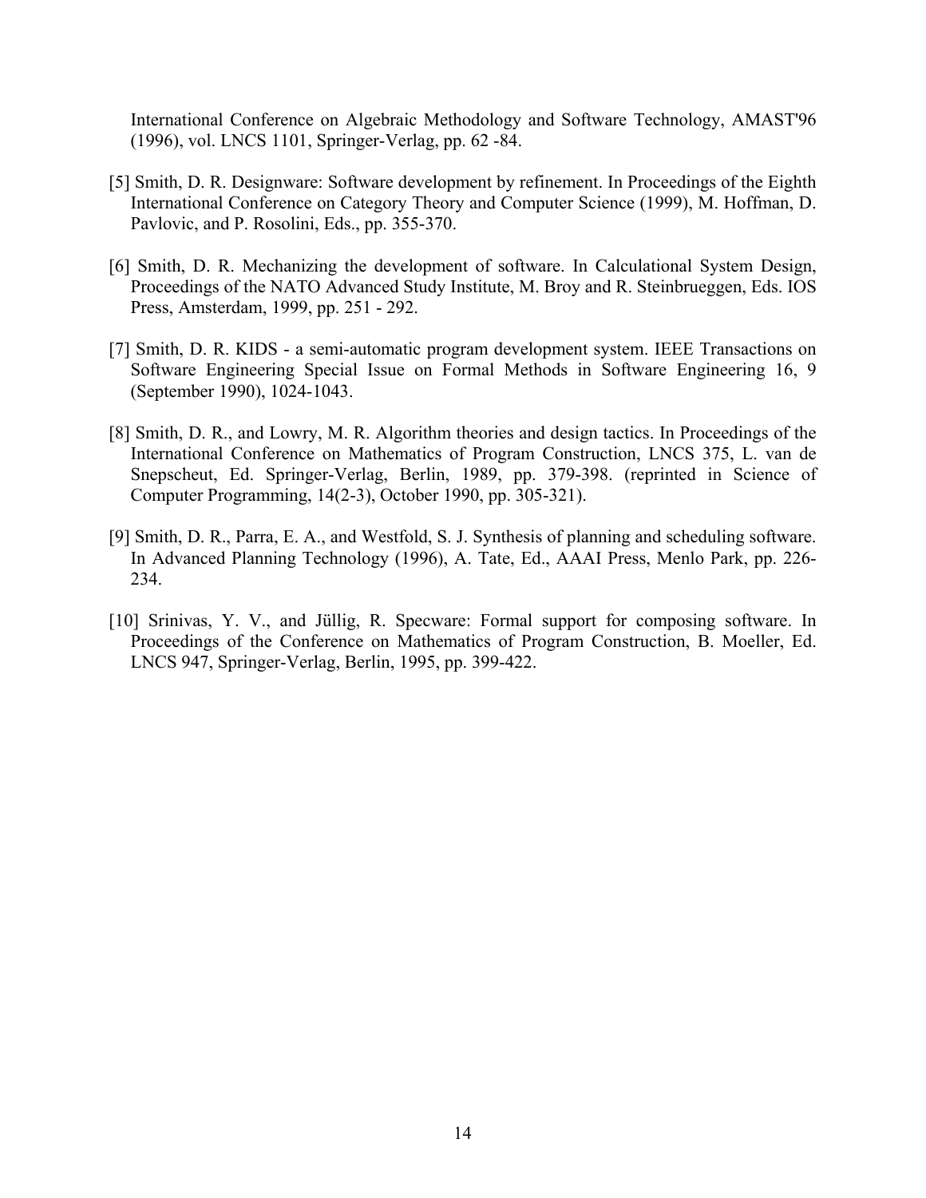International Conference on Algebraic Methodology and Software Technology, AMAST'96 (1996), vol. LNCS 1101, Springer-Verlag, pp. 62 -84.

[5] Smith, D. R. Designware: Software development by refinement. In Proceedings of the Eighth International Conference on Category Theory and Computer Science (1999), M. Hoffman, D. Pavlovic, and P. Rosolini, Eds., pp. 355-370.

[6] Smith, D. R. Mechanizing the development of software. In Calculational System Design, Proceedings of the NATO Advanced Study Institute, M. Broy and R. Steinbrueggen, Eds. IOS Press, Amsterdam, 1999, pp. 251 - 292.

[7] Smith, D. R. KIDS - a semi-automatic program development system. IEEE Transactions on Software Engineering Special Issue on Formal Methods in Software Engineering 16, 9 (September 1990), 1024-1043.

[8] Smith, D. R., and Lowry, M. R. Algorithm theories and design tactics. In Proceedings of the International Conference on Mathematics of Program Construction, LNCS 375, L. van de Snepscheut, Ed. Springer-Verlag, Berlin, 1989, pp. 379-398. (reprinted in Science of Computer Programming, 14(2-3), October 1990, pp. 305-321).

[9] Smith, D. R., Parra, E. A., and Westfold, S. J. Synthesis of planning and scheduling software. In Advanced Planning Technology (1996), A. Tate, Ed., AAAI Press, Menlo Park, pp. 226-234.

[10] Srinivas, Y. V., and Jüllig, R. Specware: Formal support for composing software. In Proceedings of the Conference on Mathematics of Program Construction, B. Moeller, Ed. LNCS 947, Springer-Verlag, Berlin, 1995, pp. 399-422.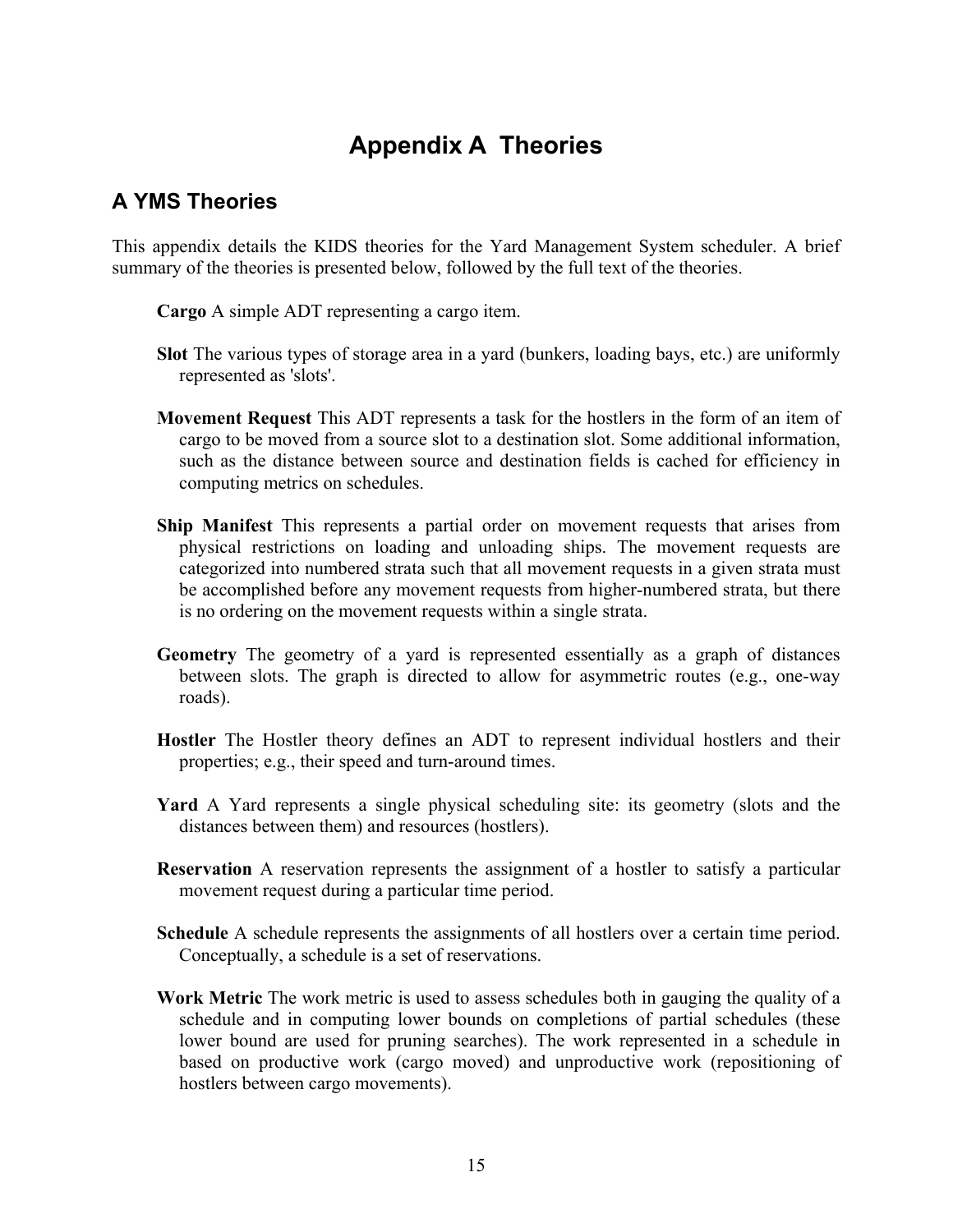# Appendix A Theories

## A YMS Theories

This appendix details the KIDS theories for the Yard Management System scheduler. A brief summary of the theories is presented below, followed by the full text of the theories.

**Cargo** A simple ADT representing a cargo item.

**Slot** The various types of storage area in a yard (bunkers, loading bays, etc.) are uniformly represented as 'slots'.

**Movement Request** This ADT represents a task for the hostlers in the form of an item of cargo to be moved from a source slot to a destination slot. Some additional information, such as the distance between source and destination fields is cached for efficiency in computing metrics on schedules.

**Ship Manifest** This represents a partial order on movement requests that arises from physical restrictions on loading and unloading ships. The movement requests are categorized into numbered strata such that all movement requests in a given strata must be accomplished before any movement requests from higher-numbered strata, but there is no ordering on the movement requests within a single strata.

**Geometry** The geometry of a yard is represented essentially as a graph of distances between slots. The graph is directed to allow for asymmetric routes (e.g., one-way roads).

**Hostler** The Hostler theory defines an ADT to represent individual hostlers and their properties; e.g., their speed and turn-around times.

**Yard** A Yard represents a single physical scheduling site: its geometry (slots and the distances between them) and resources (hostlers).

**Reservation** A reservation represents the assignment of a hostler to satisfy a particular movement request during a particular time period.

**Schedule** A schedule represents the assignments of all hostlers over a certain time period. Conceptually, a schedule is a set of reservations.

**Work Metric** The work metric is used to assess schedules both in gauging the quality of a schedule and in computing lower bounds on completions of partial schedules (these lower bound are used for pruning searches). The work represented in a schedule in based on productive work (cargo moved) and unproductive work (repositioning of hostlers between cargo movements).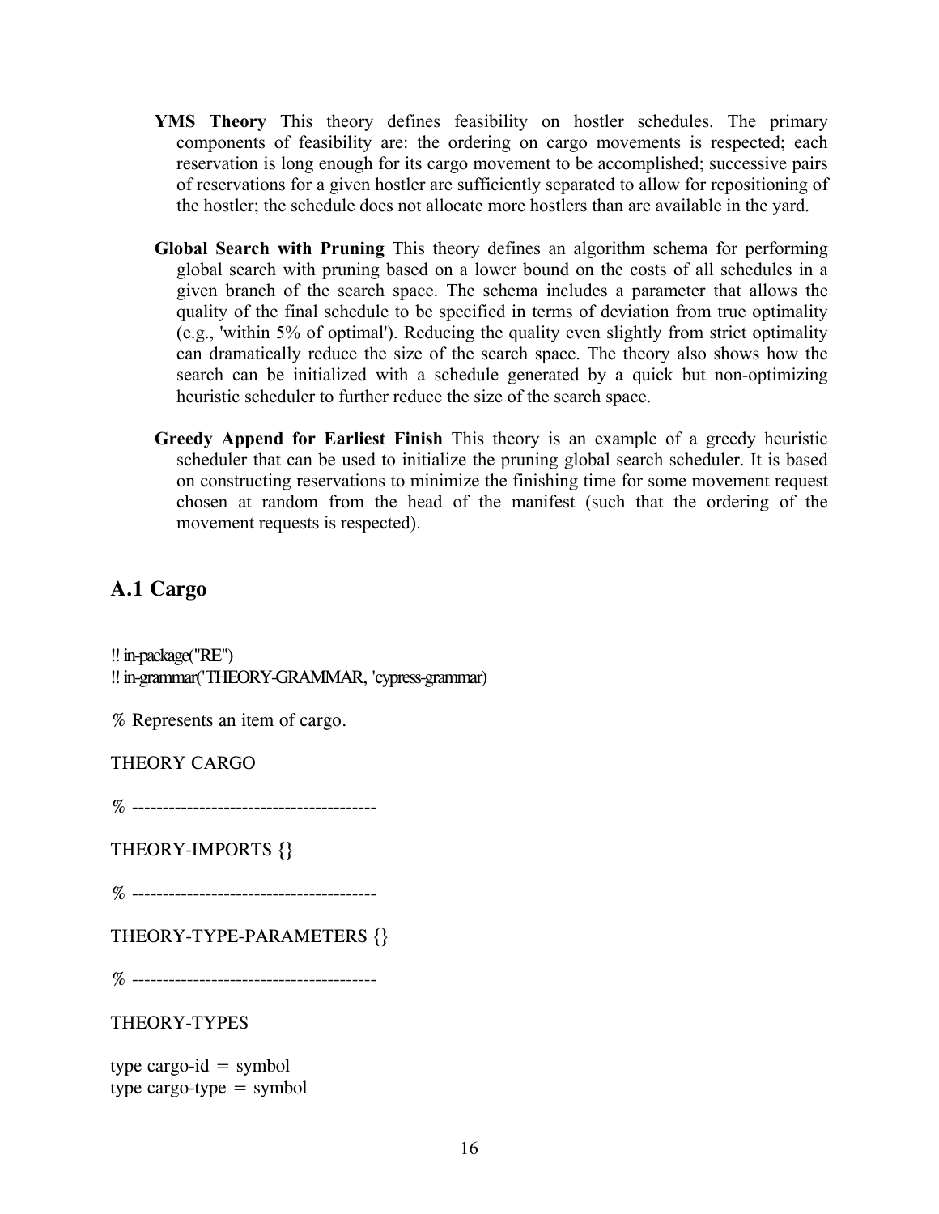**YMS Theory** This theory defines feasibility on hostler schedules. The primary components of feasibility are: the ordering on cargo movements is respected; each reservation is long enough for its cargo movement to be accomplished; successive pairs of reservations for a given hostler are sufficiently separated to allow for repositioning of the hostler; the schedule does not allocate more hostlers than are available in the yard.

**Global Search with Pruning** This theory defines an algorithm schema for performing global search with pruning based on a lower bound on the costs of all schedules in a given branch of the search space. The schema includes a parameter that allows the quality of the final schedule to be specified in terms of deviation from true optimality (e.g., 'within 5% of optimal'). Reducing the quality even slightly from strict optimality can dramatically reduce the size of the search space. The theory also shows how the search can be initialized with a schedule generated by a quick but non-optimizing heuristic scheduler to further reduce the size of the search space.

**Greedy Append for Earliest Finish** This theory is an example of a greedy heuristic scheduler that can be used to initialize the pruning global search scheduler. It is based on constructing reservations to minimize the finishing time for some movement request chosen at random from the head of the manifest (such that the ordering of the movement requests is respected).

## A.1 Cargo

```
!! in-package("RE")
!! in-grammar('THEORY-GRAMMAR, 'cypress-grammar)

% Represents an item of cargo.

THEORY CARGO

% ----------------------------------------

THEORY-IMPORTS {}

% ----------------------------------------

THEORY-TYPE-PARAMETERS {}

% ----------------------------------------

THEORY-TYPES

type cargo-id = symbol
type cargo-type = symbol
```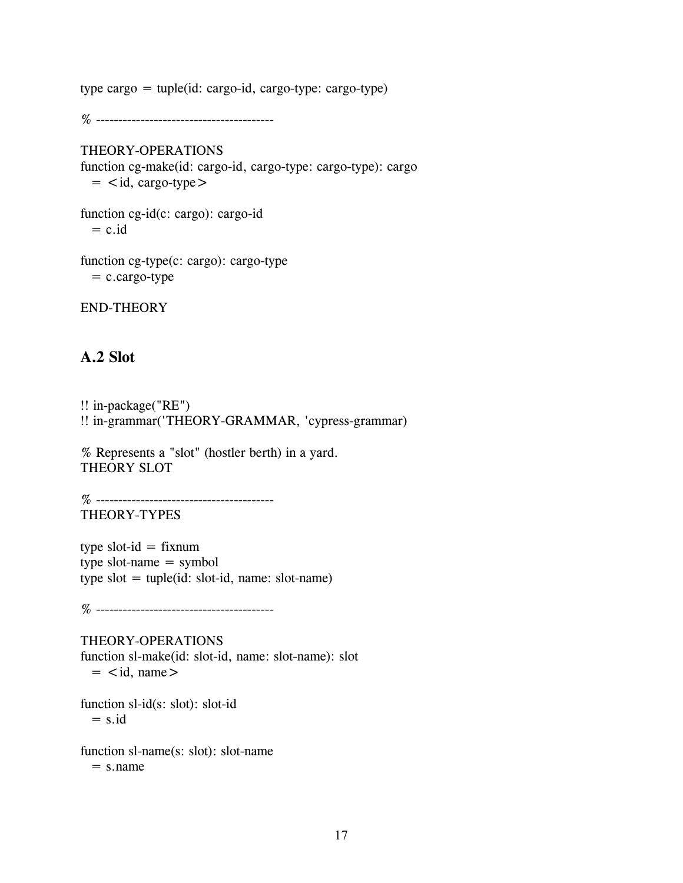```
type cargo = tuple(id: cargo-id, cargo-type: cargo-type)

% ----------------------------------------

THEORY-OPERATIONS
function cg-make(id: cargo-id, cargo-type: cargo-type): cargo
  = <id, cargo-type>

function cg-id(c: cargo): cargo-id
  = c.id

function cg-type(c: cargo): cargo-type
  = c.cargo-type

END-THEORY
```

## A.2 Slot

```
!! in-package("RE")
!! in-grammar('THEORY-GRAMMAR, 'cypress-grammar)

% Represents a "slot" (hostler berth) in a yard.
THEORY SLOT

% ----------------------------------------
THEORY-TYPES

type slot-id = fixnum
type slot-name = symbol
type slot = tuple(id: slot-id, name: slot-name)

% ----------------------------------------

THEORY-OPERATIONS
function sl-make(id: slot-id, name: slot-name): slot
  = <id, name>

function sl-id(s: slot): slot-id
  = s.id

function sl-name(s: slot): slot-name
  = s.name
```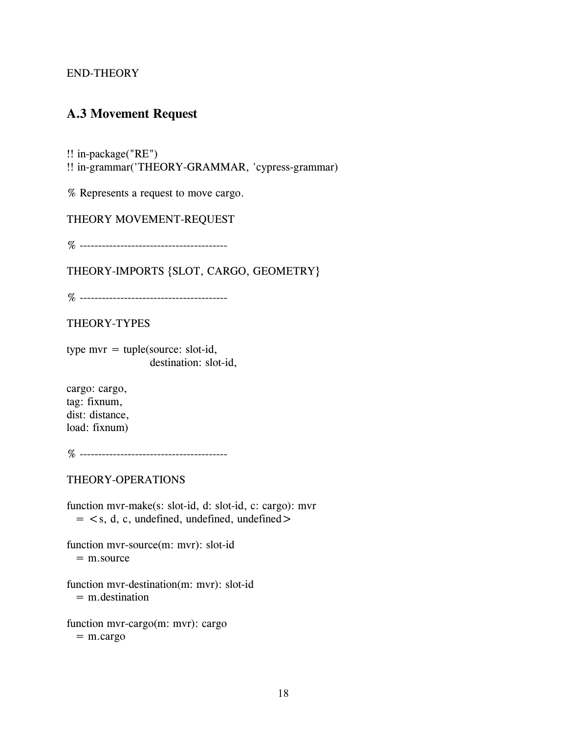END-THEORY

## A.3 Movement Request

```
!! in-package("RE")
!! in-grammar('THEORY-GRAMMAR, 'cypress-grammar)

% Represents a request to move cargo.

THEORY MOVEMENT-REQUEST

% ----------------------------------------

THEORY-IMPORTS {SLOT, CARGO, GEOMETRY}

% ----------------------------------------

THEORY-TYPES

type mvr = tuple(source: slot-id,
                 destination: slot-id,

cargo: cargo,
tag: fixnum,
dist: distance,
load: fixnum)

% ----------------------------------------

THEORY-OPERATIONS

function mvr-make(s: slot-id, d: slot-id, c: cargo): mvr
  = <s, d, c, undefined, undefined, undefined>

function mvr-source(m: mvr): slot-id
  = m.source

function mvr-destination(m: mvr): slot-id
  = m.destination

function mvr-cargo(m: mvr): cargo
  = m.cargo
```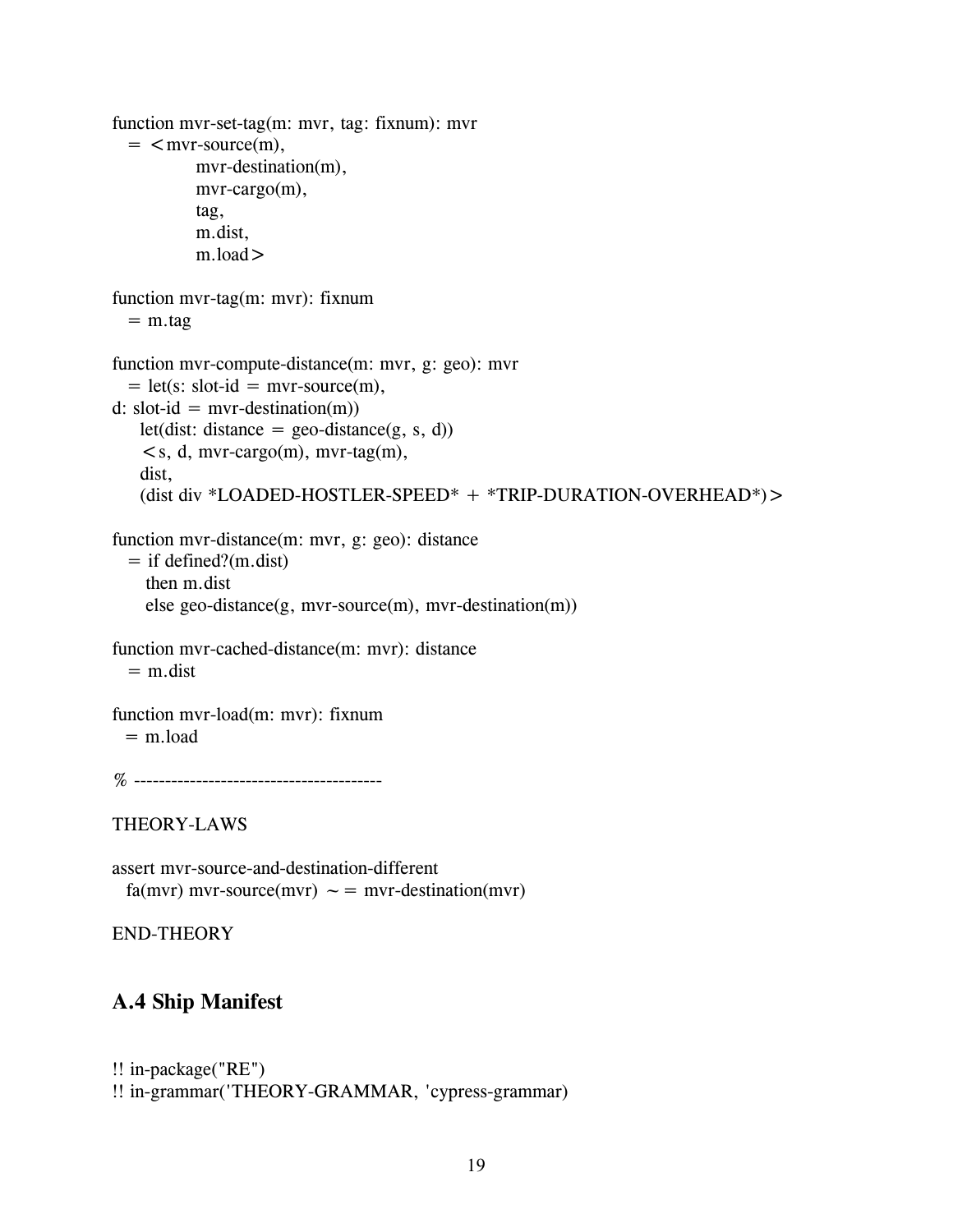```
function mvr-set-tag(m: mvr, tag: fixnum): mvr
  = <mvr-source(m),
          mvr-destination(m),
          mvr-cargo(m),
          tag,
          m.dist,
          m.load>

function mvr-tag(m: mvr): fixnum
  = m.tag

function mvr-compute-distance(m: mvr, g: geo): mvr
  = let(s: slot-id = mvr-source(m),
d: slot-id = mvr-destination(m))
    let(dist: distance = geo-distance(g, s, d))
    <s, d, mvr-cargo(m), mvr-tag(m),
    dist,
    (dist div *LOADED-HOSTLER-SPEED* + *TRIP-DURATION-OVERHEAD*)>

function mvr-distance(m: mvr, g: geo): distance
  = if defined?(m.dist)
     then m.dist
     else geo-distance(g, mvr-source(m), mvr-destination(m))

function mvr-cached-distance(m: mvr): distance
  = m.dist

function mvr-load(m: mvr): fixnum
  = m.load

% ----------------------------------------

THEORY-LAWS

assert mvr-source-and-destination-different
  fa(mvr) mvr-source(mvr) ~= mvr-destination(mvr)

END-THEORY
```

## A.4 Ship Manifest

```
!! in-package("RE")
!! in-grammar('THEORY-GRAMMAR, 'cypress-grammar)
```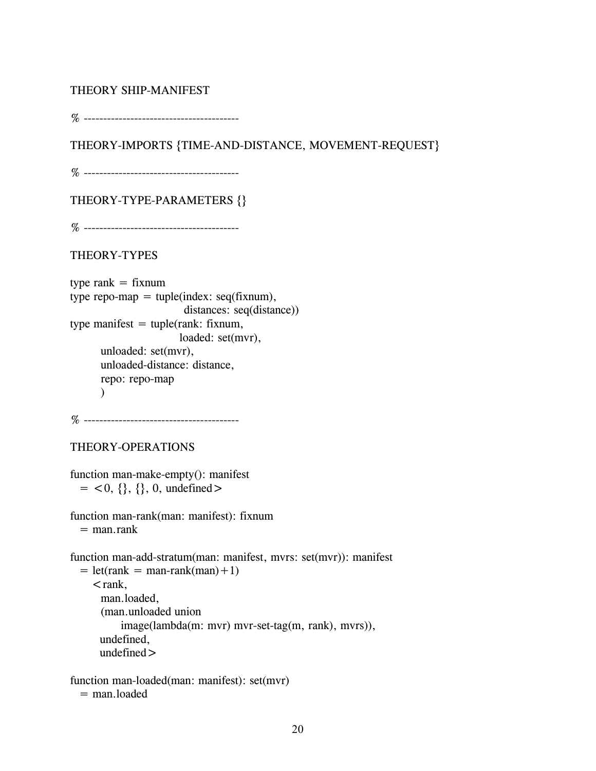THEORY SHIP-MANIFEST

% ----------------------------------------

THEORY-IMPORTS {TIME-AND-DISTANCE, MOVEMENT-REQUEST}

% ----------------------------------------

THEORY-TYPE-PARAMETERS {}

% ----------------------------------------

THEORY-TYPES

```
type rank = fixnum
type repo-map = tuple(index: seq(fixnum),
                      distances: seq(distance))
type manifest = tuple(rank: fixnum,
                      loaded: set(mvr),
        unloaded: set(mvr),
        unloaded-distance: distance,
        repo: repo-map
        )
```

% ----------------------------------------

THEORY-OPERATIONS

```
function man-make-empty(): manifest
  = <0, {}, {}, 0, undefined>

function man-rank(man: manifest): fixnum
  = man.rank

function man-add-stratum(man: manifest, mvrs: set(mvr)): manifest
  = let(rank = man-rank(man)+1)
     <rank,
      man.loaded,
      (man.unloaded union
           image(lambda(m: mvr) mvr-set-tag(m, rank), mvrs)),
      undefined,
      undefined>

function man-loaded(man: manifest): set(mvr)
  = man.loaded
```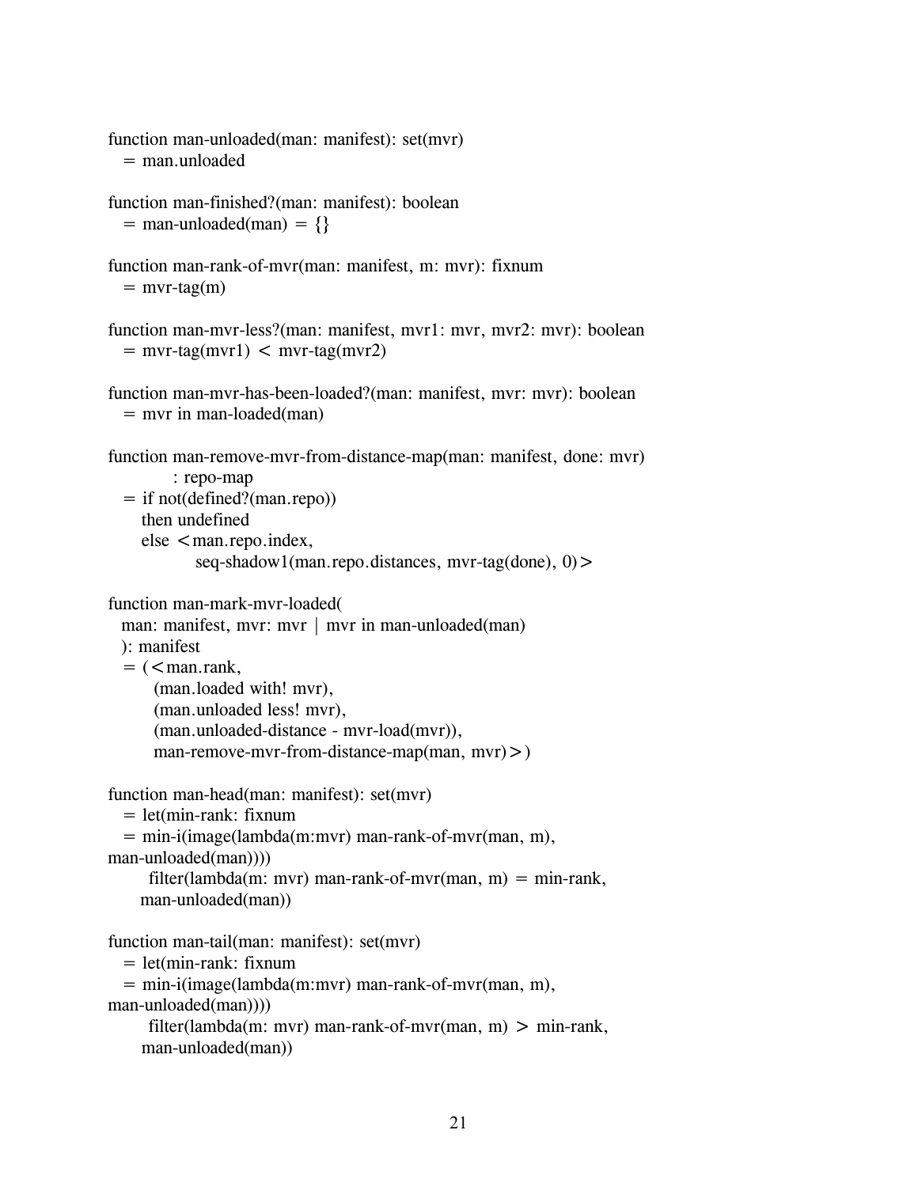```
function man-unloaded(man: manifest): set(mvr)
  = man.unloaded

function man-finished?(man: manifest): boolean
  = man-unloaded(man) = {}

function man-rank-of-mvr(man: manifest, m: mvr): fixnum
  = mvr-tag(m)

function man-mvr-less?(man: manifest, mvr1: mvr, mvr2: mvr): boolean
  = mvr-tag(mvr1) < mvr-tag(mvr2)

function man-mvr-has-been-loaded?(man: manifest, mvr: mvr): boolean
  = mvr in man-loaded(man)

function man-remove-mvr-from-distance-map(man: manifest, done: mvr)
          : repo-map
  = if not(defined?(man.repo))
     then undefined
     else <man.repo.index,
             seq-shadow1(man.repo.distances, mvr-tag(done), 0)>

function man-mark-mvr-loaded(
  man: manifest, mvr: mvr | mvr in man-unloaded(man)
  ): manifest
  = (<man.rank,
       (man.loaded with! mvr),
       (man.unloaded less! mvr),
       (man.unloaded-distance - mvr-load(mvr)),
       man-remove-mvr-from-distance-map(man, mvr)>)

function man-head(man: manifest): set(mvr)
  = let(min-rank: fixnum
  = min-i(image(lambda(m:mvr) man-rank-of-mvr(man, m),
man-unloaded(man))))
      filter(lambda(m: mvr) man-rank-of-mvr(man, m) = min-rank,
     man-unloaded(man))

function man-tail(man: manifest): set(mvr)
  = let(min-rank: fixnum
  = min-i(image(lambda(m:mvr) man-rank-of-mvr(man, m),
man-unloaded(man))))
      filter(lambda(m: mvr) man-rank-of-mvr(man, m) > min-rank,
     man-unloaded(man))
```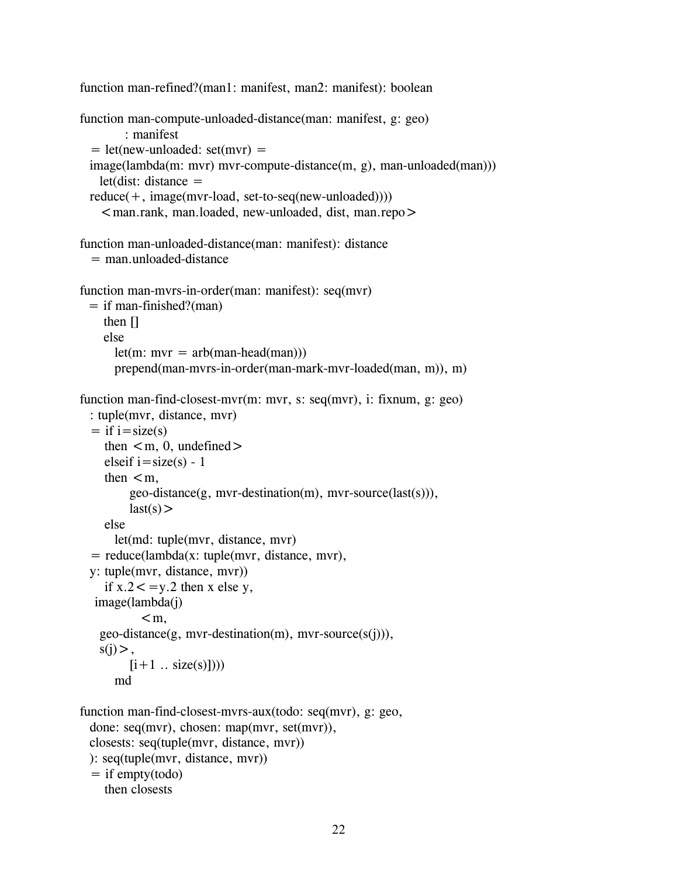```
function man-refined?(man1: manifest, man2: manifest): boolean

function man-compute-unloaded-distance(man: manifest, g: geo)
        : manifest
  = let(new-unloaded: set(mvr) =
  image(lambda(m: mvr) mvr-compute-distance(m, g), man-unloaded(man)))
    let(dist: distance =
  reduce(+, image(mvr-load, set-to-seq(new-unloaded))))
    <man.rank, man.loaded, new-unloaded, dist, man.repo>

function man-unloaded-distance(man: manifest): distance
  = man.unloaded-distance

function man-mvrs-in-order(man: manifest): seq(mvr)
  = if man-finished?(man)
     then []
     else
       let(m: mvr = arb(man-head(man)))
       prepend(man-mvrs-in-order(man-mark-mvr-loaded(man, m)), m)

function man-find-closest-mvr(m: mvr, s: seq(mvr), i: fixnum, g: geo)
  : tuple(mvr, distance, mvr)
  = if i=size(s)
     then <m, 0, undefined>
     elseif i=size(s) - 1
     then <m,
           geo-distance(g, mvr-destination(m), mvr-source(last(s))),
           last(s)>
     else
       let(md: tuple(mvr, distance, mvr)
  = reduce(lambda(x: tuple(mvr, distance, mvr),
  y: tuple(mvr, distance, mvr))
     if x.2<=y.2 then x else y,
   image(lambda(j)
            <m,
    geo-distance(g, mvr-destination(m), mvr-source(s(j))),
    s(j)>,
          [i+1 .. size(s)])))
       md

function man-find-closest-mvrs-aux(todo: seq(mvr), g: geo,
  done: seq(mvr), chosen: map(mvr, set(mvr)),
  closests: seq(tuple(mvr, distance, mvr))
  ): seq(tuple(mvr, distance, mvr))
  = if empty(todo)
     then closests
```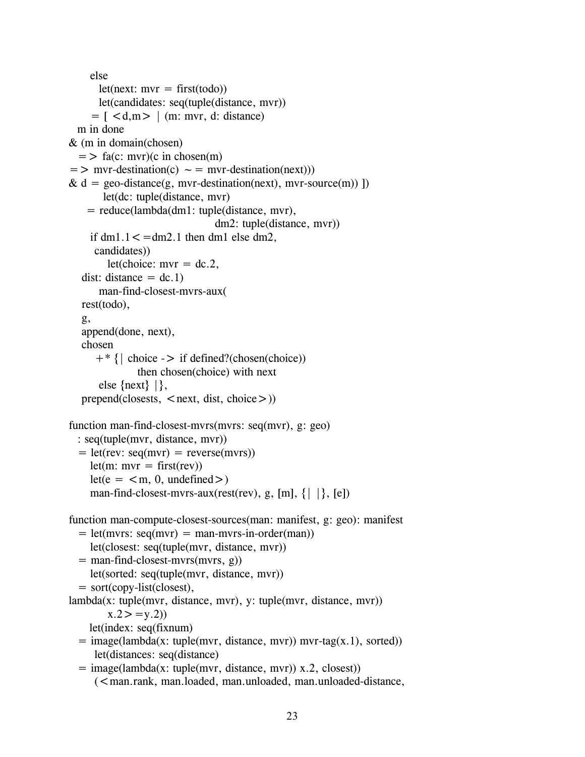```
      else
        let(next: mvr = first(todo))
        let(candidates: seq(tuple(distance, mvr))
      = [ <d,m> | (m: mvr, d: distance)
   m in done
& (m in domain(chosen)
  => fa(c: mvr)(c in chosen(m)
=> mvr-destination(c) ~= mvr-destination(next)))
& d = geo-distance(g, mvr-destination(next), mvr-source(m)) ])
          let(dc: tuple(distance, mvr)
     = reduce(lambda(dm1: tuple(distance, mvr),
                                   dm2: tuple(distance, mvr))
      if dm1.1<=dm2.1 then dm1 else dm2,
       candidates))
           let(choice: mvr = dc.2,
    dist: distance = dc.1)
        man-find-closest-mvrs-aux(
    rest(todo),
    g,
    append(done, next),
    chosen
       +* {| choice -> if defined?(chosen(choice))
                  then chosen(choice) with next
        else {next} |},
    prepend(closests, <next, dist, choice>))

function man-find-closest-mvrs(mvrs: seq(mvr), g: geo)
  : seq(tuple(mvr, distance, mvr))
  = let(rev: seq(mvr) = reverse(mvrs))
      let(m: mvr = first(rev))
      let(e = <m, 0, undefined>)
      man-find-closest-mvrs-aux(rest(rev), g, [m], {| |}, [e])

function man-compute-closest-sources(man: manifest, g: geo): manifest
  = let(mvrs: seq(mvr) = man-mvrs-in-order(man))
      let(closest: seq(tuple(mvr, distance, mvr))
  = man-find-closest-mvrs(mvrs, g))
      let(sorted: seq(tuple(mvr, distance, mvr))
  = sort(copy-list(closest),
lambda(x: tuple(mvr, distance, mvr), y: tuple(mvr, distance, mvr))
           x.2>=y.2))
     let(index: seq(fixnum)
  = image(lambda(x: tuple(mvr, distance, mvr)) mvr-tag(x.1), sorted))
      let(distances: seq(distance)
  = image(lambda(x: tuple(mvr, distance, mvr)) x.2, closest))
       (<man.rank, man.loaded, man.unloaded, man.unloaded-distance,
```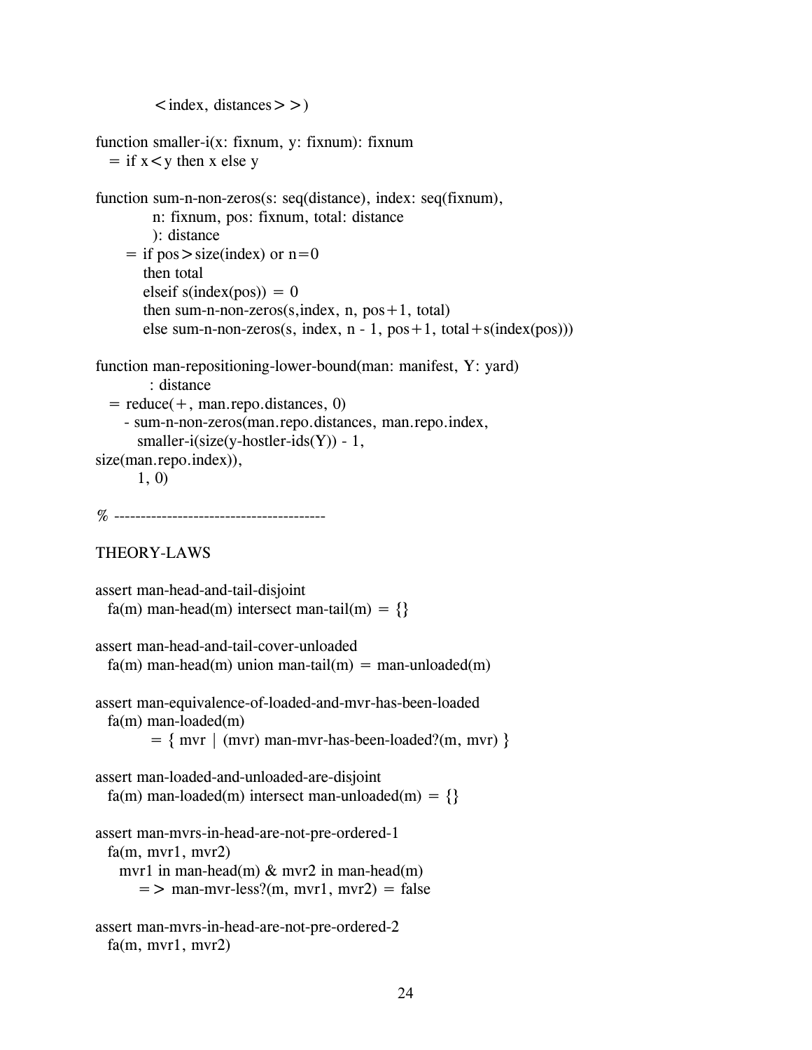```
        <index, distances>>)

function smaller-i(x: fixnum, y: fixnum): fixnum
  = if x<y then x else y

function sum-n-non-zeros(s: seq(distance), index: seq(fixnum),
         n: fixnum, pos: fixnum, total: distance
         ): distance
    = if pos>size(index) or n=0
       then total
       elseif s(index(pos)) = 0
       then sum-n-non-zeros(s,index, n, pos+1, total)
       else sum-n-non-zeros(s, index, n - 1, pos+1, total+s(index(pos)))

function man-repositioning-lower-bound(man: manifest, Y: yard)
         : distance
  = reduce(+, man.repo.distances, 0)
    - sum-n-non-zeros(man.repo.distances, man.repo.index,
       smaller-i(size(y-hostler-ids(Y)) - 1,
size(man.repo.index)),
       1, 0)

% ----------------------------------------

THEORY-LAWS

assert man-head-and-tail-disjoint
  fa(m) man-head(m) intersect man-tail(m) = {}

assert man-head-and-tail-cover-unloaded
  fa(m) man-head(m) union man-tail(m) = man-unloaded(m)

assert man-equivalence-of-loaded-and-mvr-has-been-loaded
  fa(m) man-loaded(m)
        = { mvr | (mvr) man-mvr-has-been-loaded?(m, mvr) }

assert man-loaded-and-unloaded-are-disjoint
  fa(m) man-loaded(m) intersect man-unloaded(m) = {}

assert man-mvrs-in-head-are-not-pre-ordered-1
  fa(m, mvr1, mvr2)
    mvr1 in man-head(m) & mvr2 in man-head(m)
      => man-mvr-less?(m, mvr1, mvr2) = false

assert man-mvrs-in-head-are-not-pre-ordered-2
  fa(m, mvr1, mvr2)
```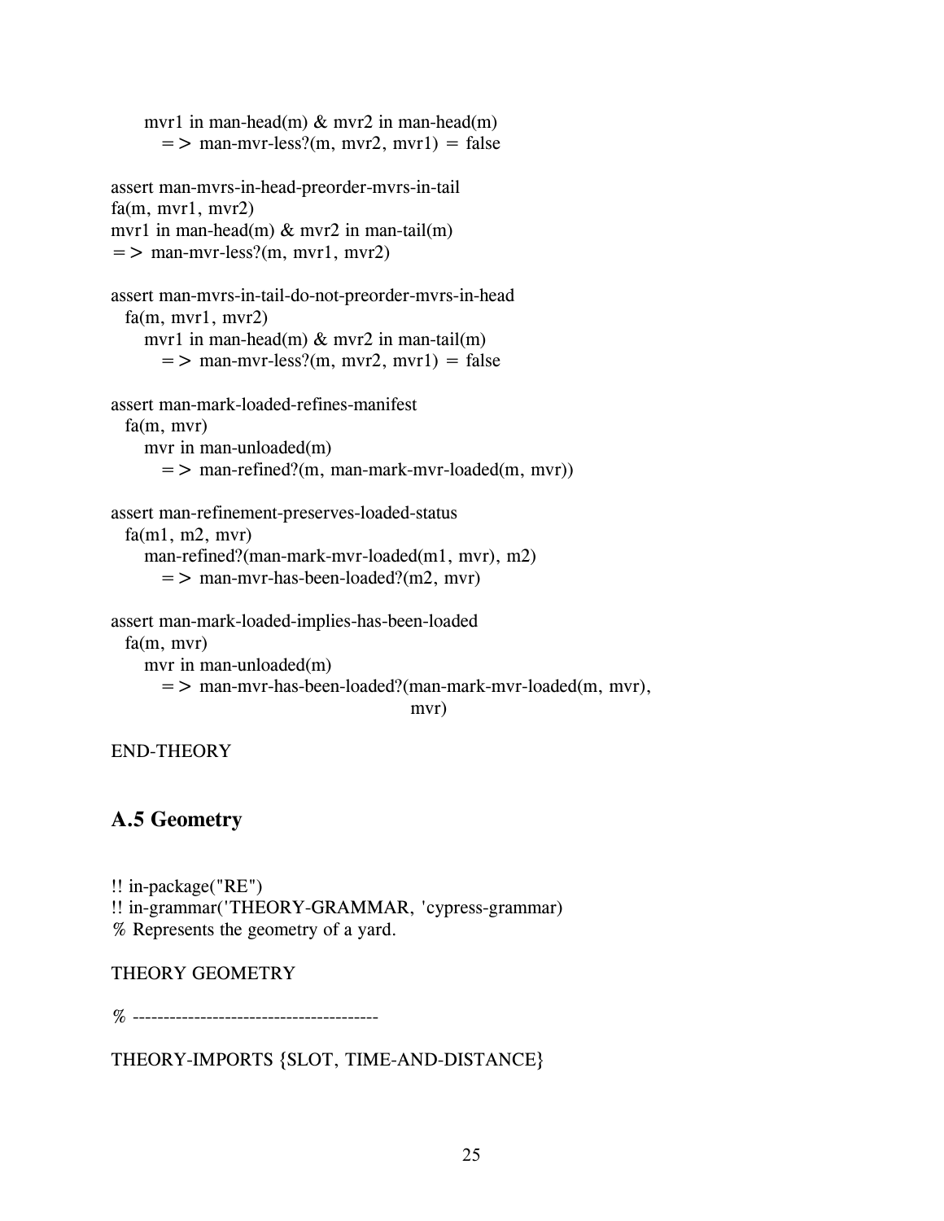```
    mvr1 in man-head(m) & mvr2 in man-head(m)
      => man-mvr-less?(m, mvr2, mvr1) = false

assert man-mvrs-in-head-preorder-mvrs-in-tail
fa(m, mvr1, mvr2)
mvr1 in man-head(m) & mvr2 in man-tail(m)
=> man-mvr-less?(m, mvr1, mvr2)

assert man-mvrs-in-tail-do-not-preorder-mvrs-in-head
  fa(m, mvr1, mvr2)
    mvr1 in man-head(m) & mvr2 in man-tail(m)
      => man-mvr-less?(m, mvr2, mvr1) = false

assert man-mark-loaded-refines-manifest
  fa(m, mvr)
    mvr in man-unloaded(m)
      => man-refined?(m, man-mark-mvr-loaded(m, mvr))

assert man-refinement-preserves-loaded-status
  fa(m1, m2, mvr)
    man-refined?(man-mark-mvr-loaded(m1, mvr), m2)
      => man-mvr-has-been-loaded?(m2, mvr)

assert man-mark-loaded-implies-has-been-loaded
  fa(m, mvr)
    mvr in man-unloaded(m)
      => man-mvr-has-been-loaded?(man-mark-mvr-loaded(m, mvr),
                                  mvr)

END-THEORY
```

## A.5 Geometry

```
!! in-package("RE")
!! in-grammar('THEORY-GRAMMAR, 'cypress-grammar)
% Represents the geometry of a yard.

THEORY GEOMETRY

% ----------------------------------------

THEORY-IMPORTS {SLOT, TIME-AND-DISTANCE}
```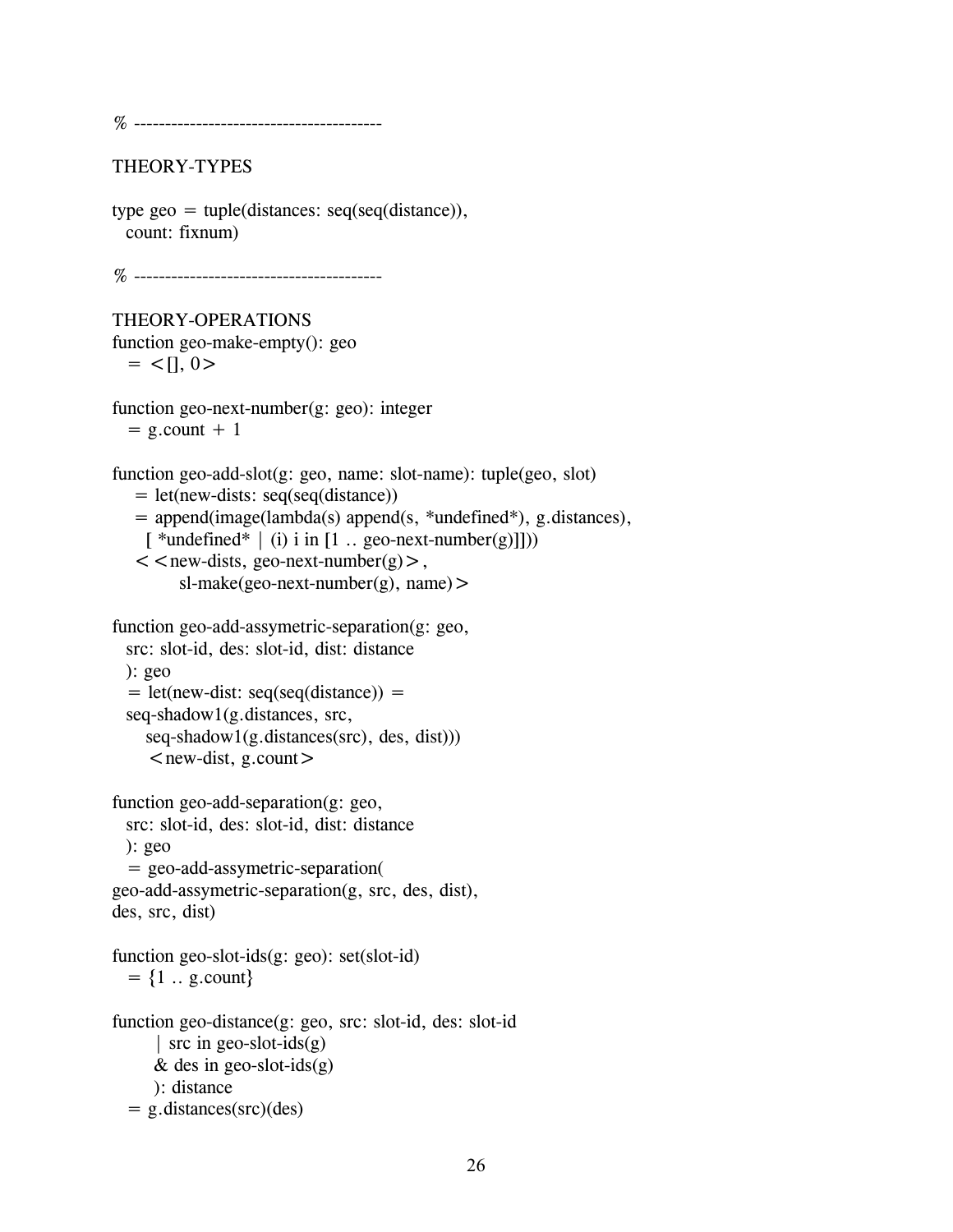```
% ----------------------------------------

THEORY-TYPES

type geo = tuple(distances: seq(seq(distance)),
  count: fixnum)

% ----------------------------------------

THEORY-OPERATIONS
function geo-make-empty(): geo
  = <[], 0>

function geo-next-number(g: geo): integer
  = g.count + 1

function geo-add-slot(g: geo, name: slot-name): tuple(geo, slot)
   = let(new-dists: seq(seq(distance))
   = append(image(lambda(s) append(s, *undefined*), g.distances),
     [ *undefined* | (i) i in [1 .. geo-next-number(g)]]))
  <<new-dists, geo-next-number(g)>,
         sl-make(geo-next-number(g), name)>

function geo-add-assymetric-separation(g: geo,
  src: slot-id, des: slot-id, dist: distance
  ): geo
  = let(new-dist: seq(seq(distance)) =
  seq-shadow1(g.distances, src,
    seq-shadow1(g.distances(src), des, dist)))
     <new-dist, g.count>

function geo-add-separation(g: geo,
  src: slot-id, des: slot-id, dist: distance
  ): geo
  = geo-add-assymetric-separation(
geo-add-assymetric-separation(g, src, des, dist),
des, src, dist)

function geo-slot-ids(g: geo): set(slot-id)
  = {1 .. g.count}

function geo-distance(g: geo, src: slot-id, des: slot-id
      | src in geo-slot-ids(g)
      & des in geo-slot-ids(g)
      ): distance
  = g.distances(src)(des)
```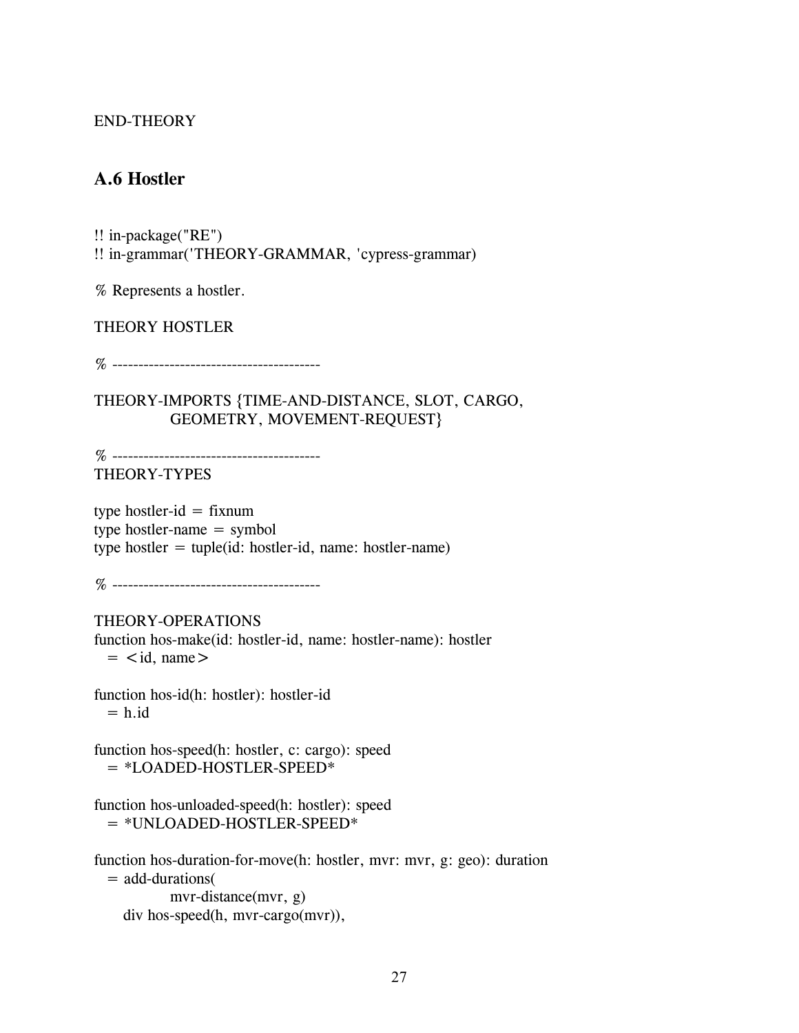```
END-THEORY
```

## A.6 Hostler

```
!! in-package("RE")
!! in-grammar('THEORY-GRAMMAR, 'cypress-grammar)

% Represents a hostler.

THEORY HOSTLER

% ----------------------------------------

THEORY-IMPORTS {TIME-AND-DISTANCE, SLOT, CARGO,
            GEOMETRY, MOVEMENT-REQUEST}

% ----------------------------------------
THEORY-TYPES

type hostler-id = fixnum
type hostler-name = symbol
type hostler = tuple(id: hostler-id, name: hostler-name)

% ----------------------------------------

THEORY-OPERATIONS
function hos-make(id: hostler-id, name: hostler-name): hostler
  = <id, name>

function hos-id(h: hostler): hostler-id
  = h.id

function hos-speed(h: hostler, c: cargo): speed
  = *LOADED-HOSTLER-SPEED*

function hos-unloaded-speed(h: hostler): speed
  = *UNLOADED-HOSTLER-SPEED*

function hos-duration-for-move(h: hostler, mvr: mvr, g: geo): duration
  = add-durations(
            mvr-distance(mvr, g)
     div hos-speed(h, mvr-cargo(mvr)),
```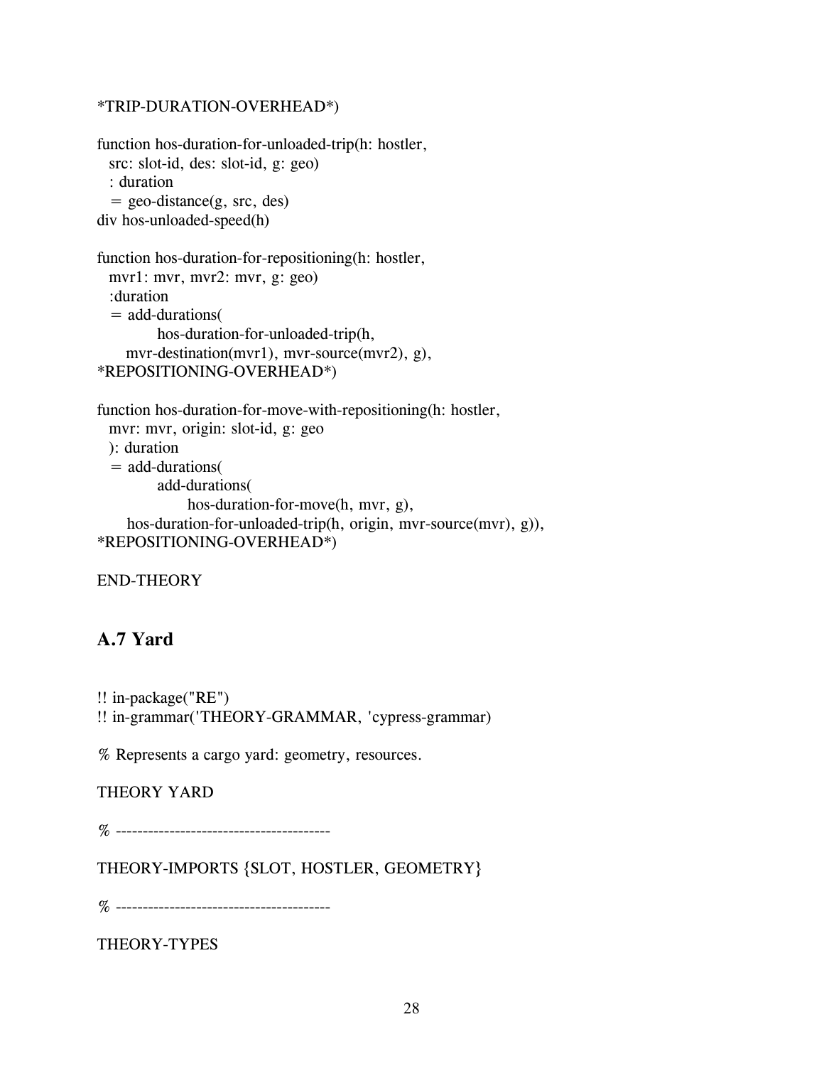```
*TRIP-DURATION-OVERHEAD*)

function hos-duration-for-unloaded-trip(h: hostler,
  src: slot-id, des: slot-id, g: geo)
  : duration
  = geo-distance(g, src, des)
div hos-unloaded-speed(h)

function hos-duration-for-repositioning(h: hostler,
  mvr1: mvr, mvr2: mvr, g: geo)
  :duration
  = add-durations(
          hos-duration-for-unloaded-trip(h,
      mvr-destination(mvr1), mvr-source(mvr2), g),
*REPOSITIONING-OVERHEAD*)

function hos-duration-for-move-with-repositioning(h: hostler,
  mvr: mvr, origin: slot-id, g: geo
  ): duration
  = add-durations(
          add-durations(
               hos-duration-for-move(h, mvr, g),
      hos-duration-for-unloaded-trip(h, origin, mvr-source(mvr), g)),
*REPOSITIONING-OVERHEAD*)

END-THEORY
```

## A.7 Yard

```
!! in-package("RE")
!! in-grammar('THEORY-GRAMMAR, 'cypress-grammar)

% Represents a cargo yard: geometry, resources.

THEORY YARD

% ----------------------------------------

THEORY-IMPORTS {SLOT, HOSTLER, GEOMETRY}

% ----------------------------------------

THEORY-TYPES
```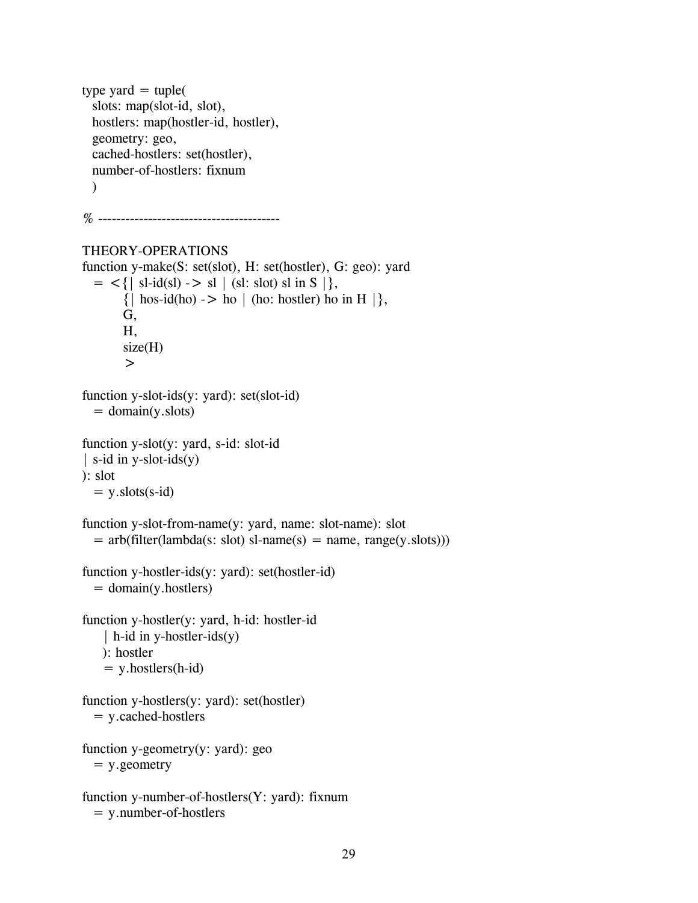```
type yard = tuple(
  slots: map(slot-id, slot),
  hostlers: map(hostler-id, hostler),
  geometry: geo,
  cached-hostlers: set(hostler),
  number-of-hostlers: fixnum
  )

% ----------------------------------------

THEORY-OPERATIONS
function y-make(S: set(slot), H: set(hostler), G: geo): yard
  = <{| sl-id(sl) -> sl | (sl: slot) sl in S |},
        {| hos-id(ho) -> ho | (ho: hostler) ho in H |},
        G,
        H,
        size(H)
        >

function y-slot-ids(y: yard): set(slot-id)
  = domain(y.slots)

function y-slot(y: yard, s-id: slot-id
| s-id in y-slot-ids(y)
): slot
  = y.slots(s-id)

function y-slot-from-name(y: yard, name: slot-name): slot
  = arb(filter(lambda(s: slot) sl-name(s) = name, range(y.slots)))

function y-hostler-ids(y: yard): set(hostler-id)
  = domain(y.hostlers)

function y-hostler(y: yard, h-id: hostler-id
    | h-id in y-hostler-ids(y)
    ): hostler
    = y.hostlers(h-id)

function y-hostlers(y: yard): set(hostler)
  = y.cached-hostlers

function y-geometry(y: yard): geo
  = y.geometry

function y-number-of-hostlers(Y: yard): fixnum
  = y.number-of-hostlers
```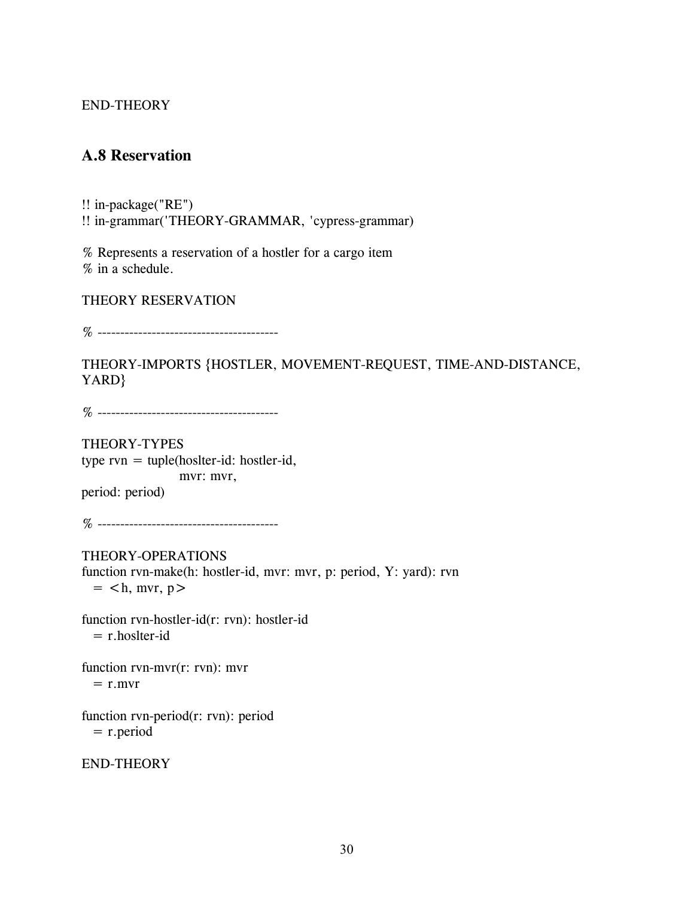END-THEORY

## A.8 Reservation

```
!! in-package("RE")
!! in-grammar('THEORY-GRAMMAR, 'cypress-grammar)

% Represents a reservation of a hostler for a cargo item
% in a schedule.

THEORY RESERVATION

% ----------------------------------------

THEORY-IMPORTS {HOSTLER, MOVEMENT-REQUEST, TIME-AND-DISTANCE,
YARD}

% ----------------------------------------

THEORY-TYPES
type rvn = tuple(hoslter-id: hostler-id,
                 mvr: mvr,
period: period)

% ----------------------------------------

THEORY-OPERATIONS
function rvn-make(h: hostler-id, mvr: mvr, p: period, Y: yard): rvn
  = <h, mvr, p>

function rvn-hostler-id(r: rvn): hostler-id
  = r.hoslter-id

function rvn-mvr(r: rvn): mvr
  = r.mvr

function rvn-period(r: rvn): period
  = r.period

END-THEORY
```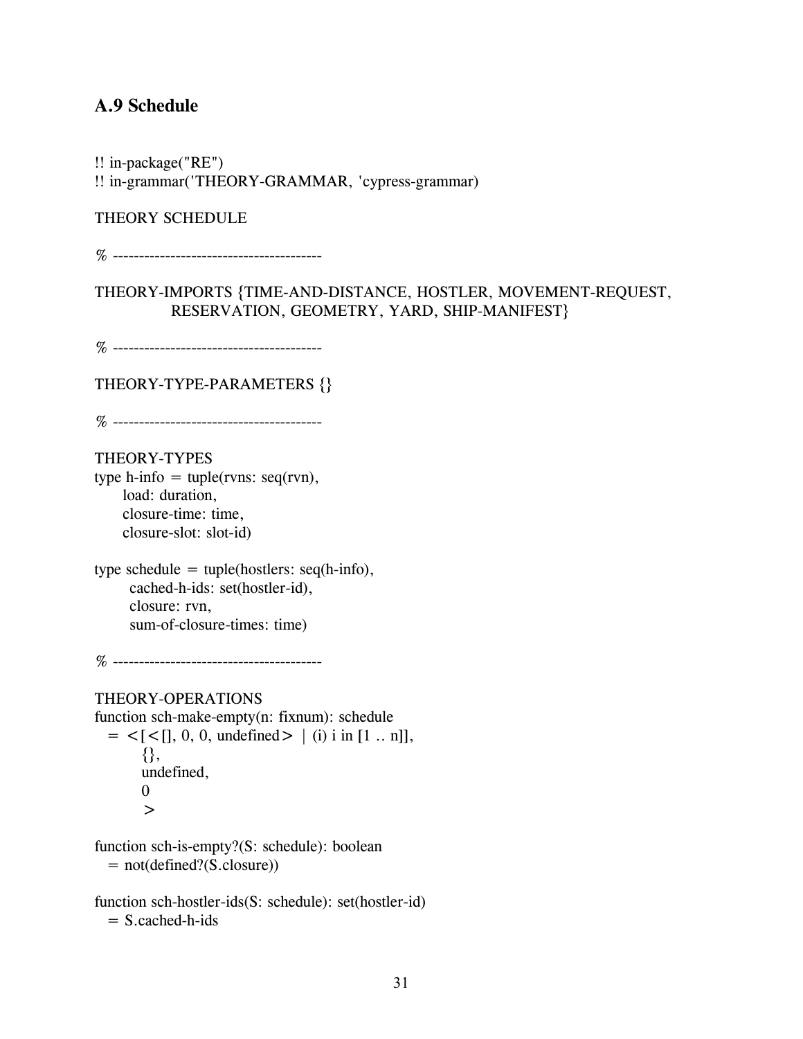### A.9 Schedule

```
!! in-package("RE")
!! in-grammar('THEORY-GRAMMAR, 'cypress-grammar)

THEORY SCHEDULE

% ----------------------------------------

THEORY-IMPORTS {TIME-AND-DISTANCE, HOSTLER, MOVEMENT-REQUEST,
             RESERVATION, GEOMETRY, YARD, SHIP-MANIFEST}

% ----------------------------------------

THEORY-TYPE-PARAMETERS {}

% ----------------------------------------

THEORY-TYPES
type h-info = tuple(rvns: seq(rvn),
      load: duration,
      closure-time: time,
      closure-slot: slot-id)

type schedule = tuple(hostlers: seq(h-info),
       cached-h-ids: set(hostler-id),
       closure: rvn,
       sum-of-closure-times: time)

% ----------------------------------------

THEORY-OPERATIONS
function sch-make-empty(n: fixnum): schedule
  = <[<[], 0, 0, undefined> | (i) i in [1 .. n]],
        {},
        undefined,
        0
        >

function sch-is-empty?(S: schedule): boolean
  = not(defined?(S.closure))

function sch-hostler-ids(S: schedule): set(hostler-id)
  = S.cached-h-ids
```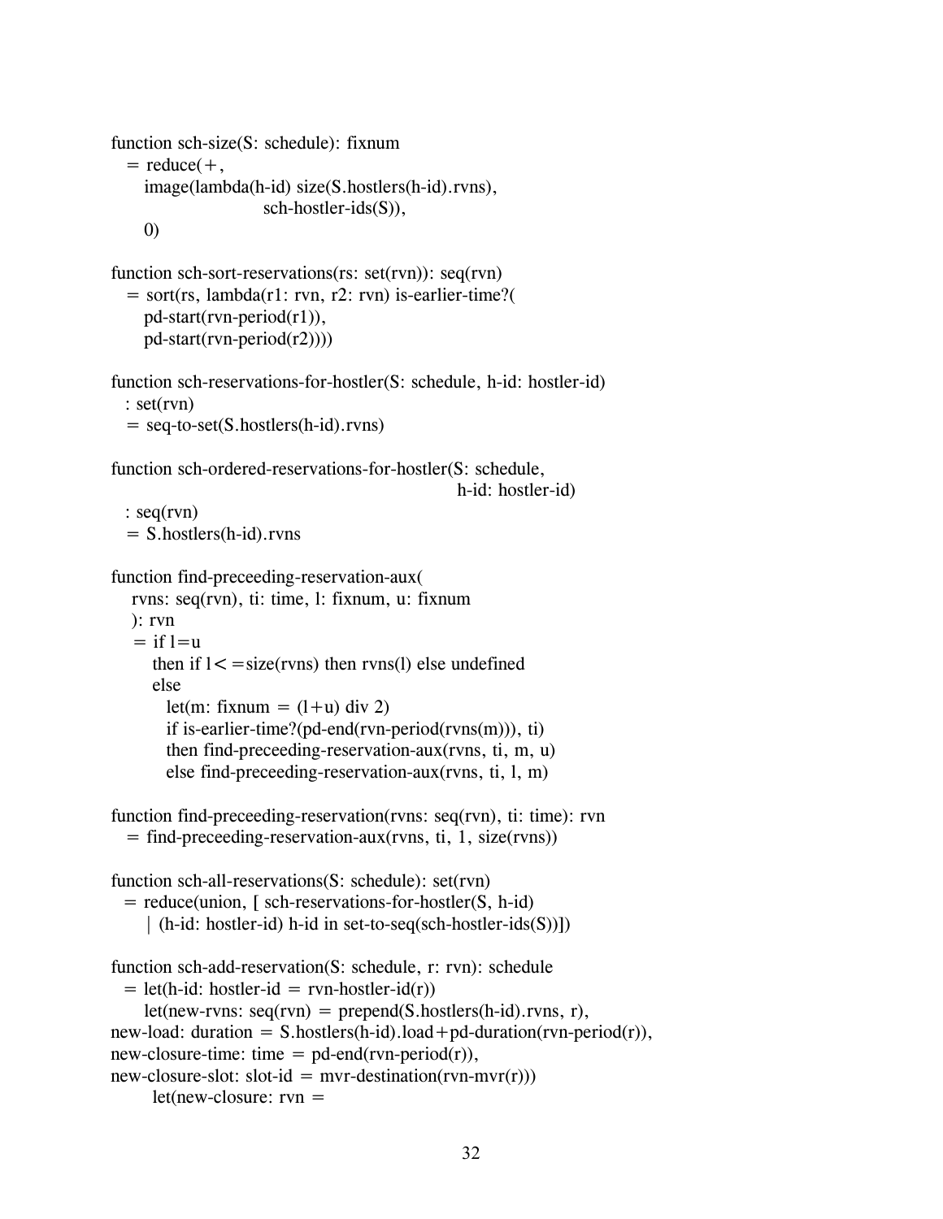```
function sch-size(S: schedule): fixnum
  = reduce(+,
      image(lambda(h-id) size(S.hostlers(h-id).rvns),
                         sch-hostler-ids(S)),
      0)

function sch-sort-reservations(rs: set(rvn)): seq(rvn)
  = sort(rs, lambda(r1: rvn, r2: rvn) is-earlier-time?(
      pd-start(rvn-period(r1)),
      pd-start(rvn-period(r2))))

function sch-reservations-for-hostler(S: schedule, h-id: hostler-id)
  : set(rvn)
  = seq-to-set(S.hostlers(h-id).rvns)

function sch-ordered-reservations-for-hostler(S: schedule,
                                              h-id: hostler-id)
  : seq(rvn)
  = S.hostlers(h-id).rvns

function find-preceeding-reservation-aux(
    rvns: seq(rvn), ti: time, l: fixnum, u: fixnum
    ): rvn
    = if l=u
       then if l<=size(rvns) then rvns(l) else undefined
       else
         let(m: fixnum = (l+u) div 2)
         if is-earlier-time?(pd-end(rvn-period(rvns(m))), ti)
         then find-preceeding-reservation-aux(rvns, ti, m, u)
         else find-preceeding-reservation-aux(rvns, ti, l, m)

function find-preceeding-reservation(rvns: seq(rvn), ti: time): rvn
  = find-preceeding-reservation-aux(rvns, ti, 1, size(rvns))

function sch-all-reservations(S: schedule): set(rvn)
  = reduce(union, [ sch-reservations-for-hostler(S, h-id)
      | (h-id: hostler-id) h-id in set-to-seq(sch-hostler-ids(S))])

function sch-add-reservation(S: schedule, r: rvn): schedule
  = let(h-id: hostler-id = rvn-hostler-id(r))
      let(new-rvns: seq(rvn) = prepend(S.hostlers(h-id).rvns, r),
new-load: duration = S.hostlers(h-id).load+pd-duration(rvn-period(r)),
new-closure-time: time = pd-end(rvn-period(r)),
new-closure-slot: slot-id = mvr-destination(rvn-mvr(r)))
       let(new-closure: rvn =
```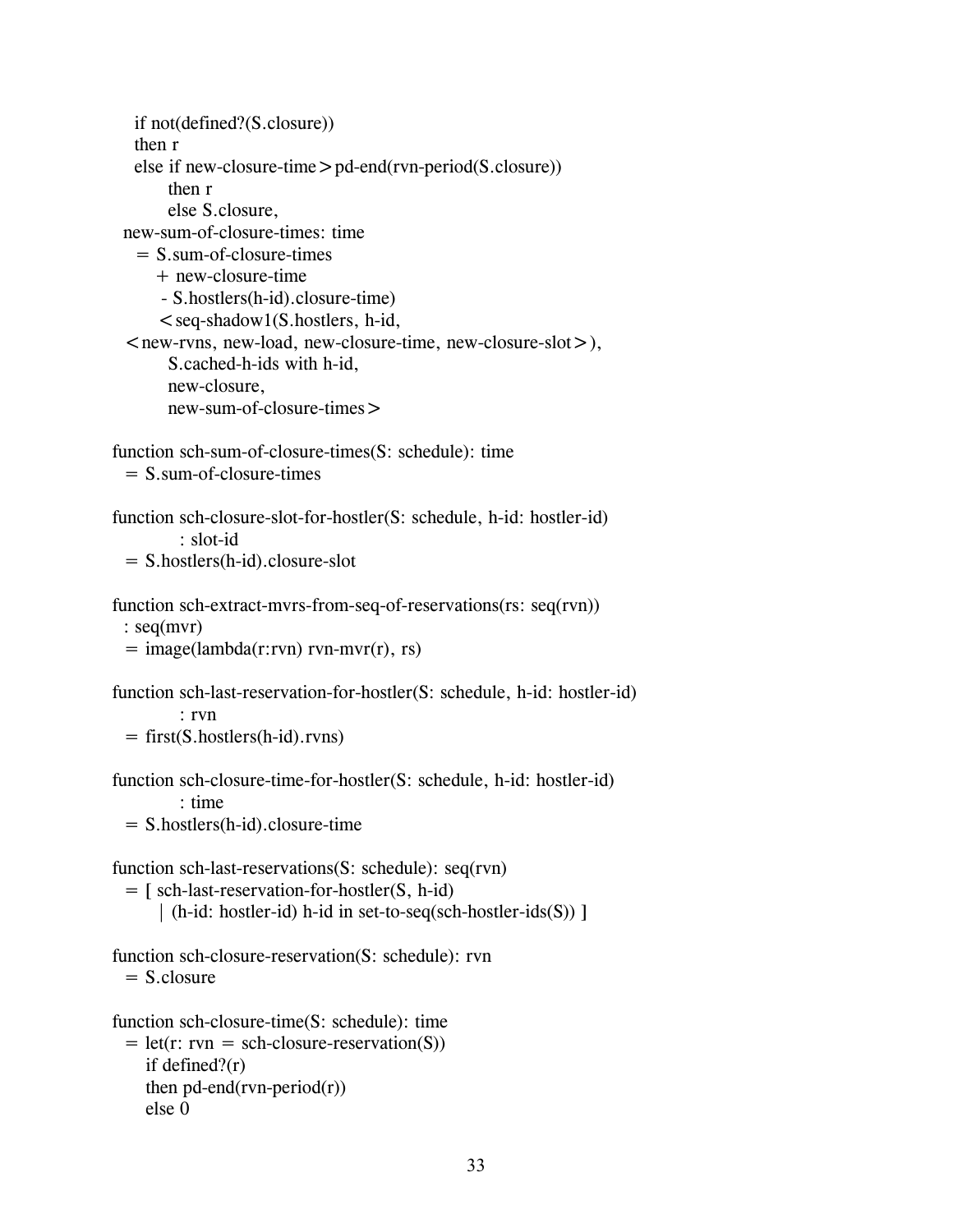```
    if not(defined?(S.closure))
    then r
    else if new-closure-time > pd-end(rvn-period(S.closure))
         then r
         else S.closure,
  new-sum-of-closure-times: time
    = S.sum-of-closure-times
       + new-closure-time
       - S.hostlers(h-id).closure-time)
       <seq-shadow1(S.hostlers, h-id,
  <new-rvns, new-load, new-closure-time, new-closure-slot>),
         S.cached-h-ids with h-id,
         new-closure,
         new-sum-of-closure-times>

function sch-sum-of-closure-times(S: schedule): time
  = S.sum-of-closure-times

function sch-closure-slot-for-hostler(S: schedule, h-id: hostler-id)
           : slot-id
  = S.hostlers(h-id).closure-slot

function sch-extract-mvrs-from-seq-of-reservations(rs: seq(rvn))
  : seq(mvr)
  = image(lambda(r:rvn) rvn-mvr(r), rs)

function sch-last-reservation-for-hostler(S: schedule, h-id: hostler-id)
           : rvn
  = first(S.hostlers(h-id).rvns)

function sch-closure-time-for-hostler(S: schedule, h-id: hostler-id)
           : time
  = S.hostlers(h-id).closure-time

function sch-last-reservations(S: schedule): seq(rvn)
  = [ sch-last-reservation-for-hostler(S, h-id)
       | (h-id: hostler-id) h-id in set-to-seq(sch-hostler-ids(S)) ]

function sch-closure-reservation(S: schedule): rvn
  = S.closure

function sch-closure-time(S: schedule): time
  = let(r: rvn = sch-closure-reservation(S))
     if defined?(r)
     then pd-end(rvn-period(r))
     else 0
```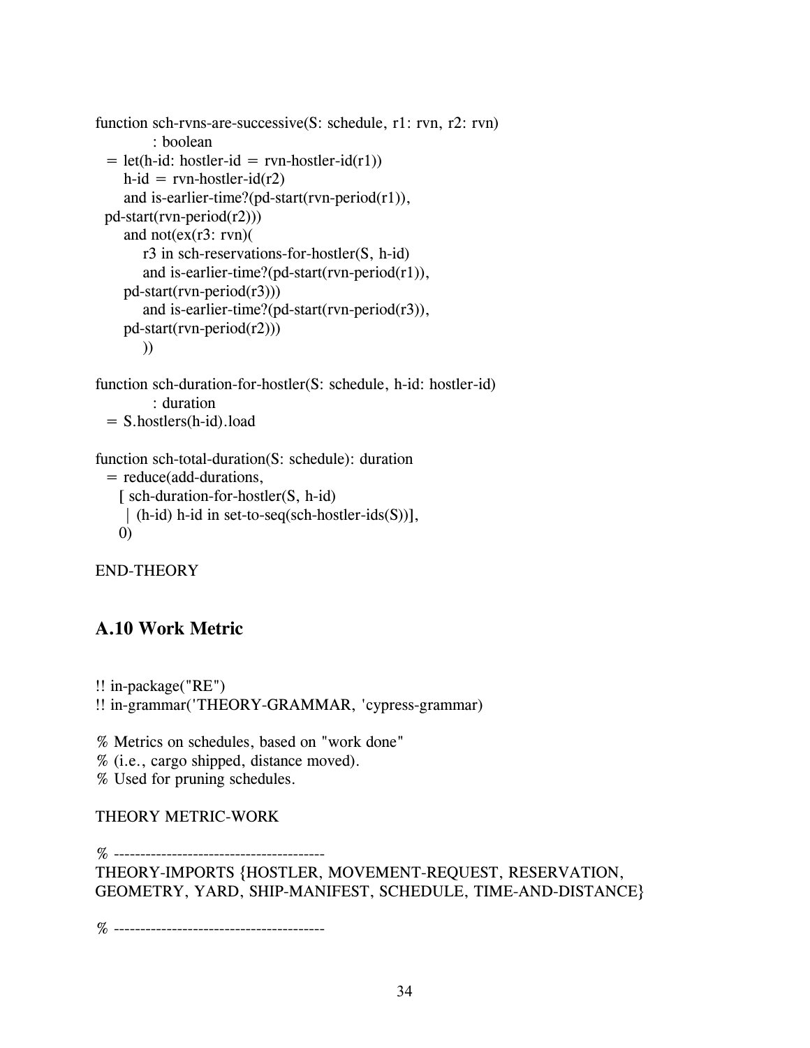```
function sch-rvns-are-successive(S: schedule, r1: rvn, r2: rvn)
          : boolean
  = let(h-id: hostler-id = rvn-hostler-id(r1))
      h-id = rvn-hostler-id(r2)
      and is-earlier-time?(pd-start(rvn-period(r1)),
  pd-start(rvn-period(r2)))
      and not(ex(r3: rvn)(
          r3 in sch-reservations-for-hostler(S, h-id)
          and is-earlier-time?(pd-start(rvn-period(r1)),
      pd-start(rvn-period(r3)))
          and is-earlier-time?(pd-start(rvn-period(r3)),
      pd-start(rvn-period(r2)))
          ))

function sch-duration-for-hostler(S: schedule, h-id: hostler-id)
          : duration
  = S.hostlers(h-id).load

function sch-total-duration(S: schedule): duration
  = reduce(add-durations,
    [ sch-duration-for-hostler(S, h-id)
     | (h-id) h-id in set-to-seq(sch-hostler-ids(S))],
    0)

END-THEORY
```

## A.10 Work Metric

```
!! in-package("RE")
!! in-grammar('THEORY-GRAMMAR, 'cypress-grammar)

% Metrics on schedules, based on "work done"
% (i.e., cargo shipped, distance moved).
% Used for pruning schedules.

THEORY METRIC-WORK

% ----------------------------------------
THEORY-IMPORTS {HOSTLER, MOVEMENT-REQUEST, RESERVATION,
GEOMETRY, YARD, SHIP-MANIFEST, SCHEDULE, TIME-AND-DISTANCE}

% ----------------------------------------
```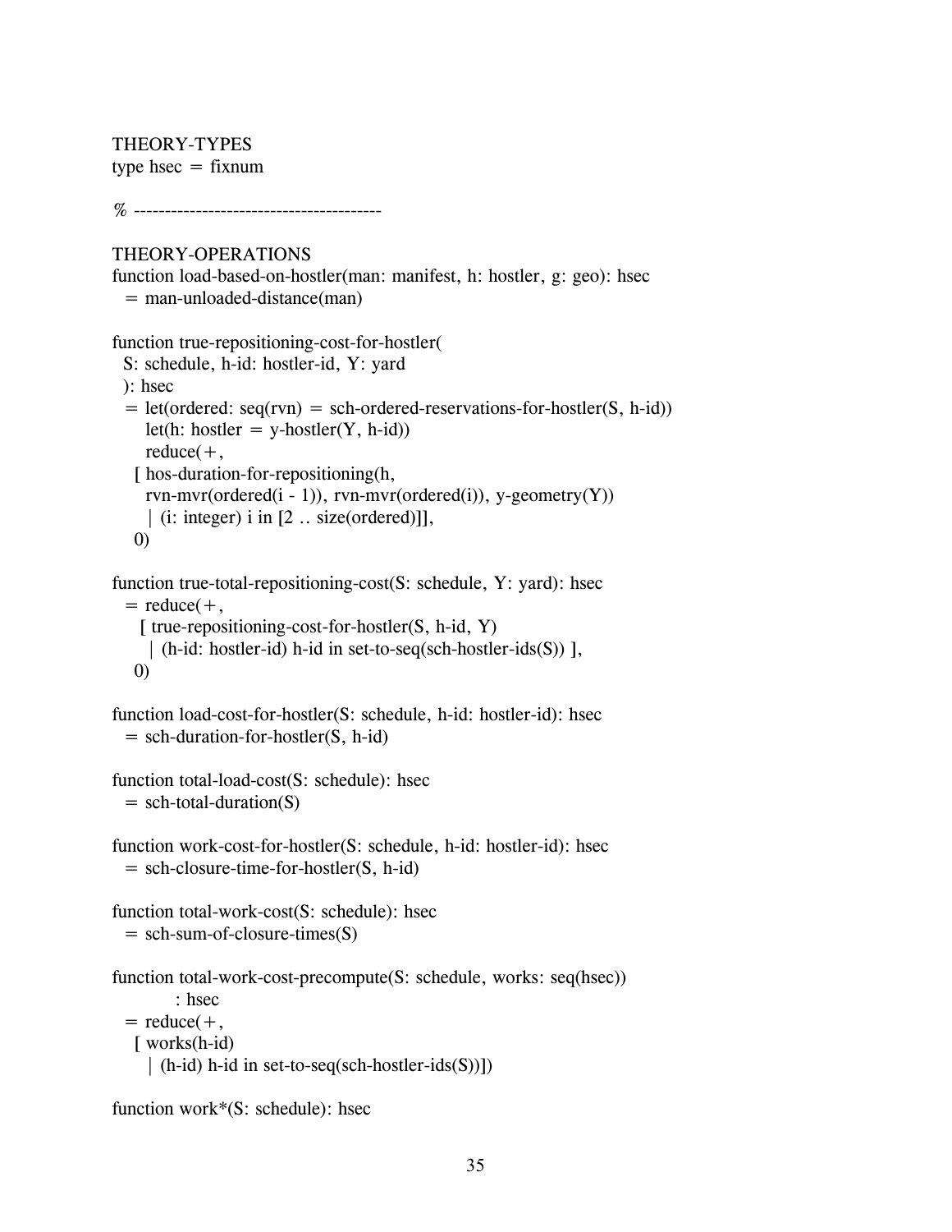```
THEORY-TYPES
type hsec = fixnum

% ----------------------------------------

THEORY-OPERATIONS
function load-based-on-hostler(man: manifest, h: hostler, g: geo): hsec
  = man-unloaded-distance(man)

function true-repositioning-cost-for-hostler(
  S: schedule, h-id: hostler-id, Y: yard
  ): hsec
  = let(ordered: seq(rvn) = sch-ordered-reservations-for-hostler(S, h-id))
      let(h: hostler = y-hostler(Y, h-id))
      reduce(+,
    [ hos-duration-for-repositioning(h,
      rvn-mvr(ordered(i - 1)), rvn-mvr(ordered(i)), y-geometry(Y))
      | (i: integer) i in [2 .. size(ordered)]],
    0)

function true-total-repositioning-cost(S: schedule, Y: yard): hsec
  = reduce(+,
     [ true-repositioning-cost-for-hostler(S, h-id, Y)
       | (h-id: hostler-id) h-id in set-to-seq(sch-hostler-ids(S)) ],
    0)

function load-cost-for-hostler(S: schedule, h-id: hostler-id): hsec
  = sch-duration-for-hostler(S, h-id)

function total-load-cost(S: schedule): hsec
  = sch-total-duration(S)

function work-cost-for-hostler(S: schedule, h-id: hostler-id): hsec
  = sch-closure-time-for-hostler(S, h-id)

function total-work-cost(S: schedule): hsec
  = sch-sum-of-closure-times(S)

function total-work-cost-precompute(S: schedule, works: seq(hsec))
          : hsec
  = reduce(+,
    [ works(h-id)
      | (h-id) h-id in set-to-seq(sch-hostler-ids(S))])

function work*(S: schedule): hsec
```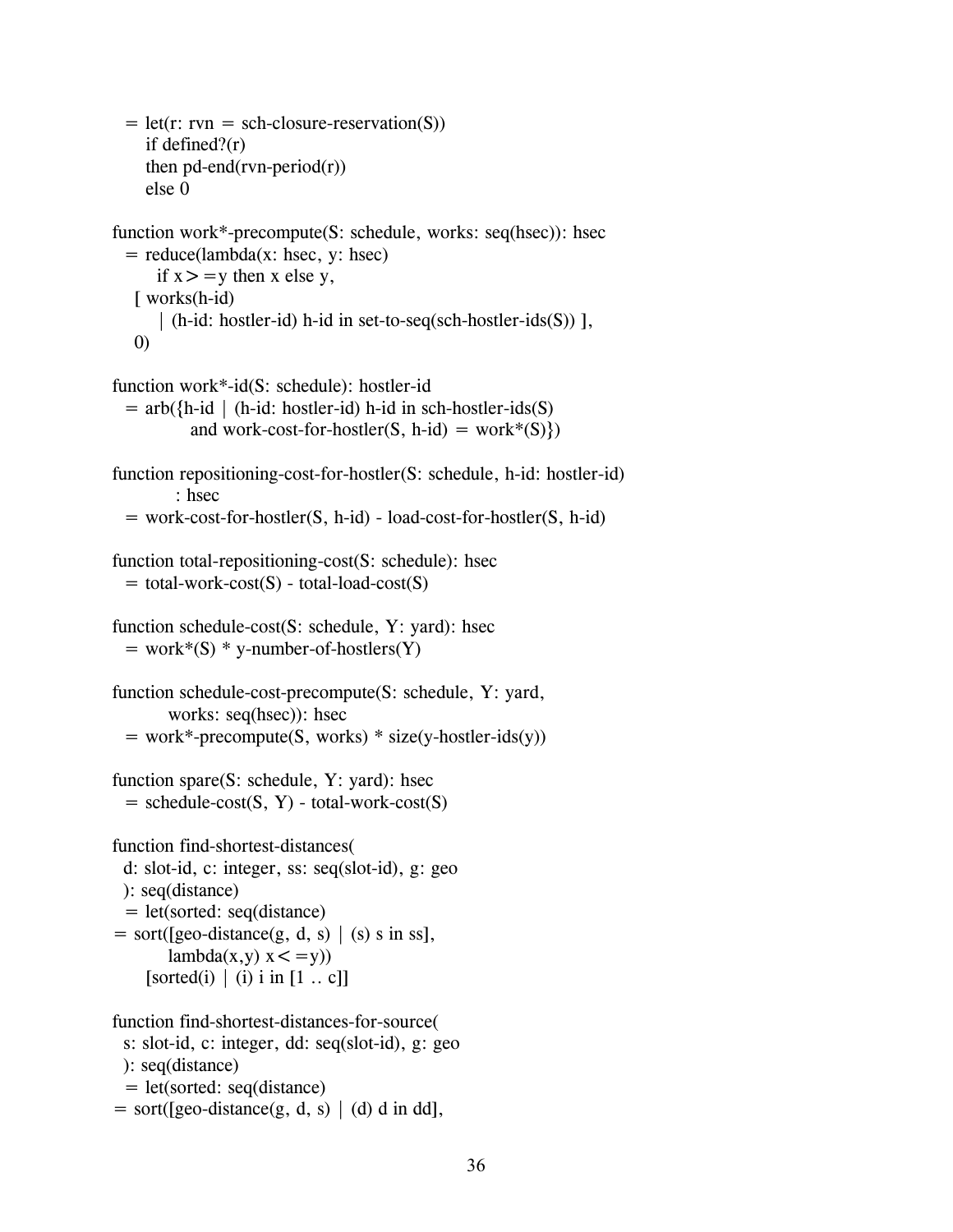```
  = let(r: rvn = sch-closure-reservation(S))
      if defined?(r)
      then pd-end(rvn-period(r))
      else 0

function work*-precompute(S: schedule, works: seq(hsec)): hsec
  = reduce(lambda(x: hsec, y: hsec)
        if x>=y then x else y,
    [ works(h-id)
        | (h-id: hostler-id) h-id in set-to-seq(sch-hostler-ids(S)) ],
    0)

function work*-id(S: schedule): hostler-id
  = arb({h-id | (h-id: hostler-id) h-id in sch-hostler-ids(S)
             and work-cost-for-hostler(S, h-id) = work*(S)})

function repositioning-cost-for-hostler(S: schedule, h-id: hostler-id)
           : hsec
  = work-cost-for-hostler(S, h-id) - load-cost-for-hostler(S, h-id)

function total-repositioning-cost(S: schedule): hsec
  = total-work-cost(S) - total-load-cost(S)

function schedule-cost(S: schedule, Y: yard): hsec
  = work*(S) * y-number-of-hostlers(Y)

function schedule-cost-precompute(S: schedule, Y: yard,
          works: seq(hsec)): hsec
  = work*-precompute(S, works) * size(y-hostler-ids(y))

function spare(S: schedule, Y: yard): hsec
  = schedule-cost(S, Y) - total-work-cost(S)

function find-shortest-distances(
  d: slot-id, c: integer, ss: seq(slot-id), g: geo
  ): seq(distance)
  = let(sorted: seq(distance)
= sort([geo-distance(g, d, s) | (s) s in ss],
          lambda(x,y) x<=y))
      [sorted(i) | (i) i in [1 .. c]]

function find-shortest-distances-for-source(
  s: slot-id, c: integer, dd: seq(slot-id), g: geo
  ): seq(distance)
  = let(sorted: seq(distance)
= sort([geo-distance(g, d, s) | (d) d in dd],
```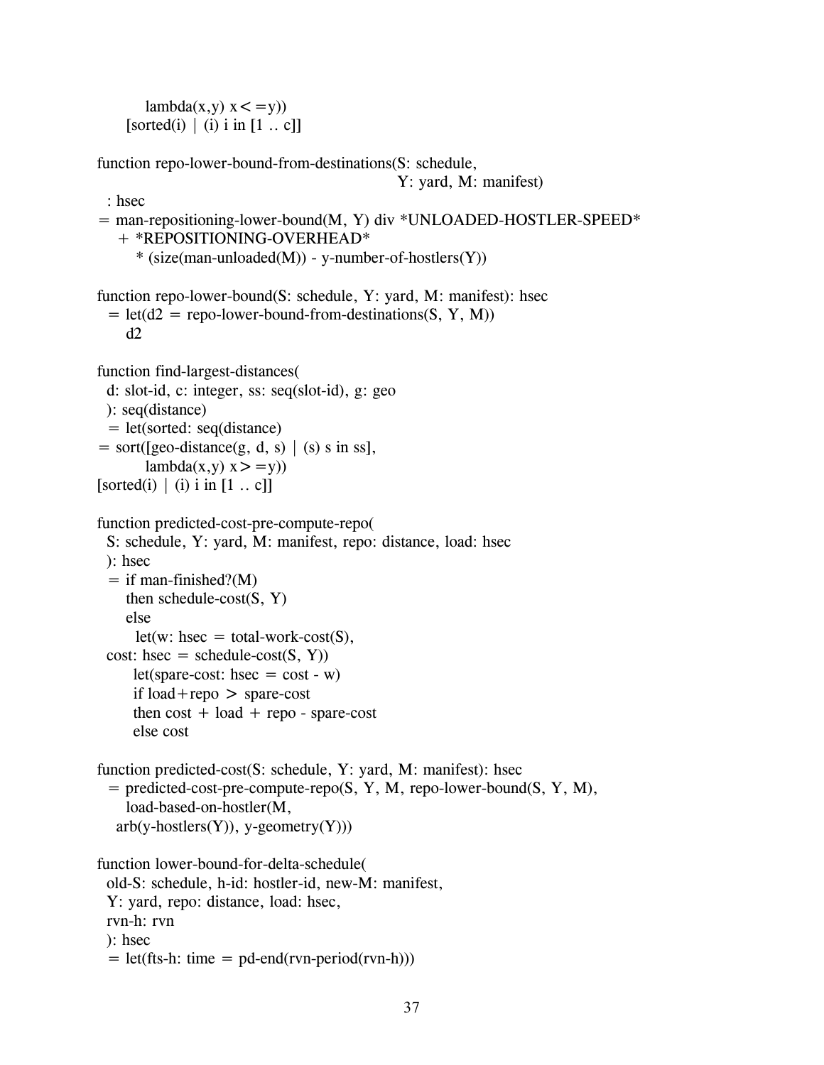```
          lambda(x,y) x<=y))
      [sorted(i) | (i) i in [1 .. c]]

function repo-lower-bound-from-destinations(S: schedule,
                                             Y: yard, M: manifest)
  : hsec
= man-repositioning-lower-bound(M, Y) div *UNLOADED-HOSTLER-SPEED*
    + *REPOSITIONING-OVERHEAD*
      * (size(man-unloaded(M)) - y-number-of-hostlers(Y))

function repo-lower-bound(S: schedule, Y: yard, M: manifest): hsec
  = let(d2 = repo-lower-bound-from-destinations(S, Y, M))
      d2

function find-largest-distances(
  d: slot-id, c: integer, ss: seq(slot-id), g: geo
  ): seq(distance)
  = let(sorted: seq(distance)
= sort([geo-distance(g, d, s) | (s) s in ss],
          lambda(x,y) x>=y))
[sorted(i) | (i) i in [1 .. c]]

function predicted-cost-pre-compute-repo(
  S: schedule, Y: yard, M: manifest, repo: distance, load: hsec
  ): hsec
  = if man-finished?(M)
      then schedule-cost(S, Y)
      else
        let(w: hsec = total-work-cost(S),
  cost: hsec = schedule-cost(S, Y))
       let(spare-cost: hsec = cost - w)
       if load+repo > spare-cost
       then cost + load + repo - spare-cost
       else cost

function predicted-cost(S: schedule, Y: yard, M: manifest): hsec
  = predicted-cost-pre-compute-repo(S, Y, M, repo-lower-bound(S, Y, M),
      load-based-on-hostler(M,
    arb(y-hostlers(Y)), y-geometry(Y)))

function lower-bound-for-delta-schedule(
  old-S: schedule, h-id: hostler-id, new-M: manifest,
  Y: yard, repo: distance, load: hsec,
  rvn-h: rvn
  ): hsec
  = let(fts-h: time = pd-end(rvn-period(rvn-h)))
```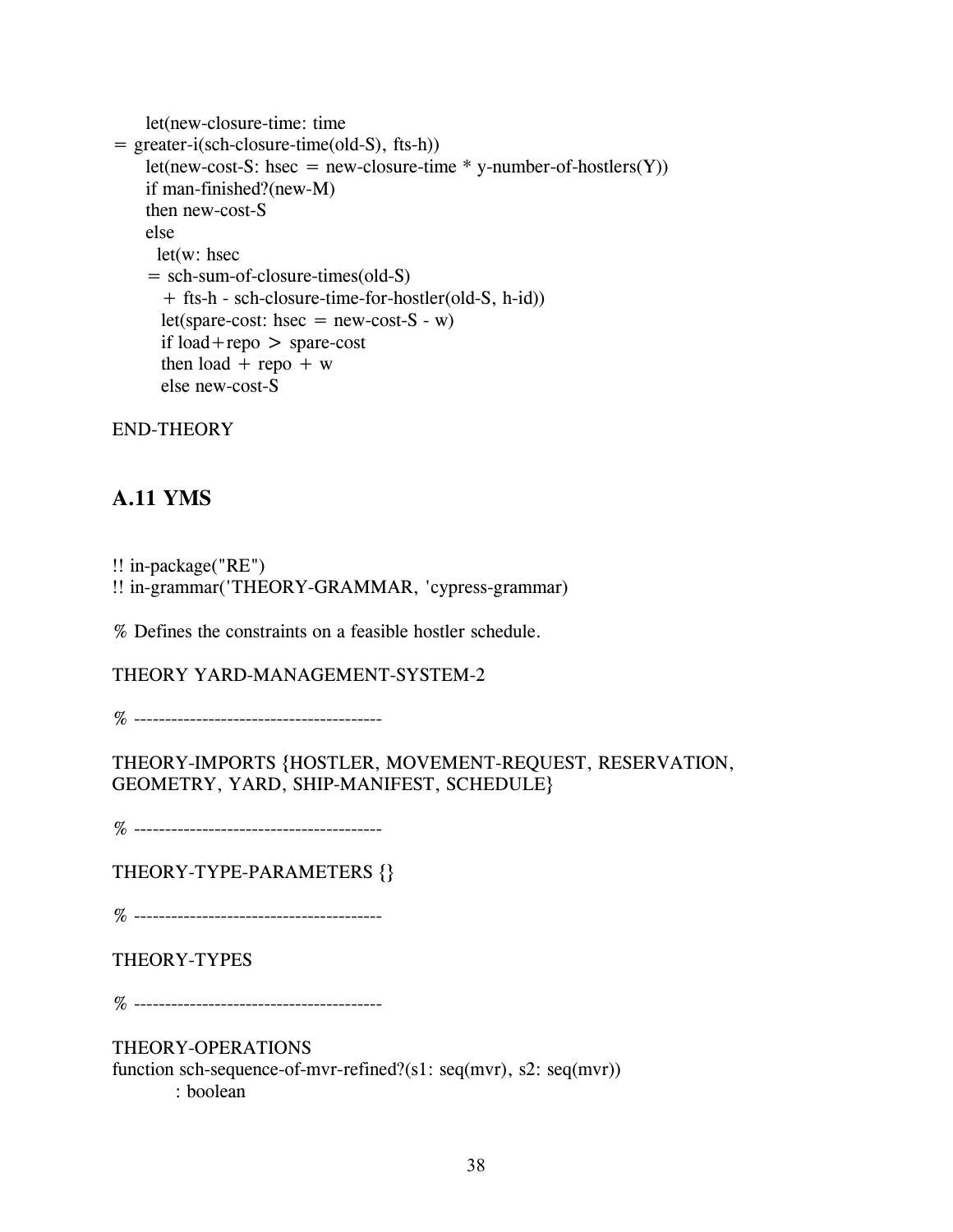```
      let(new-closure-time: time
= greater-i(sch-closure-time(old-S), fts-h))
      let(new-cost-S: hsec = new-closure-time * y-number-of-hostlers(Y))
      if man-finished?(new-M)
      then new-cost-S
      else
        let(w: hsec
      = sch-sum-of-closure-times(old-S)
          + fts-h - sch-closure-time-for-hostler(old-S, h-id))
         let(spare-cost: hsec = new-cost-S - w)
         if load+repo > spare-cost
         then load + repo + w
         else new-cost-S

END-THEORY
```

## A.11 YMS

```
!! in-package("RE")
!! in-grammar('THEORY-GRAMMAR, 'cypress-grammar)

% Defines the constraints on a feasible hostler schedule.

THEORY YARD-MANAGEMENT-SYSTEM-2

% ----------------------------------------

THEORY-IMPORTS {HOSTLER, MOVEMENT-REQUEST, RESERVATION,
GEOMETRY, YARD, SHIP-MANIFEST, SCHEDULE}

% ----------------------------------------

THEORY-TYPE-PARAMETERS {}

% ----------------------------------------

THEORY-TYPES

% ----------------------------------------

THEORY-OPERATIONS
function sch-sequence-of-mvr-refined?(s1: seq(mvr), s2: seq(mvr))
          : boolean
```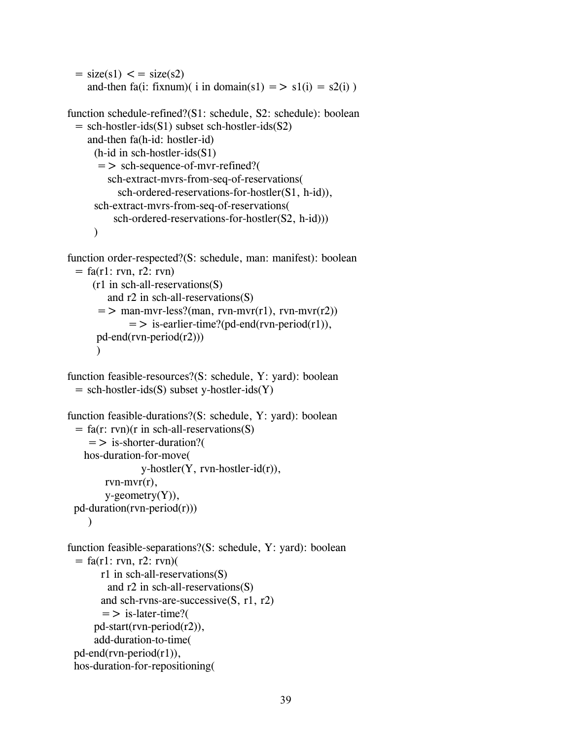```
  = size(s1) <= size(s2)
      and-then fa(i: fixnum)( i in domain(s1) => s1(i) = s2(i) )

function schedule-refined?(S1: schedule, S2: schedule): boolean
  = sch-hostler-ids(S1) subset sch-hostler-ids(S2)
      and-then fa(h-id: hostler-id)
        (h-id in sch-hostler-ids(S1)
         => sch-sequence-of-mvr-refined?(
            sch-extract-mvrs-from-seq-of-reservations(
               sch-ordered-reservations-for-hostler(S1, h-id)),
        sch-extract-mvrs-from-seq-of-reservations(
              sch-ordered-reservations-for-hostler(S2, h-id)))
        )

function order-respected?(S: schedule, man: manifest): boolean
  = fa(r1: rvn, r2: rvn)
       (r1 in sch-all-reservations(S)
           and r2 in sch-all-reservations(S)
        => man-mvr-less?(man, rvn-mvr(r1), rvn-mvr(r2))
                 => is-earlier-time?(pd-end(rvn-period(r1)),
         pd-end(rvn-period(r2)))
        )

function feasible-resources?(S: schedule, Y: yard): boolean
  = sch-hostler-ids(S) subset y-hostler-ids(Y)

function feasible-durations?(S: schedule, Y: yard): boolean
  = fa(r: rvn)(r in sch-all-reservations(S)
       => is-shorter-duration?(
     hos-duration-for-move(
                    y-hostler(Y, rvn-hostler-id(r)),
           rvn-mvr(r),
           y-geometry(Y)),
  pd-duration(rvn-period(r)))
      )

function feasible-separations?(S: schedule, Y: yard): boolean
  = fa(r1: rvn, r2: rvn)(
          r1 in sch-all-reservations(S)
            and r2 in sch-all-reservations(S)
          and sch-rvns-are-successive(S, r1, r2)
          => is-later-time?(
        pd-start(rvn-period(r2)),
        add-duration-to-time(
  pd-end(rvn-period(r1)),
  hos-duration-for-repositioning(
```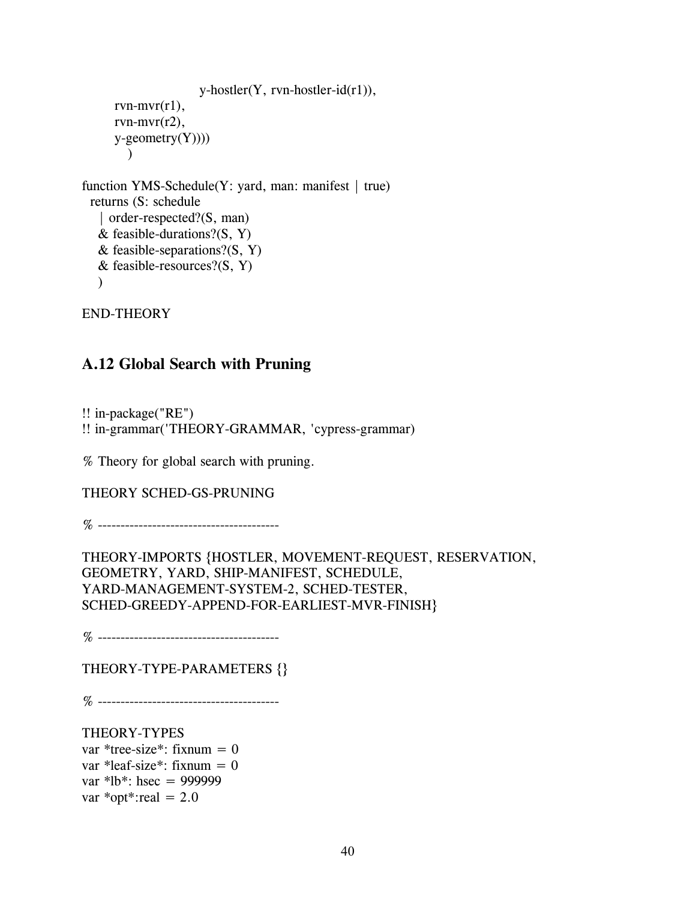```
                    y-hostler(Y, rvn-hostler-id(r1)),
      rvn-mvr(r1),
      rvn-mvr(r2),
      y-geometry(Y))))
        )

function YMS-Schedule(Y: yard, man: manifest | true)
  returns (S: schedule
    | order-respected?(S, man)
    & feasible-durations?(S, Y)
    & feasible-separations?(S, Y)
    & feasible-resources?(S, Y)
    )

END-THEORY
```

## A.12 Global Search with Pruning

```
!! in-package("RE")
!! in-grammar('THEORY-GRAMMAR, 'cypress-grammar)

% Theory for global search with pruning.

THEORY SCHED-GS-PRUNING

% ----------------------------------------

THEORY-IMPORTS {HOSTLER, MOVEMENT-REQUEST, RESERVATION,
GEOMETRY, YARD, SHIP-MANIFEST, SCHEDULE,
YARD-MANAGEMENT-SYSTEM-2, SCHED-TESTER,
SCHED-GREEDY-APPEND-FOR-EARLIEST-MVR-FINISH}

% ----------------------------------------

THEORY-TYPE-PARAMETERS {}

% ----------------------------------------

THEORY-TYPES
var *tree-size*: fixnum = 0
var *leaf-size*: fixnum = 0
var *lb*: hsec = 999999
var *opt*:real = 2.0
```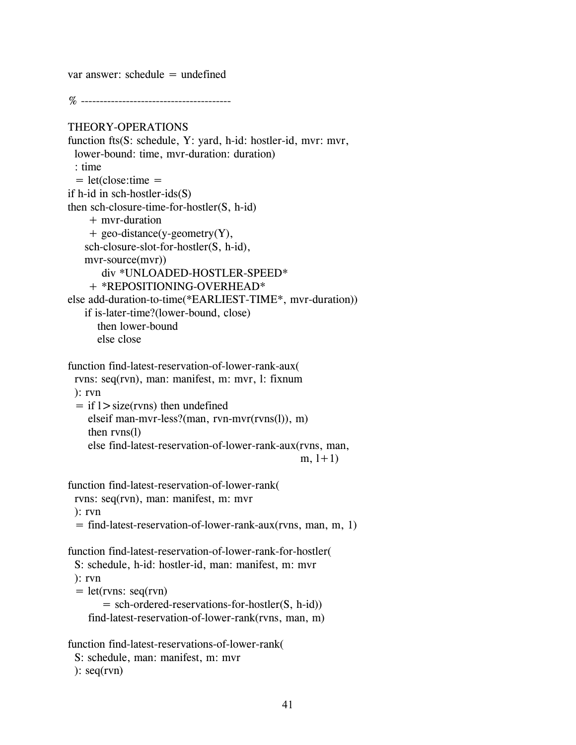```
var answer: schedule = undefined

% ----------------------------------------

THEORY-OPERATIONS
function fts(S: schedule, Y: yard, h-id: hostler-id, mvr: mvr,
  lower-bound: time, mvr-duration: duration)
  : time
  = let(close:time =
if h-id in sch-hostler-ids(S)
then sch-closure-time-for-hostler(S, h-id)
      + mvr-duration
      + geo-distance(y-geometry(Y),
     sch-closure-slot-for-hostler(S, h-id),
     mvr-source(mvr))
         div *UNLOADED-HOSTLER-SPEED*
      + *REPOSITIONING-OVERHEAD*
else add-duration-to-time(*EARLIEST-TIME*, mvr-duration))
     if is-later-time?(lower-bound, close)
        then lower-bound
        else close

function find-latest-reservation-of-lower-rank-aux(
  rvns: seq(rvn), man: manifest, m: mvr, l: fixnum
  ): rvn
  = if l > size(rvns) then undefined
     elseif man-mvr-less?(man, rvn-mvr(rvns(l)), m)
     then rvns(l)
     else find-latest-reservation-of-lower-rank-aux(rvns, man,
                                                      m, l+1)

function find-latest-reservation-of-lower-rank(
  rvns: seq(rvn), man: manifest, m: mvr
  ): rvn
  = find-latest-reservation-of-lower-rank-aux(rvns, man, m, 1)

function find-latest-reservation-of-lower-rank-for-hostler(
  S: schedule, h-id: hostler-id, man: manifest, m: mvr
  ): rvn
  = let(rvns: seq(rvn)
          = sch-ordered-reservations-for-hostler(S, h-id))
     find-latest-reservation-of-lower-rank(rvns, man, m)

function find-latest-reservations-of-lower-rank(
  S: schedule, man: manifest, m: mvr
  ): seq(rvn)
```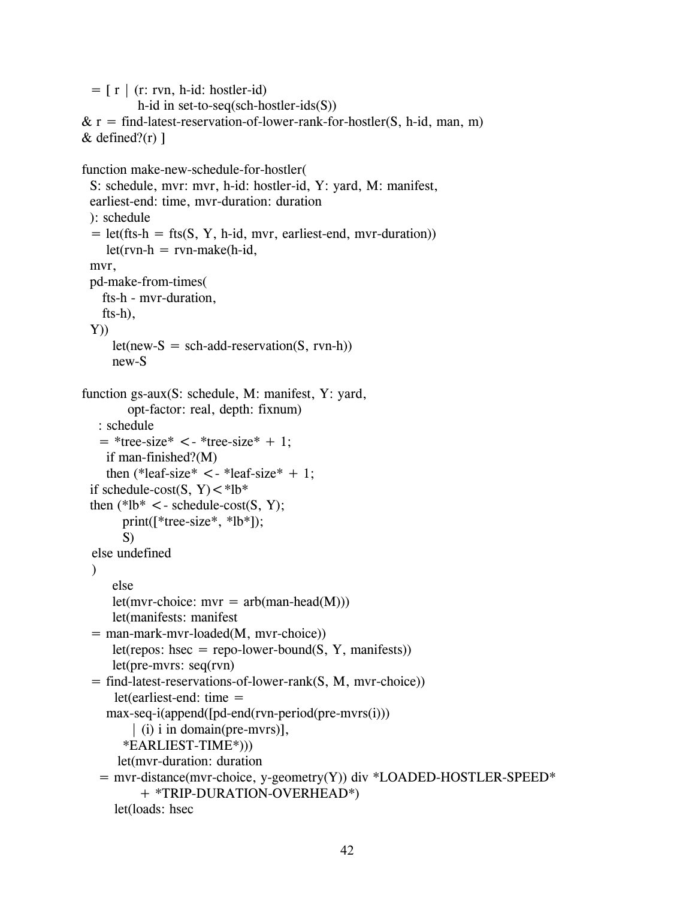```
  = [ r | (r: rvn, h-id: hostler-id)
           h-id in set-to-seq(sch-hostler-ids(S))
& r = find-latest-reservation-of-lower-rank-for-hostler(S, h-id, man, m)
& defined?(r) ]

function make-new-schedule-for-hostler(
  S: schedule, mvr: mvr, h-id: hostler-id, Y: yard, M: manifest,
  earliest-end: time, mvr-duration: duration
  ): schedule
  = let(fts-h = fts(S, Y, h-id, mvr, earliest-end, mvr-duration))
      let(rvn-h = rvn-make(h-id,
  mvr,
  pd-make-from-times(
     fts-h - mvr-duration,
     fts-h),
  Y))
       let(new-S = sch-add-reservation(S, rvn-h))
       new-S

function gs-aux(S: schedule, M: manifest, Y: yard,
          opt-factor: real, depth: fixnum)
    : schedule
    = *tree-size* <- *tree-size* + 1;
      if man-finished?(M)
      then (*leaf-size* <- *leaf-size* + 1;
  if schedule-cost(S, Y) < *lb*
  then (*lb* <- schedule-cost(S, Y);
         print([*tree-size*, *lb*]);
         S)
   else undefined
   )
       else
       let(mvr-choice: mvr = arb(man-head(M)))
       let(manifests: manifest
  = man-mark-mvr-loaded(M, mvr-choice))
       let(repos: hsec = repo-lower-bound(S, Y, manifests))
       let(pre-mvrs: seq(rvn)
  = find-latest-reservations-of-lower-rank(S, M, mvr-choice))
        let(earliest-end: time =
      max-seq-i(append([pd-end(rvn-period(pre-mvrs(i)))
           | (i) i in domain(pre-mvrs)],
         *EARLIEST-TIME*)))
        let(mvr-duration: duration
    = mvr-distance(mvr-choice, y-geometry(Y)) div *LOADED-HOSTLER-SPEED*
             + *TRIP-DURATION-OVERHEAD*)
       let(loads: hsec
```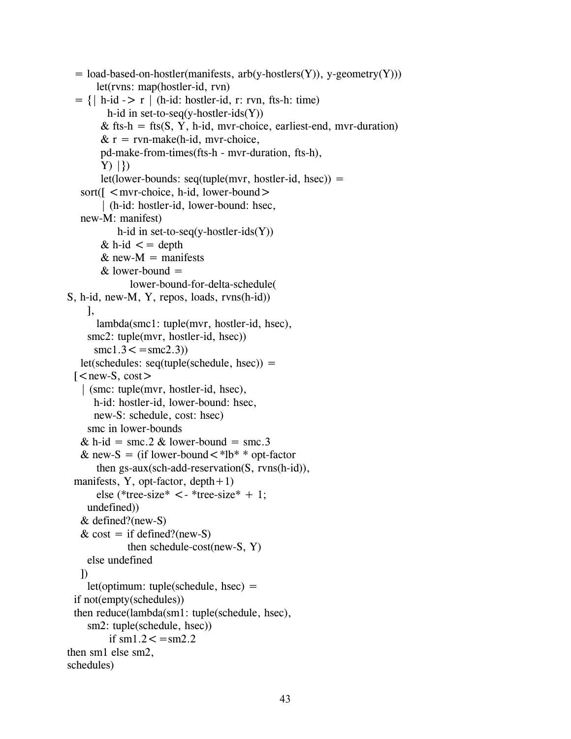```
  = load-based-on-hostler(manifests, arb(y-hostlers(Y)), y-geometry(Y)))
        let(rvns: map(hostler-id, rvn)
  = {| h-id -> r | (h-id: hostler-id, r: rvn, fts-h: time)
           h-id in set-to-seq(y-hostler-ids(Y))
         & fts-h = fts(S, Y, h-id, mvr-choice, earliest-end, mvr-duration)
         & r = rvn-make(h-id, mvr-choice,
         pd-make-from-times(fts-h - mvr-duration, fts-h),
         Y) |})
         let(lower-bounds: seq(tuple(mvr, hostler-id, hsec)) =
    sort([ <mvr-choice, h-id, lower-bound>
         | (h-id: hostler-id, lower-bound: hsec,
    new-M: manifest)
             h-id in set-to-seq(y-hostler-ids(Y))
         & h-id <= depth
         & new-M = manifests
         & lower-bound =
                 lower-bound-for-delta-schedule(
S, h-id, new-M, Y, repos, loads, rvns(h-id))
      ],
        lambda(smc1: tuple(mvr, hostler-id, hsec),
      smc2: tuple(mvr, hostler-id, hsec))
       smc1.3<=smc2.3))
    let(schedules: seq(tuple(schedule, hsec)) =
  [<new-S, cost>
    | (smc: tuple(mvr, hostler-id, hsec),
       h-id: hostler-id, lower-bound: hsec,
       new-S: schedule, cost: hsec)
      smc in lower-bounds
    & h-id = smc.2 & lower-bound = smc.3
    & new-S = (if lower-bound<*lb* * opt-factor
        then gs-aux(sch-add-reservation(S, rvns(h-id)),
  manifests, Y, opt-factor, depth+1)
        else (*tree-size* <- *tree-size* + 1;
      undefined))
    & defined?(new-S)
    & cost = if defined?(new-S)
               then schedule-cost(new-S, Y)
      else undefined
    ])
      let(optimum: tuple(schedule, hsec) =
  if not(empty(schedules))
  then reduce(lambda(sm1: tuple(schedule, hsec),
      sm2: tuple(schedule, hsec))
           if sm1.2<=sm2.2
then sm1 else sm2,
schedules)
```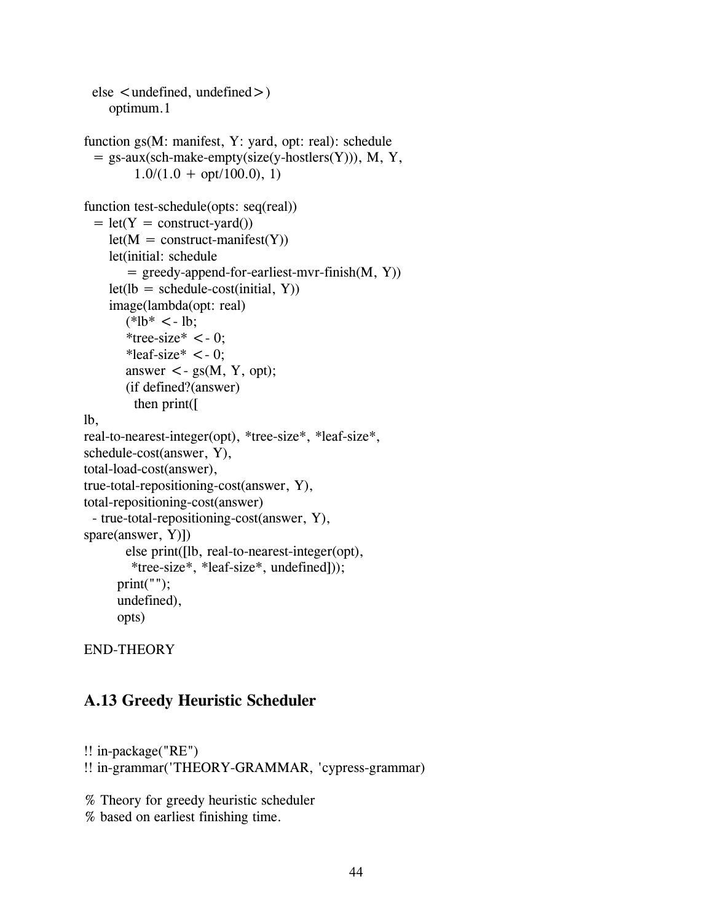```
  else <undefined, undefined>)
     optimum.1

function gs(M: manifest, Y: yard, opt: real): schedule
  = gs-aux(sch-make-empty(size(y-hostlers(Y))), M, Y,
          1.0/(1.0 + opt/100.0), 1)

function test-schedule(opts: seq(real))
  = let(Y = construct-yard())
     let(M = construct-manifest(Y))
     let(initial: schedule
         = greedy-append-for-earliest-mvr-finish(M, Y))
     let(lb = schedule-cost(initial, Y))
     image(lambda(opt: real)
         (*lb* <- lb;
         *tree-size* <- 0;
         *leaf-size* <- 0;
         answer <- gs(M, Y, opt);
         (if defined?(answer)
           then print([
lb,
real-to-nearest-integer(opt), *tree-size*, *leaf-size*,
schedule-cost(answer, Y),
total-load-cost(answer),
true-total-repositioning-cost(answer, Y),
total-repositioning-cost(answer)
  - true-total-repositioning-cost(answer, Y),
spare(answer, Y)])
         else print([lb, real-to-nearest-integer(opt),
           *tree-size*, *leaf-size*, undefined]));
       print("");
       undefined),
       opts)

END-THEORY
```

## A.13 Greedy Heuristic Scheduler

```
!! in-package("RE")
!! in-grammar('THEORY-GRAMMAR, 'cypress-grammar)

% Theory for greedy heuristic scheduler
% based on earliest finishing time.
```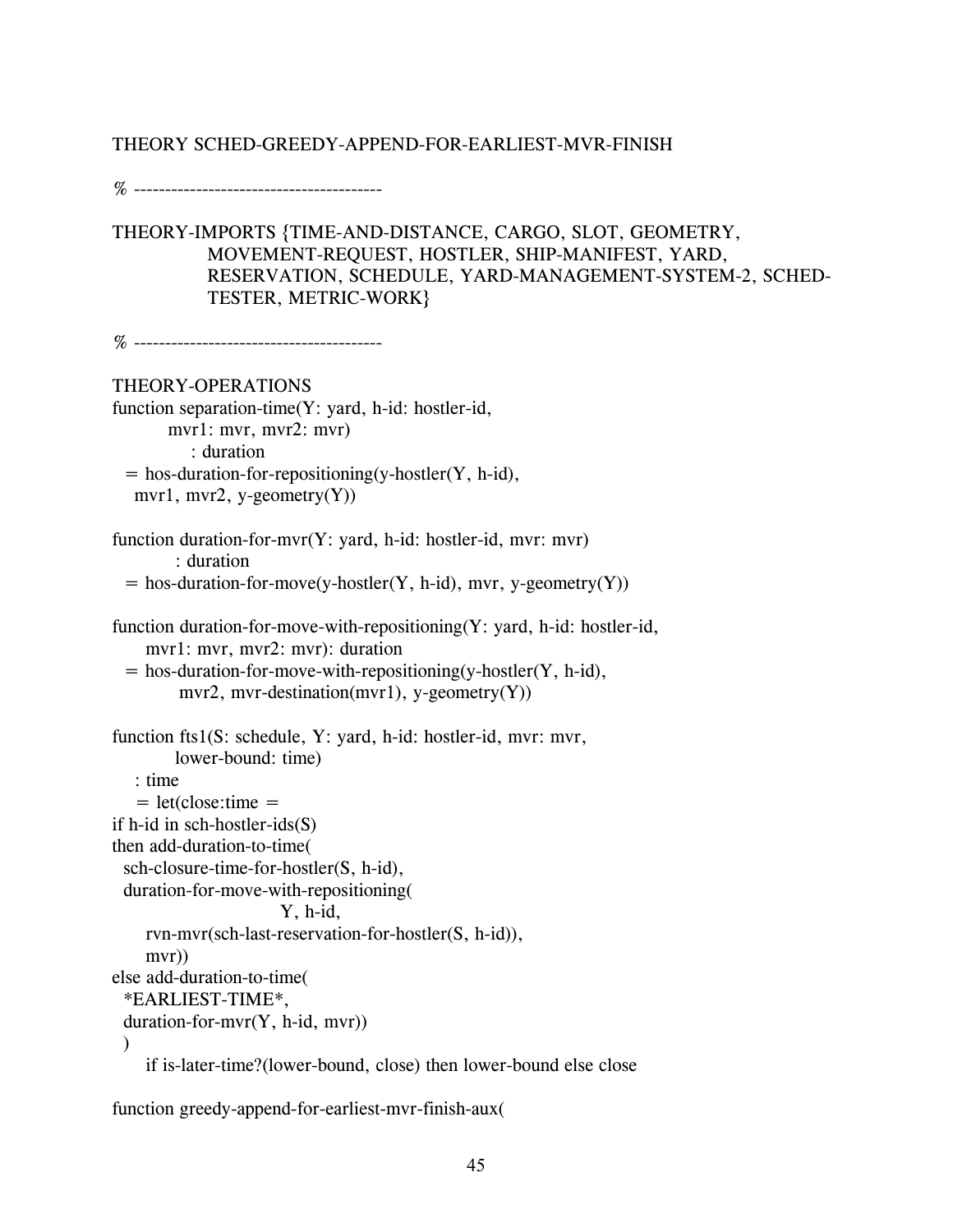THEORY SCHED-GREEDY-APPEND-FOR-EARLIEST-MVR-FINISH

```
% ----------------------------------------

THEORY-IMPORTS {TIME-AND-DISTANCE, CARGO, SLOT, GEOMETRY,
            MOVEMENT-REQUEST, HOSTLER, SHIP-MANIFEST, YARD,
            RESERVATION, SCHEDULE, YARD-MANAGEMENT-SYSTEM-2, SCHED-
            TESTER, METRIC-WORK}

% ----------------------------------------

THEORY-OPERATIONS
function separation-time(Y: yard, h-id: hostler-id,
        mvr1: mvr, mvr2: mvr)
            : duration
  = hos-duration-for-repositioning(y-hostler(Y, h-id),
    mvr1, mvr2, y-geometry(Y))

function duration-for-mvr(Y: yard, h-id: hostler-id, mvr: mvr)
          : duration
  = hos-duration-for-move(y-hostler(Y, h-id), mvr, y-geometry(Y))

function duration-for-move-with-repositioning(Y: yard, h-id: hostler-id,
     mvr1: mvr, mvr2: mvr): duration
  = hos-duration-for-move-with-repositioning(y-hostler(Y, h-id),
          mvr2, mvr-destination(mvr1), y-geometry(Y))

function fts1(S: schedule, Y: yard, h-id: hostler-id, mvr: mvr,
         lower-bound: time)
    : time
    = let(close:time =
if h-id in sch-hostler-ids(S)
then add-duration-to-time(
  sch-closure-time-for-hostler(S, h-id),
  duration-for-move-with-repositioning(
                        Y, h-id,
     rvn-mvr(sch-last-reservation-for-hostler(S, h-id)),
     mvr))
else add-duration-to-time(
  *EARLIEST-TIME*,
  duration-for-mvr(Y, h-id, mvr))
  )
     if is-later-time?(lower-bound, close) then lower-bound else close

function greedy-append-for-earliest-mvr-finish-aux(
```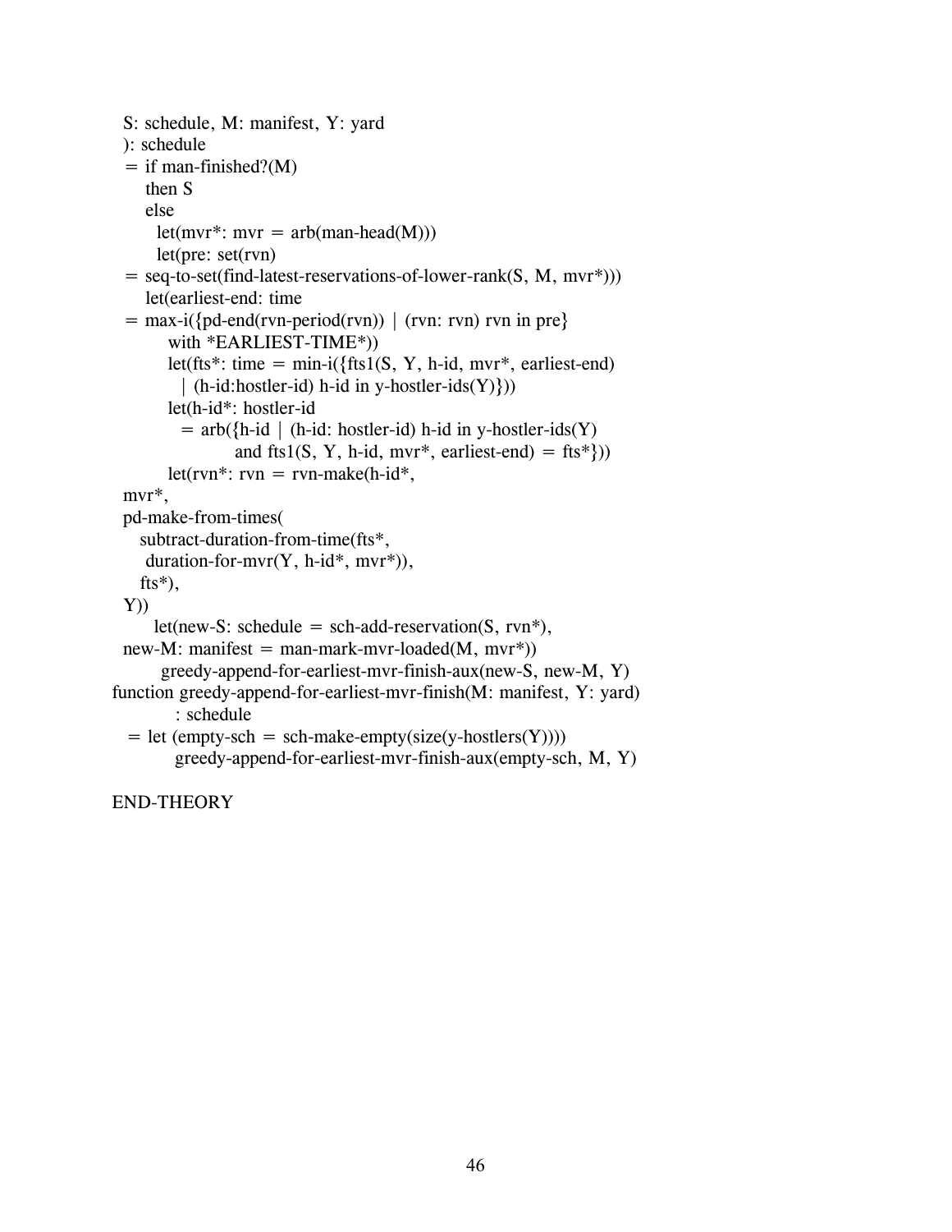```
  S: schedule, M: manifest, Y: yard
  ): schedule
  = if man-finished?(M)
      then S
      else
        let(mvr*: mvr = arb(man-head(M)))
        let(pre: set(rvn)
  = seq-to-set(find-latest-reservations-of-lower-rank(S, M, mvr*)))
      let(earliest-end: time
  = max-i({pd-end(rvn-period(rvn)) | (rvn: rvn) rvn in pre}
          with *EARLIEST-TIME*))
          let(fts*: time = min-i({fts1(S, Y, h-id, mvr*, earliest-end)
            | (h-id:hostler-id) h-id in y-hostler-ids(Y)}))
          let(h-id*: hostler-id
            = arb({h-id | (h-id: hostler-id) h-id in y-hostler-ids(Y)
                     and fts1(S, Y, h-id, mvr*, earliest-end) = fts*}))
          let(rvn*: rvn = rvn-make(h-id*,
  mvr*,
  pd-make-from-times(
     subtract-duration-from-time(fts*,
      duration-for-mvr(Y, h-id*, mvr*)),
     fts*),
  Y))
       let(new-S: schedule = sch-add-reservation(S, rvn*),
  new-M: manifest = man-mark-mvr-loaded(M, mvr*))
         greedy-append-for-earliest-mvr-finish-aux(new-S, new-M, Y)
function greedy-append-for-earliest-mvr-finish(M: manifest, Y: yard)
           : schedule
   = let (empty-sch = sch-make-empty(size(y-hostlers(Y))))
           greedy-append-for-earliest-mvr-finish-aux(empty-sch, M, Y)

END-THEORY
```